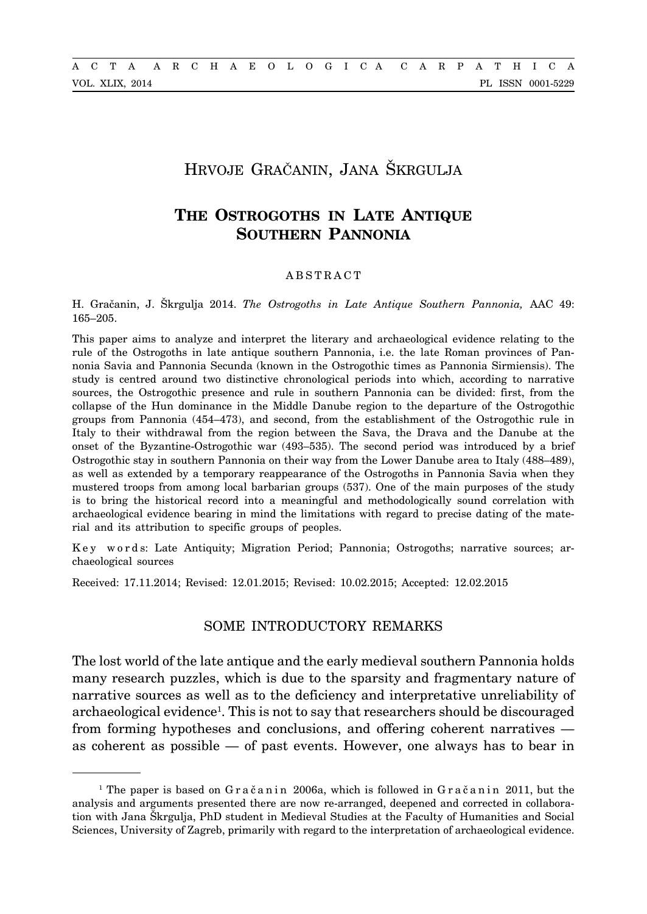Hrvoje Gračanin, Jana Škrgulja

# The Ostrogoths in Late Antique Southern Pannonia

ABSTRACT

H. Gračanin, J. Škrgulja 2014. *The Ostrogoths in Late Antique Southern Pannonia,* AAC 49: 165–205.

This paper aims to analyze and interpret the literary and archaeological evidence relating to the rule of the Ostrogoths in late antique southern Pannonia, i.e. the late Roman provinces of Pannonia Savia and Pannonia Secunda (known in the Ostrogothic times as Pannonia Sirmiensis). The study is centred around two distinctive chronological periods into which, according to narrative sources, the Ostrogothic presence and rule in southern Pannonia can be divided: first, from the collapse of the Hun dominance in the Middle Danube region to the departure of the Ostrogothic groups from Pannonia (454–473), and second, from the establishment of the Ostrogothic rule in Italy to their withdrawal from the region between the Sava, the Drava and the Danube at the onset of the Byzantine-Ostrogothic war (493–535). The second period was introduced by a brief Ostrogothic stay in southern Pannonia on their way from the Lower Danube area to Italy (488–489), as well as extended by a temporary reappearance of the Ostrogoths in Pannonia Savia when they mustered troops from among local barbarian groups (537). One of the main purposes of the study is to bring the historical record into a meaningful and methodologically sound correlation with archaeological evidence bearing in mind the limitations with regard to precise dating of the material and its attribution to specific groups of peoples.

Key words: Late Antiquity; Migration Period; Pannonia; Ostrogoths; narrative sources; archaeological sources

Received: 17.11.2014; Revised: 12.01.2015; Revised: 10.02.2015; Accepted: 12.02.2015

## SOME INTRODUCTORY REMARKS

The lost world of the late antique and the early medieval southern Pannonia holds many research puzzles, which is due to the sparsity and fragmentary nature of narrative sources as well as to the deficiency and interpretative unreliability of archaeological evidence[1]. This is not to say that researchers should be discouraged from forming hypotheses and conclusions, and offering coherent narratives — as coherent as possible — of past events. However, one always has to bear in

[1] The paper is based on Gračanin 2006a, which is followed in Gračanin 2011, but the analysis and arguments presented there are now re-arranged, deepened and corrected in collaboration with Jana Škrgulja, PhD student in Medieval Studies at the Faculty of Humanities and Social Sciences, University of Zagreb, primarily with regard to the interpretation of archaeological evidence.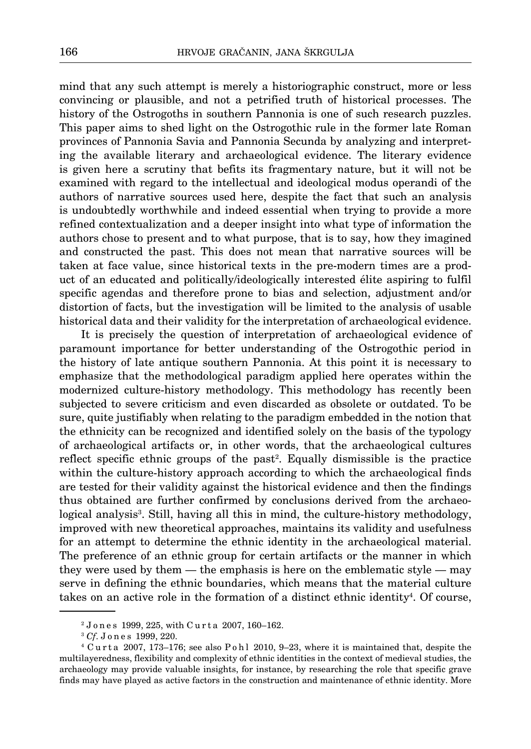mind that any such attempt is merely a historiographic construct, more or less convincing or plausible, and not a petrified truth of historical processes. The history of the Ostrogoths in southern Pannonia is one of such research puzzles. This paper aims to shed light on the Ostrogothic rule in the former late Roman provinces of Pannonia Savia and Pannonia Secunda by analyzing and interpreting the available literary and archaeological evidence. The literary evidence is given here a scrutiny that befits its fragmentary nature, but it will not be examined with regard to the intellectual and ideological modus operandi of the authors of narrative sources used here, despite the fact that such an analysis is undoubtedly worthwhile and indeed essential when trying to provide a more refined contextualization and a deeper insight into what type of information the authors chose to present and to what purpose, that is to say, how they imagined and constructed the past. This does not mean that narrative sources will be taken at face value, since historical texts in the pre-modern times are a product of an educated and politically/ideologically interested élite aspiring to fulfil specific agendas and therefore prone to bias and selection, adjustment and/or distortion of facts, but the investigation will be limited to the analysis of usable historical data and their validity for the interpretation of archaeological evidence.

It is precisely the question of interpretation of archaeological evidence of paramount importance for better understanding of the Ostrogothic period in the history of late antique southern Pannonia. At this point it is necessary to emphasize that the methodological paradigm applied here operates within the modernized culture-history methodology. This methodology has recently been subjected to severe criticism and even discarded as obsolete or outdated. To be sure, quite justifiably when relating to the paradigm embedded in the notion that the ethnicity can be recognized and identified solely on the basis of the typology of archaeological artifacts or, in other words, that the archaeological cultures reflect specific ethnic groups of the past[2]. Equally dismissible is the practice within the culture-history approach according to which the archaeological finds are tested for their validity against the historical evidence and then the findings thus obtained are further confirmed by conclusions derived from the archaeological analysis[3]. Still, having all this in mind, the culture-history methodology, improved with new theoretical approaches, maintains its validity and usefulness for an attempt to determine the ethnic identity in the archaeological material. The preference of an ethnic group for certain artifacts or the manner in which they were used by them — the emphasis is here on the emblematic style — may serve in defining the ethnic boundaries, which means that the material culture takes on an active role in the formation of a distinct ethnic identity[4]. Of course,

[2] Jones 1999, 225, with Curta 2007, 160–162.

[3] *Cf.* Jones 1999, 220.

[4] Curta 2007, 173–176; see also Pohl 2010, 9–23, where it is maintained that, despite the multilayeredness, flexibility and complexity of ethnic identities in the context of medieval studies, the archaeology may provide valuable insights, for instance, by researching the role that specific grave finds may have played as active factors in the construction and maintenance of ethnic identity. More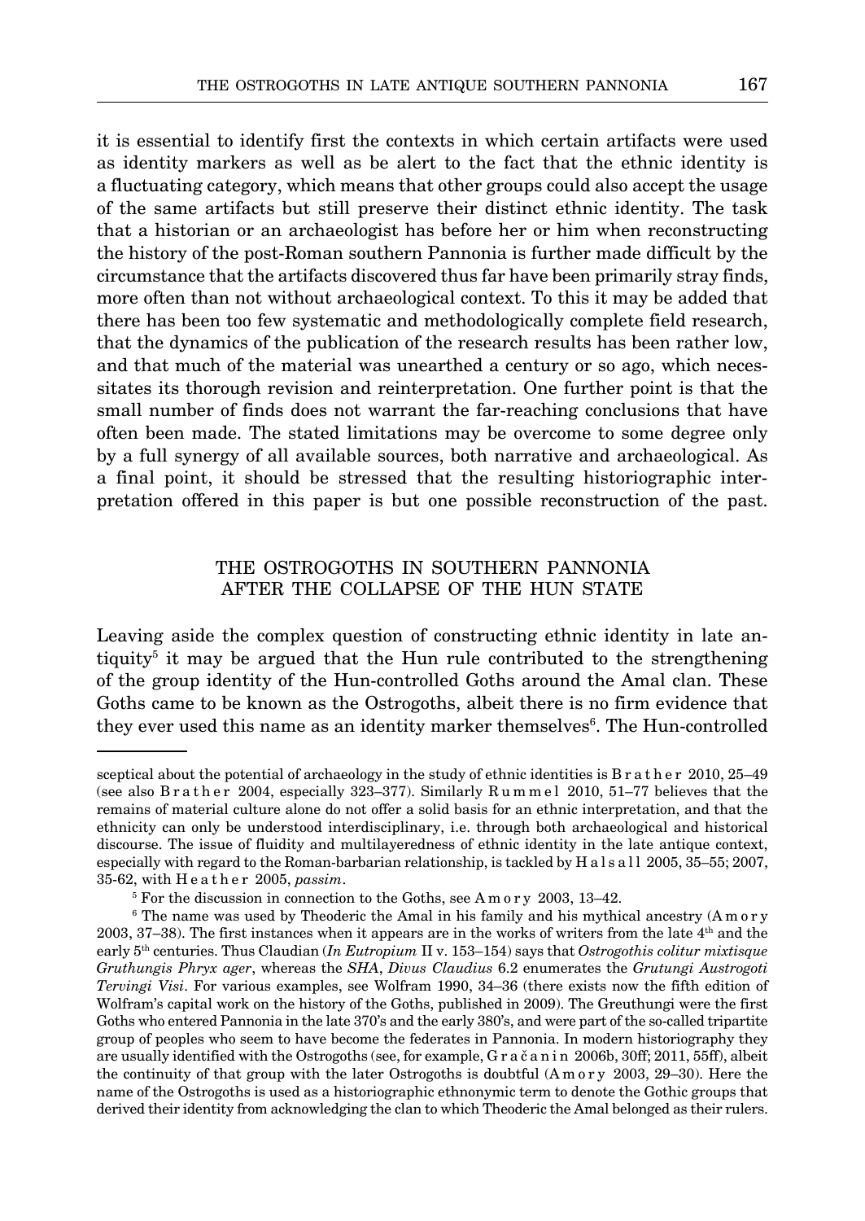it is essential to identify first the contexts in which certain artifacts were used as identity markers as well as be alert to the fact that the ethnic identity is a fluctuating category, which means that other groups could also accept the usage of the same artifacts but still preserve their distinct ethnic identity. The task that a historian or an archaeologist has before her or him when reconstructing the history of the post-Roman southern Pannonia is further made difficult by the circumstance that the artifacts discovered thus far have been primarily stray finds, more often than not without archaeological context. To this it may be added that there has been too few systematic and methodologically complete field research, that the dynamics of the publication of the research results has been rather low, and that much of the material was unearthed a century or so ago, which necessitates its thorough revision and reinterpretation. One further point is that the small number of finds does not warrant the far-reaching conclusions that have often been made. The stated limitations may be overcome to some degree only by a full synergy of all available sources, both narrative and archaeological. As a final point, it should be stressed that the resulting historiographic interpretation offered in this paper is but one possible reconstruction of the past.

## THE OSTROGOTHS IN SOUTHERN PANNONIA AFTER THE COLLAPSE OF THE HUN STATE

Leaving aside the complex question of constructing ethnic identity in late antiquity[5] it may be argued that the Hun rule contributed to the strengthening of the group identity of the Hun-controlled Goths around the Amal clan. These Goths came to be known as the Ostrogoths, albeit there is no firm evidence that they ever used this name as an identity marker themselves[6]. The Hun-controlled

---

sceptical about the potential of archaeology in the study of ethnic identities is B r a t h e r 2010, 25–49 (see also B r a t h e r 2004, especially 323–377). Similarly R u m m e l 2010, 51–77 believes that the remains of material culture alone do not offer a solid basis for an ethnic interpretation, and that the ethnicity can only be understood interdisciplinary, i.e. through both archaeological and historical discourse. The issue of fluidity and multilayeredness of ethnic identity in the late antique context, especially with regard to the Roman-barbarian relationship, is tackled by H a l s a l l 2005, 35–55; 2007, 35-62, with H e a t h e r 2005, *passim*.

[5] For the discussion in connection to the Goths, see A m o r y 2003, 13–42.

[6] The name was used by Theoderic the Amal in his family and his mythical ancestry (A m o r y 2003, 37–38). The first instances when it appears are in the works of writers from the late 4th and the early 5th centuries. Thus Claudian (*In Eutropium* II v. 153–154) says that *Ostrogothis colitur mixtisque Gruthungis Phryx ager*, whereas the *SHA*, *Divus Claudius* 6.2 enumerates the *Grutungi Austrogoti Tervingi Visi*. For various examples, see Wolfram 1990, 34–36 (there exists now the fifth edition of Wolfram's capital work on the history of the Goths, published in 2009). The Greuthungi were the first Goths who entered Pannonia in the late 370's and the early 380's, and were part of the so-called tripartite group of peoples who seem to have become the federates in Pannonia. In modern historiography they are usually identified with the Ostrogoths (see, for example, G r a č a n i n 2006b, 30ff; 2011, 55ff), albeit the continuity of that group with the later Ostrogoths is doubtful (A m o r y 2003, 29–30). Here the name of the Ostrogoths is used as a historiographic ethnonymic term to denote the Gothic groups that derived their identity from acknowledging the clan to which Theoderic the Amal belonged as their rulers.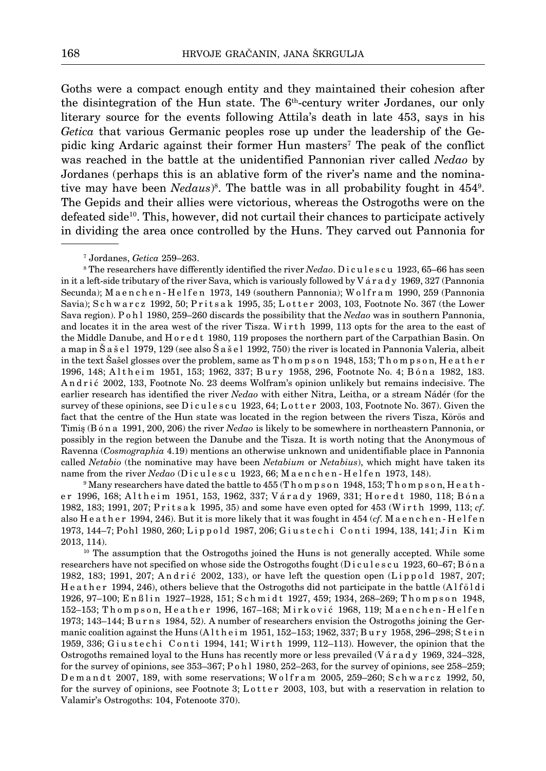Goths were a compact enough entity and they maintained their cohesion after the disintegration of the Hun state. The 6th-century writer Jordanes, our only literary source for the events following Attila's death in late 453, says in his *Getica* that various Germanic peoples rose up under the leadership of the Gepidic king Ardaric against their former Hun masters[7] The peak of the conflict was reached in the battle at the unidentified Pannonian river called *Nedao* by Jordanes (perhaps this is an ablative form of the river's name and the nominative may have been *Nedaus*)[8]. The battle was in all probability fought in 454[9]. The Gepids and their allies were victorious, whereas the Ostrogoths were on the defeated side[10]. This, however, did not curtail their chances to participate actively in dividing the area once controlled by the Huns. They carved out Pannonia for

---

[7] Jordanes, *Getica* 259–263.

[8] The researchers have differently identified the river *Nedao*. Diculescu 1923, 65–66 has seen in it a left-side tributary of the river Sava, which is variously followed by Várady 1969, 327 (Pannonia Secunda); Maenchen-Helfen 1973, 149 (southern Pannonia); Wolfram 1990, 259 (Pannonia Savia); Schwarcz 1992, 50; Pritsak 1995, 35; Lotter 2003, 103, Footnote No. 367 (the Lower Sava region). Pohl 1980, 259–260 discards the possibility that the *Nedao* was in southern Pannonia, and locates it in the area west of the river Tisza. Wirth 1999, 113 opts for the area to the east of the Middle Danube, and Horedt 1980, 119 proposes the northern part of the Carpathian Basin. On a map in Šašel 1979, 129 (see also Šašel 1992, 750) the river is located in Pannonia Valeria, albeit in the text Šašel glosses over the problem, same as Thompson 1948, 153; Thompson, Heather 1996, 148; Altheim 1951, 153; 1962, 337; Bury 1958, 296, Footnote No. 4; Bóna 1982, 183. Andrić 2002, 133, Footnote No. 23 deems Wolfram's opinion unlikely but remains indecisive. The earlier research has identified the river *Nedao* with either Nitra, Leitha, or a stream Nádér (for the survey of these opinions, see Diculescu 1923, 64; Lotter 2003, 103, Footnote No. 367). Given the fact that the centre of the Hun state was located in the region between the rivers Tisza, Körös and Timiș (Bóna 1991, 200, 206) the river *Nedao* is likely to be somewhere in northeastern Pannonia, or possibly in the region between the Danube and the Tisza. It is worth noting that the Anonymous of Ravenna (*Cosmographia* 4.19) mentions an otherwise unknown and unidentifiable place in Pannonia called *Netabio* (the nominative may have been *Netabium* or *Netabius*), which might have taken its name from the river *Nedao* (Diculescu 1923, 66; Maenchen-Helfen 1973, 148).

[9] Many researchers have dated the battle to 455 (Thompson 1948, 153; Thompson, Heather 1996, 168; Altheim 1951, 153, 1962, 337; Várady 1969, 331; Horedt 1980, 118; Bóna 1982, 183; 1991, 207; Pritsak 1995, 35) and some have even opted for 453 (Wirth 1999, 113; *cf.* also Heather 1994, 246). But it is more likely that it was fought in 454 (*cf.* Maenchen-Helfen 1973, 144–7; Pohl 1980, 260; Lippold 1987, 206; Giustechi Conti 1994, 138, 141; Jin Kim 2013, 114).

[10] The assumption that the Ostrogoths joined the Huns is not generally accepted. While some researchers have not specified on whose side the Ostrogoths fought (Diculescu 1923, 60–67; Bóna 1982, 183; 1991, 207; Andrić 2002, 133), or have left the question open (Lippold 1987, 207; Heather 1994, 246), others believe that the Ostrogoths did not participate in the battle (Alföldi 1926, 97–100; Enßlin 1927–1928, 151; Schmidt 1927, 459; 1934, 268–269; Thompson 1948, 152–153; Thompson, Heather 1996, 167–168; Mirković 1968, 119; Maenchen-Helfen 1973; 143–144; Burns 1984, 52). A number of researchers envision the Ostrogoths joining the Germanic coalition against the Huns (Altheim 1951, 152–153; 1962, 337; Bury 1958, 296–298; Stein 1959, 336; Giustechi Conti 1994, 141; Wirth 1999, 112–113). However, the opinion that the Ostrogoths remained loyal to the Huns has recently more or less prevailed (Várady 1969, 324–328, for the survey of opinions, see 353–367; Pohl 1980, 252–263, for the survey of opinions, see 258–259; Demandt 2007, 189, with some reservations; Wolfram 2005, 259–260; Schwarcz 1992, 50, for the survey of opinions, see Footnote 3; Lotter 2003, 103, but with a reservation in relation to Valamir's Ostrogoths: 104, Fotenoote 370).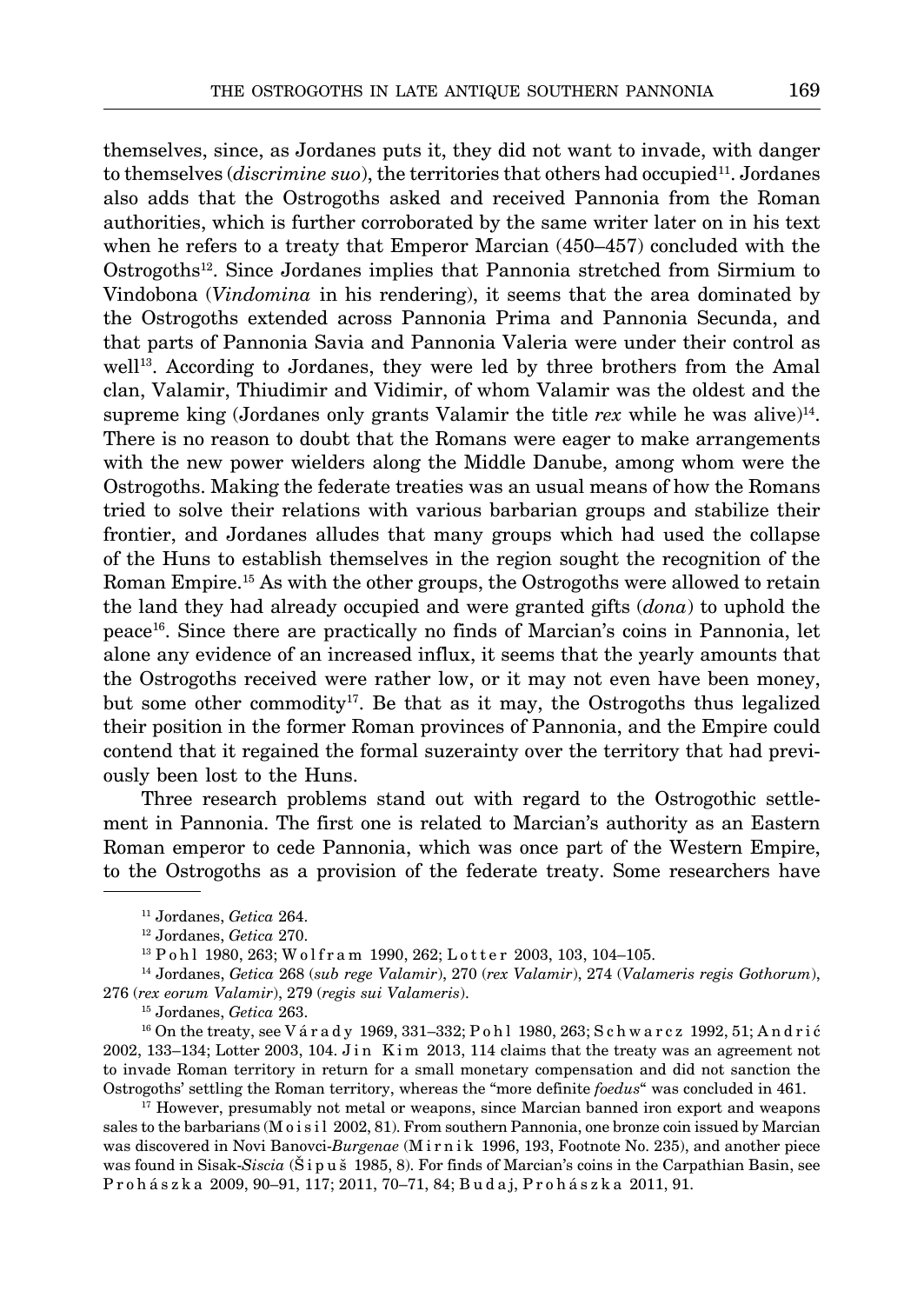themselves, since, as Jordanes puts it, they did not want to invade, with danger to themselves (*discrimine suo*), the territories that others had occupied[11]. Jordanes also adds that the Ostrogoths asked and received Pannonia from the Roman authorities, which is further corroborated by the same writer later on in his text when he refers to a treaty that Emperor Marcian (450–457) concluded with the Ostrogoths[12]. Since Jordanes implies that Pannonia stretched from Sirmium to Vindobona (*Vindomina* in his rendering), it seems that the area dominated by the Ostrogoths extended across Pannonia Prima and Pannonia Secunda, and that parts of Pannonia Savia and Pannonia Valeria were under their control as well[13]. According to Jordanes, they were led by three brothers from the Amal clan, Valamir, Thiudimir and Vidimir, of whom Valamir was the oldest and the supreme king (Jordanes only grants Valamir the title *rex* while he was alive)[14]. There is no reason to doubt that the Romans were eager to make arrangements with the new power wielders along the Middle Danube, among whom were the Ostrogoths. Making the federate treaties was an usual means of how the Romans tried to solve their relations with various barbarian groups and stabilize their frontier, and Jordanes alludes that many groups which had used the collapse of the Huns to establish themselves in the region sought the recognition of the Roman Empire.[15] As with the other groups, the Ostrogoths were allowed to retain the land they had already occupied and were granted gifts (*dona*) to uphold the peace[16]. Since there are practically no finds of Marcian's coins in Pannonia, let alone any evidence of an increased influx, it seems that the yearly amounts that the Ostrogoths received were rather low, or it may not even have been money, but some other commodity[17]. Be that as it may, the Ostrogoths thus legalized their position in the former Roman provinces of Pannonia, and the Empire could contend that it regained the formal suzerainty over the territory that had previously been lost to the Huns.

Three research problems stand out with regard to the Ostrogothic settlement in Pannonia. The first one is related to Marcian's authority as an Eastern Roman emperor to cede Pannonia, which was once part of the Western Empire, to the Ostrogoths as a provision of the federate treaty. Some researchers have

---

[11] Jordanes, *Getica* 264.

[12] Jordanes, *Getica* 270.

[13] Pohl 1980, 263; Wolfram 1990, 262; Lotter 2003, 103, 104–105.

[14] Jordanes, *Getica* 268 (*sub rege Valamir*), 270 (*rex Valamir*), 274 (*Valameris regis Gothorum*), 276 (*rex eorum Valamir*), 279 (*regis sui Valameris*).

[15] Jordanes, *Getica* 263.

[16] On the treaty, see Várady 1969, 331–332; Pohl 1980, 263; Schwarcz 1992, 51; Andrić 2002, 133–134; Lotter 2003, 104. Jin Kim 2013, 114 claims that the treaty was an agreement not to invade Roman territory in return for a small monetary compensation and did not sanction the Ostrogoths' settling the Roman territory, whereas the "more definite *foedus*" was concluded in 461.

[17] However, presumably not metal or weapons, since Marcian banned iron export and weapons sales to the barbarians (Moisil 2002, 81). From southern Pannonia, one bronze coin issued by Marcian was discovered in Novi Banovci-*Burgenae* (Mirnik 1996, 193, Footnote No. 235), and another piece was found in Sisak-*Siscia* (Šipuš 1985, 8). For finds of Marcian's coins in the Carpathian Basin, see Prohászka 2009, 90–91, 117; 2011, 70–71, 84; Budaj, Prohászka 2011, 91.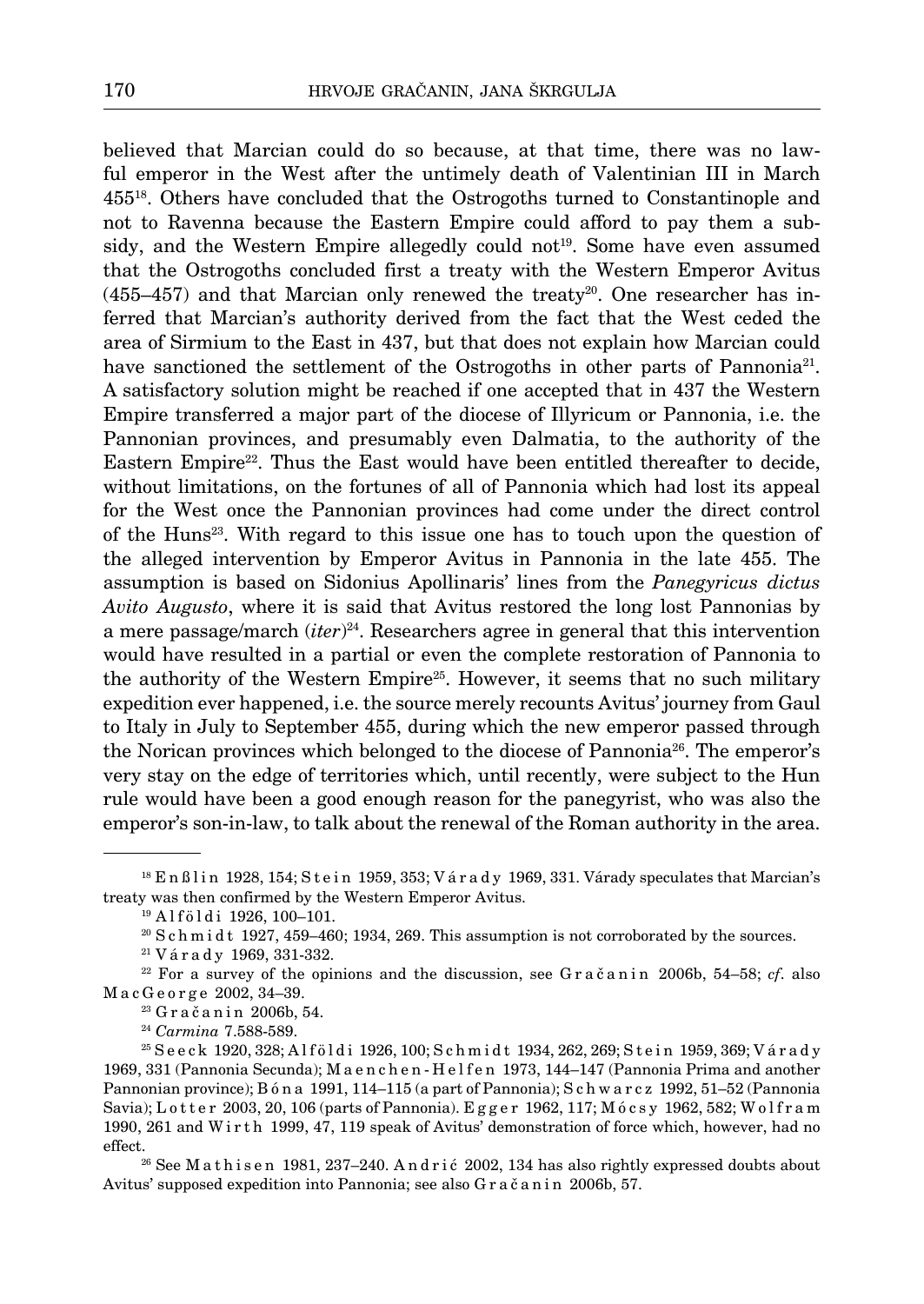believed that Marcian could do so because, at that time, there was no lawful emperor in the West after the untimely death of Valentinian III in March 455[18]. Others have concluded that the Ostrogoths turned to Constantinople and not to Ravenna because the Eastern Empire could afford to pay them a subsidy, and the Western Empire allegedly could not[19]. Some have even assumed that the Ostrogoths concluded first a treaty with the Western Emperor Avitus (455–457) and that Marcian only renewed the treaty[20]. One researcher has inferred that Marcian's authority derived from the fact that the West ceded the area of Sirmium to the East in 437, but that does not explain how Marcian could have sanctioned the settlement of the Ostrogoths in other parts of Pannonia[21]. A satisfactory solution might be reached if one accepted that in 437 the Western Empire transferred a major part of the diocese of Illyricum or Pannonia, i.e. the Pannonian provinces, and presumably even Dalmatia, to the authority of the Eastern Empire[22]. Thus the East would have been entitled thereafter to decide, without limitations, on the fortunes of all of Pannonia which had lost its appeal for the West once the Pannonian provinces had come under the direct control of the Huns[23]. With regard to this issue one has to touch upon the question of the alleged intervention by Emperor Avitus in Pannonia in the late 455. The assumption is based on Sidonius Apollinaris' lines from the *Panegyricus dictus Avito Augusto*, where it is said that Avitus restored the long lost Pannonias by a mere passage/march (*iter*)[24]. Researchers agree in general that this intervention would have resulted in a partial or even the complete restoration of Pannonia to the authority of the Western Empire[25]. However, it seems that no such military expedition ever happened, i.e. the source merely recounts Avitus' journey from Gaul to Italy in July to September 455, during which the new emperor passed through the Norican provinces which belonged to the diocese of Pannonia[26]. The emperor's very stay on the edge of territories which, until recently, were subject to the Hun rule would have been a good enough reason for the panegyrist, who was also the emperor's son-in-law, to talk about the renewal of the Roman authority in the area.

---

[18] Enßlin 1928, 154; Stein 1959, 353; Várady 1969, 331. Várady speculates that Marcian's treaty was then confirmed by the Western Emperor Avitus.

[19] Alföldi 1926, 100–101.

[20] Schmidt 1927, 459–460; 1934, 269. This assumption is not corroborated by the sources.

[21] Várady 1969, 331-332.

[22] For a survey of the opinions and the discussion, see Gračanin 2006b, 54–58; *cf.* also MacGeorge 2002, 34–39.

[23] Gračanin 2006b, 54.

[24] *Carmina* 7.588-589.

[25] Seeck 1920, 328; Alföldi 1926, 100; Schmidt 1934, 262, 269; Stein 1959, 369; Várady 1969, 331 (Pannonia Secunda); Maenchen-Helfen 1973, 144–147 (Pannonia Prima and another Pannonian province); Bóna 1991, 114–115 (a part of Pannonia); Schwarcz 1992, 51–52 (Pannonia Savia); Lotter 2003, 20, 106 (parts of Pannonia). Egger 1962, 117; Mócsy 1962, 582; Wolfram 1990, 261 and Wirth 1999, 47, 119 speak of Avitus' demonstration of force which, however, had no effect.

[26] See Mathisen 1981, 237–240. Andrić 2002, 134 has also rightly expressed doubts about Avitus' supposed expedition into Pannonia; see also Gračanin 2006b, 57.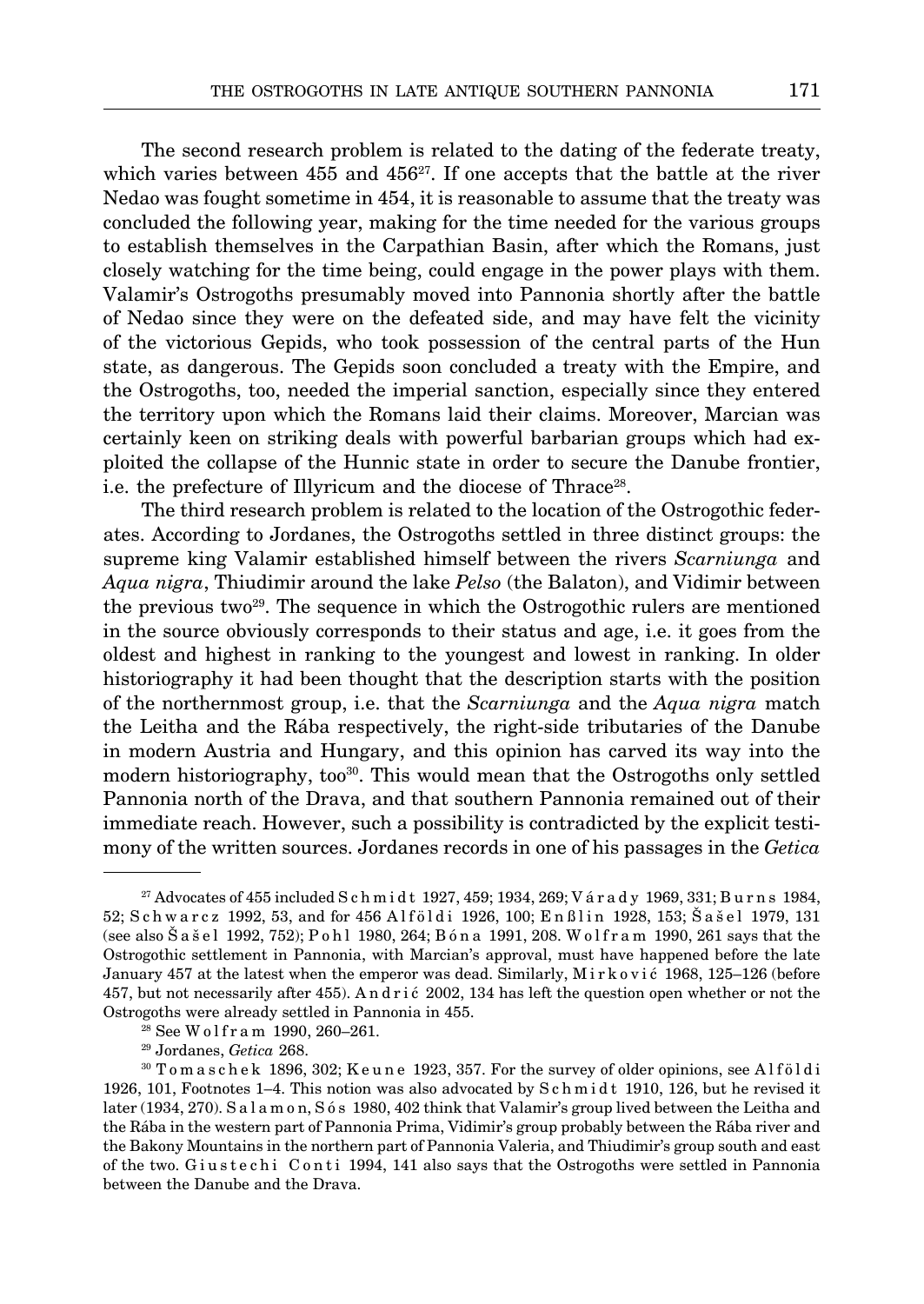The second research problem is related to the dating of the federate treaty, which varies between 455 and 456[27]. If one accepts that the battle at the river Nedao was fought sometime in 454, it is reasonable to assume that the treaty was concluded the following year, making for the time needed for the various groups to establish themselves in the Carpathian Basin, after which the Romans, just closely watching for the time being, could engage in the power plays with them. Valamir's Ostrogoths presumably moved into Pannonia shortly after the battle of Nedao since they were on the defeated side, and may have felt the vicinity of the victorious Gepids, who took possession of the central parts of the Hun state, as dangerous. The Gepids soon concluded a treaty with the Empire, and the Ostrogoths, too, needed the imperial sanction, especially since they entered the territory upon which the Romans laid their claims. Moreover, Marcian was certainly keen on striking deals with powerful barbarian groups which had exploited the collapse of the Hunnic state in order to secure the Danube frontier, i.e. the prefecture of Illyricum and the diocese of Thrace[28].

The third research problem is related to the location of the Ostrogothic federates. According to Jordanes, the Ostrogoths settled in three distinct groups: the supreme king Valamir established himself between the rivers *Scarniunga* and *Aqua nigra*, Thiudimir around the lake *Pelso* (the Balaton), and Vidimir between the previous two[29]. The sequence in which the Ostrogothic rulers are mentioned in the source obviously corresponds to their status and age, i.e. it goes from the oldest and highest in ranking to the youngest and lowest in ranking. In older historiography it had been thought that the description starts with the position of the northernmost group, i.e. that the *Scarniunga* and the *Aqua nigra* match the Leitha and the Rába respectively, the right-side tributaries of the Danube in modern Austria and Hungary, and this opinion has carved its way into the modern historiography, too[30]. This would mean that the Ostrogoths only settled Pannonia north of the Drava, and that southern Pannonia remained out of their immediate reach. However, such a possibility is contradicted by the explicit testimony of the written sources. Jordanes records in one of his passages in the *Getica*

---

[27] Advocates of 455 included Schmidt 1927, 459; 1934, 269; Várady 1969, 331; Burns 1984, 52; Schwarcz 1992, 53, and for 456 Alföldi 1926, 100; Enßlin 1928, 153; Šašel 1979, 131 (see also Šašel 1992, 752); Pohl 1980, 264; Bóna 1991, 208. Wolfram 1990, 261 says that the Ostrogothic settlement in Pannonia, with Marcian's approval, must have happened before the late January 457 at the latest when the emperor was dead. Similarly, Mirković 1968, 125–126 (before 457, but not necessarily after 455). Andrić 2002, 134 has left the question open whether or not the Ostrogoths were already settled in Pannonia in 455.

[28] See Wolfram 1990, 260–261.

[29] Jordanes, *Getica* 268.

[30] Tomaschek 1896, 302; Keune 1923, 357. For the survey of older opinions, see Alföldi 1926, 101, Footnotes 1–4. This notion was also advocated by Schmidt 1910, 126, but he revised it later (1934, 270). Salamon, Sós 1980, 402 think that Valamir's group lived between the Leitha and the Rába in the western part of Pannonia Prima, Vidimir's group probably between the Rába river and the Bakony Mountains in the northern part of Pannonia Valeria, and Thiudimir's group south and east of the two. Giustechi Conti 1994, 141 also says that the Ostrogoths were settled in Pannonia between the Danube and the Drava.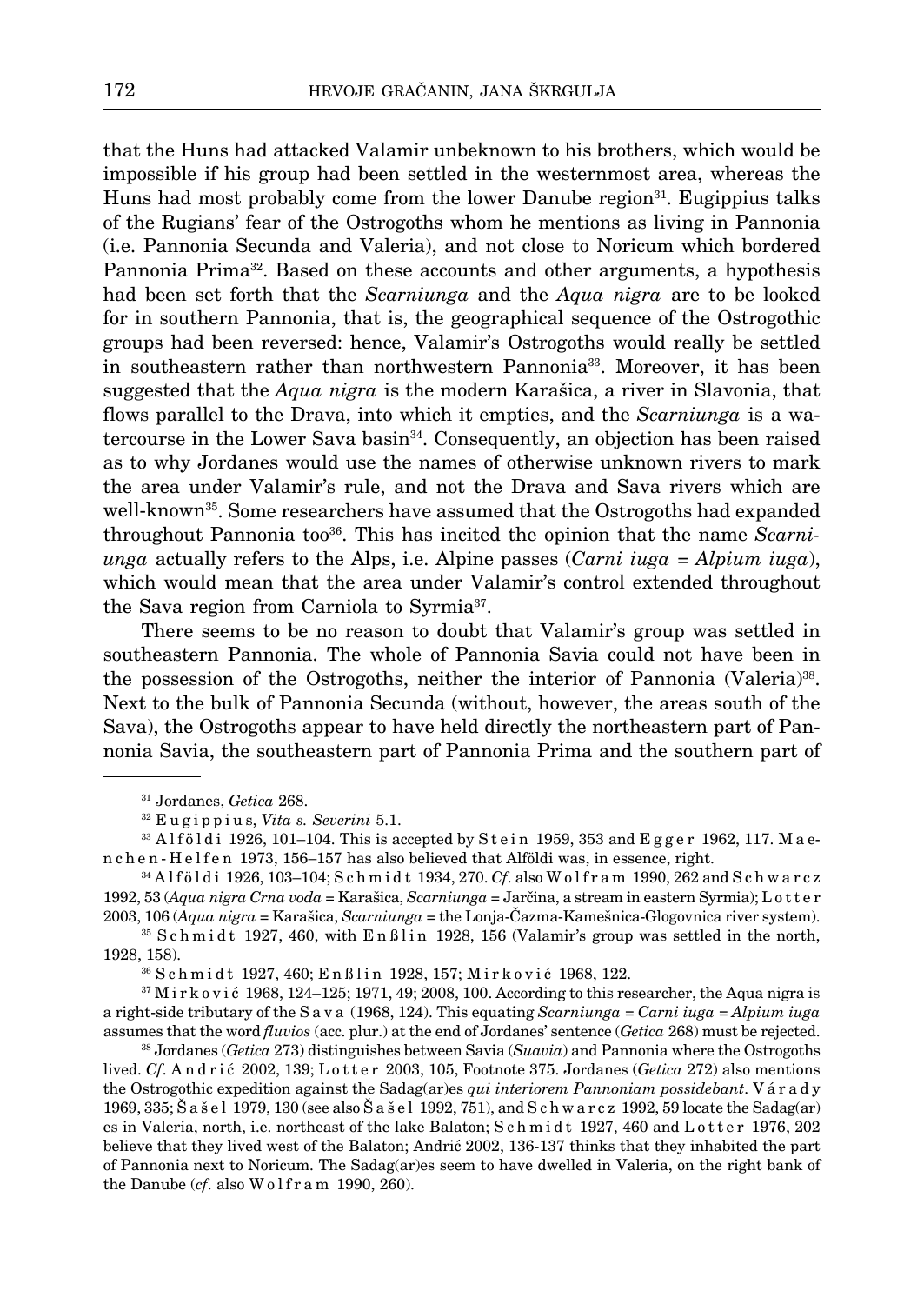that the Huns had attacked Valamir unbeknown to his brothers, which would be impossible if his group had been settled in the westernmost area, whereas the Huns had most probably come from the lower Danube region[31]. Eugippius talks of the Rugians' fear of the Ostrogoths whom he mentions as living in Pannonia (i.e. Pannonia Secunda and Valeria), and not close to Noricum which bordered Pannonia Prima[32]. Based on these accounts and other arguments, a hypothesis had been set forth that the *Scarniunga* and the *Aqua nigra* are to be looked for in southern Pannonia, that is, the geographical sequence of the Ostrogothic groups had been reversed: hence, Valamir's Ostrogoths would really be settled in southeastern rather than northwestern Pannonia[33]. Moreover, it has been suggested that the *Aqua nigra* is the modern Karašica, a river in Slavonia, that flows parallel to the Drava, into which it empties, and the *Scarniunga* is a watercourse in the Lower Sava basin[34]. Consequently, an objection has been raised as to why Jordanes would use the names of otherwise unknown rivers to mark the area under Valamir's rule, and not the Drava and Sava rivers which are well-known[35]. Some researchers have assumed that the Ostrogoths had expanded throughout Pannonia too[36]. This has incited the opinion that the name *Scarniunga* actually refers to the Alps, i.e. Alpine passes (*Carni iuga = Alpium iuga*), which would mean that the area under Valamir's control extended throughout the Sava region from Carniola to Syrmia[37].

There seems to be no reason to doubt that Valamir's group was settled in southeastern Pannonia. The whole of Pannonia Savia could not have been in the possession of the Ostrogoths, neither the interior of Pannonia (Valeria)[38]. Next to the bulk of Pannonia Secunda (without, however, the areas south of the Sava), the Ostrogoths appear to have held directly the northeastern part of Pannonia Savia, the southeastern part of Pannonia Prima and the southern part of

---

[31] Jordanes, *Getica* 268.

[32] Eugippius, *Vita s. Severini* 5.1.

[33] Alföldi 1926, 101–104. This is accepted by Stein 1959, 353 and Egger 1962, 117. Maenchen-Helfen 1973, 156–157 has also believed that Alföldi was, in essence, right.

[34] Alföldi 1926, 103–104; Schmidt 1934, 270. *Cf.* also Wolfram 1990, 262 and Schwarcz 1992, 53 (*Aqua nigra Crna voda* = Karašica, *Scarniunga* = Jarčina, a stream in eastern Syrmia); Lotter 2003, 106 (*Aqua nigra* = Karašica, *Scarniunga* = the Lonja-Čazma-Kamešnica-Glogovnica river system).

[35] Schmidt 1927, 460, with Enßlin 1928, 156 (Valamir's group was settled in the north, 1928, 158).

[36] Schmidt 1927, 460; Enßlin 1928, 157; Mirković 1968, 122.

[37] Mirković 1968, 124–125; 1971, 49; 2008, 100. According to this researcher, the Aqua nigra is a right-side tributary of the Sava (1968, 124). This equating *Scarniunga = Carni iuga = Alpium iuga* assumes that the word *fluvios* (acc. plur.) at the end of Jordanes' sentence (*Getica* 268) must be rejected.

[38] Jordanes (*Getica* 273) distinguishes between Savia (*Suavia*) and Pannonia where the Ostrogoths lived. *Cf*. Andrić 2002, 139; Lotter 2003, 105, Footnote 375. Jordanes (*Getica* 272) also mentions the Ostrogothic expedition against the Sadag(ar)es *qui interiorem Pannoniam possidebant*. Várady 1969, 335; Šašel 1979, 130 (see also Šašel 1992, 751), and Schwarcz 1992, 59 locate the Sadag(ar)es in Valeria, north, i.e. northeast of the lake Balaton; Schmidt 1927, 460 and Lotter 1976, 202 believe that they lived west of the Balaton; Andrić 2002, 136-137 thinks that they inhabited the part of Pannonia next to Noricum. The Sadag(ar)es seem to have dwelled in Valeria, on the right bank of the Danube (*cf.* also Wolfram 1990, 260).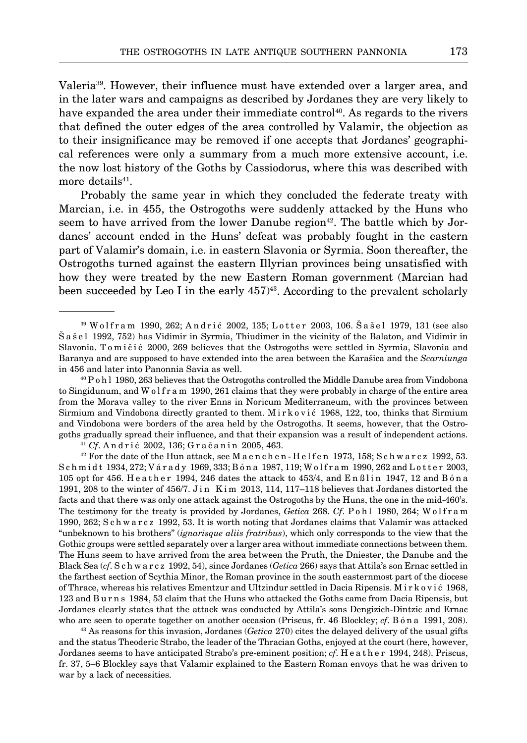Valeria[39]. However, their influence must have extended over a larger area, and in the later wars and campaigns as described by Jordanes they are very likely to have expanded the area under their immediate control[40]. As regards to the rivers that defined the outer edges of the area controlled by Valamir, the objection as to their insignificance may be removed if one accepts that Jordanes' geographical references were only a summary from a much more extensive account, i.e. the now lost history of the Goths by Cassiodorus, where this was described with more details[41].

Probably the same year in which they concluded the federate treaty with Marcian, i.e. in 455, the Ostrogoths were suddenly attacked by the Huns who seem to have arrived from the lower Danube region[42]. The battle which by Jordanes' account ended in the Huns' defeat was probably fought in the eastern part of Valamir's domain, i.e. in eastern Slavonia or Syrmia. Soon thereafter, the Ostrogoths turned against the eastern Illyrian provinces being unsatisfied with how they were treated by the new Eastern Roman government (Marcian had been succeeded by Leo I in the early 457)[43]. According to the prevalent scholarly

---

[39] Wolfram 1990, 262; Andrić 2002, 135; Lotter 2003, 106. Šašel 1979, 131 (see also Šašel 1992, 752) has Vidimir in Syrmia, Thiudimer in the vicinity of the Balaton, and Vidimir in Slavonia. Tomičić 2000, 269 believes that the Ostrogoths were settled in Syrmia, Slavonia and Baranya and are supposed to have extended into the area between the Karašica and the *Scarniunga* in 456 and later into Pannonnia Savia as well.

[40] Pohl 1980, 263 believes that the Ostrogoths controlled the Middle Danube area from Vindobona to Singidunum, and Wolfram 1990, 261 claims that they were probably in charge of the entire area from the Morava valley to the river Enns in Noricum Mediterraneum, with the provinces between Sirmium and Vindobona directly granted to them. Mirković 1968, 122, too, thinks that Sirmium and Vindobona were borders of the area held by the Ostrogoths. It seems, however, that the Ostrogoths gradually spread their influence, and that their expansion was a result of independent actions.

[41] *Cf*. Andrić 2002, 136; Gračanin 2005, 463.

[42] For the date of the Hun attack, see Maenchen-Helfen 1973, 158; Schwarcz 1992, 53. Schmidt 1934, 272; Várady 1969, 333; Bóna 1987, 119; Wolfram 1990, 262 and Lotter 2003, 105 opt for 456. Heather 1994, 246 dates the attack to 453/4, and Enßlin 1947, 12 and Bóna 1991, 208 to the winter of 456/7. Jin Kim 2013, 114, 117–118 believes that Jordanes distorted the facts and that there was only one attack against the Ostrogoths by the Huns, the one in the mid-460's. The testimony for the treaty is provided by Jordanes, *Getica* 268. *Cf*. Pohl 1980, 264; Wolfram 1990, 262; Schwarcz 1992, 53. It is worth noting that Jordanes claims that Valamir was attacked "unbeknown to his brothers" (*ignarisque aliis fratribus*), which only corresponds to the view that the Gothic groups were settled separately over a larger area without immediate connections between them. The Huns seem to have arrived from the area between the Pruth, the Dniester, the Danube and the Black Sea (*cf*. Schwarcz 1992, 54), since Jordanes (*Getica* 266) says that Attila's son Ernac settled in the farthest section of Scythia Minor, the Roman province in the south easternmost part of the diocese of Thrace, whereas his relatives Ementzur and Ultzindur settled in Dacia Ripensis. Mirković 1968, 123 and Burns 1984, 53 claim that the Huns who attacked the Goths came from Dacia Ripensis, but Jordanes clearly states that the attack was conducted by Attila's sons Dengizich-Dintzic and Ernac who are seen to operate together on another occasion (Priscus, fr. 46 Blockley; *cf*. Bóna 1991, 208).

[43] As reasons for this invasion, Jordanes (*Getica* 270) cites the delayed delivery of the usual gifts and the status Theoderic Strabo, the leader of the Thracian Goths, enjoyed at the court (here, however, Jordanes seems to have anticipated Strabo's pre-eminent position; *cf*. Heather 1994, 248). Priscus, fr. 37, 5–6 Blockley says that Valamir explained to the Eastern Roman envoys that he was driven to war by a lack of necessities.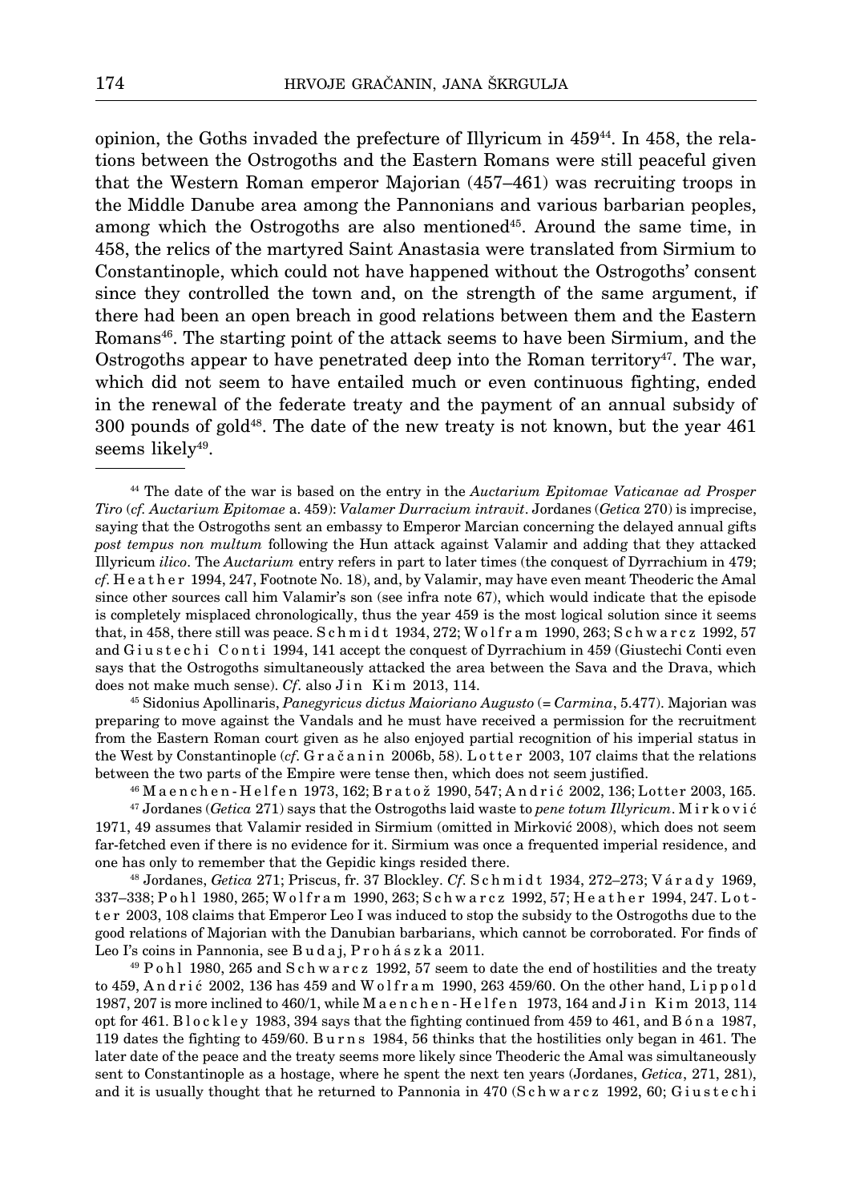opinion, the Goths invaded the prefecture of Illyricum in 459[44]. In 458, the relations between the Ostrogoths and the Eastern Romans were still peaceful given that the Western Roman emperor Majorian (457–461) was recruiting troops in the Middle Danube area among the Pannonians and various barbarian peoples, among which the Ostrogoths are also mentioned[45]. Around the same time, in 458, the relics of the martyred Saint Anastasia were translated from Sirmium to Constantinople, which could not have happened without the Ostrogoths' consent since they controlled the town and, on the strength of the same argument, if there had been an open breach in good relations between them and the Eastern Romans[46]. The starting point of the attack seems to have been Sirmium, and the Ostrogoths appear to have penetrated deep into the Roman territory[47]. The war, which did not seem to have entailed much or even continuous fighting, ended in the renewal of the federate treaty and the payment of an annual subsidy of 300 pounds of gold[48]. The date of the new treaty is not known, but the year 461 seems likely[49].

---

[44] The date of the war is based on the entry in the *Auctarium Epitomae Vaticanae ad Prosper Tiro* (*cf. Auctarium Epitomae* a. 459): *Valamer Durracium intravit*. Jordanes (*Getica* 270) is imprecise, saying that the Ostrogoths sent an embassy to Emperor Marcian concerning the delayed annual gifts *post tempus non multum* following the Hun attack against Valamir and adding that they attacked Illyricum *ilico*. The *Auctarium* entry refers in part to later times (the conquest of Dyrrachium in 479; *cf*. Heather 1994, 247, Footnote No. 18), and, by Valamir, may have even meant Theoderic the Amal since other sources call him Valamir's son (see infra note 67), which would indicate that the episode is completely misplaced chronologically, thus the year 459 is the most logical solution since it seems that, in 458, there still was peace. Schmidt 1934, 272; Wolfram 1990, 263; Schwarcz 1992, 57 and Giustechi Conti 1994, 141 accept the conquest of Dyrrachium in 459 (Giustechi Conti even says that the Ostrogoths simultaneously attacked the area between the Sava and the Drava, which does not make much sense). *Cf*. also Jin Kim 2013, 114.

[45] Sidonius Apollinaris, *Panegyricus dictus Maioriano Augusto* (= *Carmina*, 5.477). Majorian was preparing to move against the Vandals and he must have received a permission for the recruitment from the Eastern Roman court given as he also enjoyed partial recognition of his imperial status in the West by Constantinople (*cf*. Gračanin 2006b, 58). Lotter 2003, 107 claims that the relations between the two parts of the Empire were tense then, which does not seem justified.

[46] Maenchen-Helfen 1973, 162; Bratož 1990, 547; Andrić 2002, 136; Lotter 2003, 165.

[47] Jordanes (*Getica* 271) says that the Ostrogoths laid waste to *pene totum Illyricum*. Mirković 1971, 49 assumes that Valamir resided in Sirmium (omitted in Mirković 2008), which does not seem far-fetched even if there is no evidence for it. Sirmium was once a frequented imperial residence, and one has only to remember that the Gepidic kings resided there.

[48] Jordanes, *Getica* 271; Priscus, fr. 37 Blockley. *Cf*. Schmidt 1934, 272–273; Várady 1969, 337–338; Pohl 1980, 265; Wolfram 1990, 263; Schwarcz 1992, 57; Heather 1994, 247. Lotter 2003, 108 claims that Emperor Leo I was induced to stop the subsidy to the Ostrogoths due to the good relations of Majorian with the Danubian barbarians, which cannot be corroborated. For finds of Leo I's coins in Pannonia, see Budaj, Prohászka 2011.

[49] Pohl 1980, 265 and Schwarcz 1992, 57 seem to date the end of hostilities and the treaty to 459, Andrić 2002, 136 has 459 and Wolfram 1990, 263 459/60. On the other hand, Lippold 1987, 207 is more inclined to 460/1, while Maenchen-Helfen 1973, 164 and Jin Kim 2013, 114 opt for 461. Blockley 1983, 394 says that the fighting continued from 459 to 461, and Bóna 1987, 119 dates the fighting to 459/60. Burns 1984, 56 thinks that the hostilities only began in 461. The later date of the peace and the treaty seems more likely since Theoderic the Amal was simultaneously sent to Constantinople as a hostage, where he spent the next ten years (Jordanes, *Getica*, 271, 281), and it is usually thought that he returned to Pannonia in 470 (Schwarcz 1992, 60; Giustechi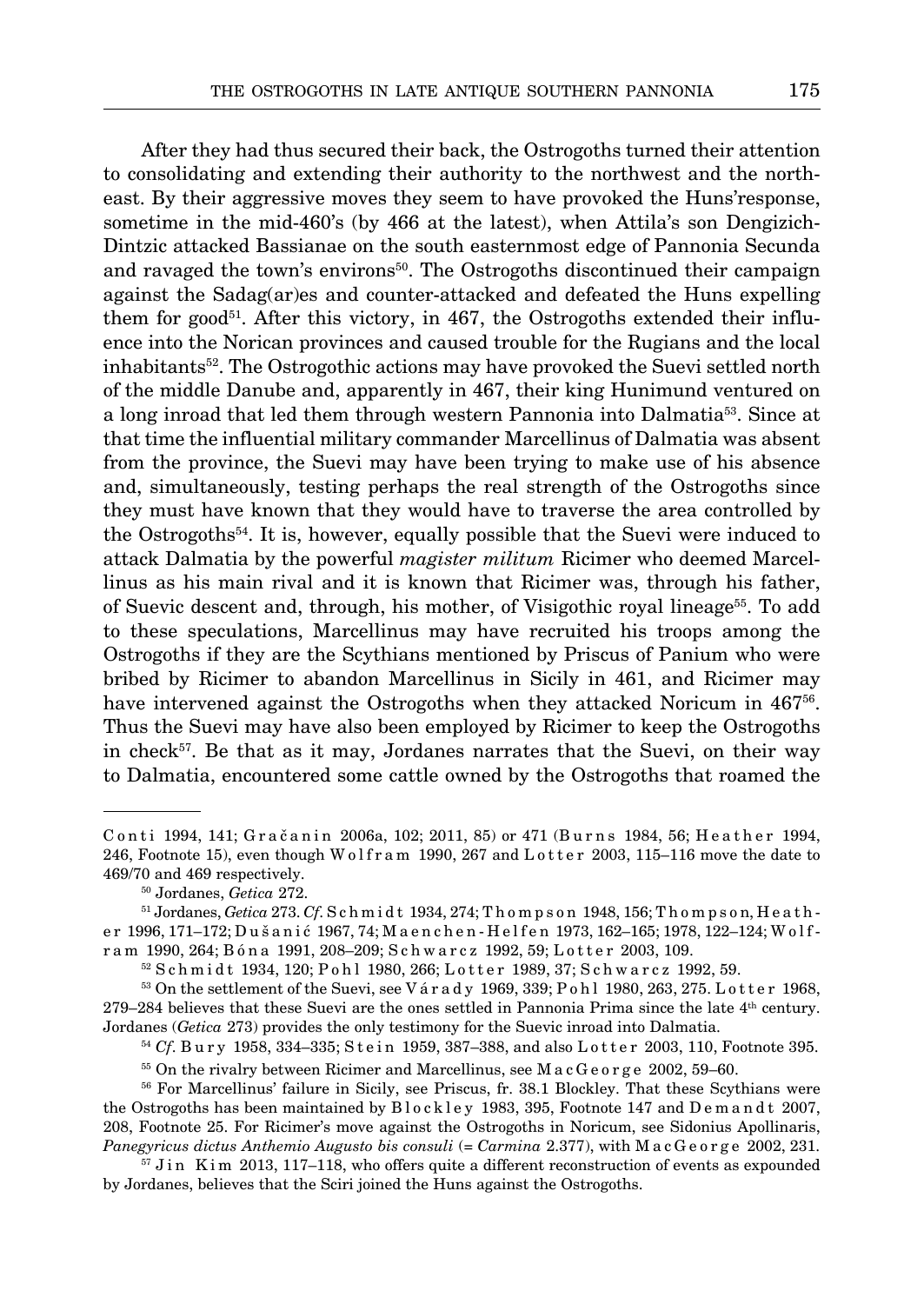After they had thus secured their back, the Ostrogoths turned their attention to consolidating and extending their authority to the northwest and the northeast. By their aggressive moves they seem to have provoked the Huns'response, sometime in the mid-460's (by 466 at the latest), when Attila's son Dengizich-Dintzic attacked Bassianae on the south easternmost edge of Pannonia Secunda and ravaged the town's environs[50]. The Ostrogoths discontinued their campaign against the Sadag(ar)es and counter-attacked and defeated the Huns expelling them for good[51]. After this victory, in 467, the Ostrogoths extended their influence into the Norican provinces and caused trouble for the Rugians and the local inhabitants[52]. The Ostrogothic actions may have provoked the Suevi settled north of the middle Danube and, apparently in 467, their king Hunimund ventured on a long inroad that led them through western Pannonia into Dalmatia[53]. Since at that time the influential military commander Marcellinus of Dalmatia was absent from the province, the Suevi may have been trying to make use of his absence and, simultaneously, testing perhaps the real strength of the Ostrogoths since they must have known that they would have to traverse the area controlled by the Ostrogoths[54]. It is, however, equally possible that the Suevi were induced to attack Dalmatia by the powerful *magister militum* Ricimer who deemed Marcellinus as his main rival and it is known that Ricimer was, through his father, of Suevic descent and, through, his mother, of Visigothic royal lineage[55]. To add to these speculations, Marcellinus may have recruited his troops among the Ostrogoths if they are the Scythians mentioned by Priscus of Panium who were bribed by Ricimer to abandon Marcellinus in Sicily in 461, and Ricimer may have intervened against the Ostrogoths when they attacked Noricum in 467[56]. Thus the Suevi may have also been employed by Ricimer to keep the Ostrogoths in check[57]. Be that as it may, Jordanes narrates that the Suevi, on their way to Dalmatia, encountered some cattle owned by the Ostrogoths that roamed the

---

Conti 1994, 141; Gračanin 2006a, 102; 2011, 85) or 471 (Burns 1984, 56; Heather 1994, 246, Footnote 15), even though Wolfram 1990, 267 and Lotter 2003, 115–116 move the date to 469/70 and 469 respectively.

[50] Jordanes, *Getica* 272.

[51] Jordanes, *Getica* 273. *Cf.* Schmidt 1934, 274; Thompson 1948, 156; Thompson, Heather 1996, 171–172; Dušanić 1967, 74; Maenchen-Helfen 1973, 162–165; 1978, 122–124; Wolfram 1990, 264; Bóna 1991, 208–209; Schwarcz 1992, 59; Lotter 2003, 109.

[52] Schmidt 1934, 120; Pohl 1980, 266; Lotter 1989, 37; Schwarcz 1992, 59.

[53] On the settlement of the Suevi, see Várady 1969, 339; Pohl 1980, 263, 275. Lotter 1968, 279–284 believes that these Suevi are the ones settled in Pannonia Prima since the late 4th century. Jordanes (*Getica* 273) provides the only testimony for the Suevic inroad into Dalmatia.

[54] *Cf.* Bury 1958, 334–335; Stein 1959, 387–388, and also Lotter 2003, 110, Footnote 395.

[55] On the rivalry between Ricimer and Marcellinus, see MacGeorge 2002, 59–60.

[56] For Marcellinus' failure in Sicily, see Priscus, fr. 38.1 Blockley. That these Scythians were the Ostrogoths has been maintained by Blockley 1983, 395, Footnote 147 and Demandt 2007, 208, Footnote 25. For Ricimer's move against the Ostrogoths in Noricum, see Sidonius Apollinaris, *Panegyricus dictus Anthemio Augusto bis consuli* (= *Carmina* 2.377), with MacGeorge 2002, 231.

[57] Jin Kim 2013, 117–118, who offers quite a different reconstruction of events as expounded by Jordanes, believes that the Sciri joined the Huns against the Ostrogoths.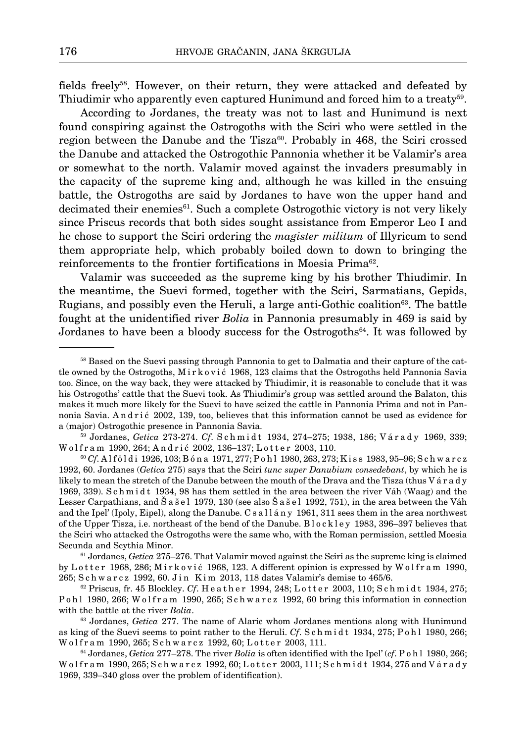fields freely[58]. However, on their return, they were attacked and defeated by Thiudimir who apparently even captured Hunimund and forced him to a treaty[59].

According to Jordanes, the treaty was not to last and Hunimund is next found conspiring against the Ostrogoths with the Sciri who were settled in the region between the Danube and the Tisza[60]. Probably in 468, the Sciri crossed the Danube and attacked the Ostrogothic Pannonia whether it be Valamir's area or somewhat to the north. Valamir moved against the invaders presumably in the capacity of the supreme king and, although he was killed in the ensuing battle, the Ostrogoths are said by Jordanes to have won the upper hand and decimated their enemies[61]. Such a complete Ostrogothic victory is not very likely since Priscus records that both sides sought assistance from Emperor Leo I and he chose to support the Sciri ordering the *magister militum* of Illyricum to send them appropriate help, which probably boiled down to down to bringing the reinforcements to the frontier fortifications in Moesia Prima[62].

Valamir was succeeded as the supreme king by his brother Thiudimir. In the meantime, the Suevi formed, together with the Sciri, Sarmatians, Gepids, Rugians, and possibly even the Heruli, a large anti-Gothic coalition[63]. The battle fought at the unidentified river *Bolia* in Pannonia presumably in 469 is said by Jordanes to have been a bloody success for the Ostrogoths[64]. It was followed by

---

[58] Based on the Suevi passing through Pannonia to get to Dalmatia and their capture of the cattle owned by the Ostrogoths, Mirković 1968, 123 claims that the Ostrogoths held Pannonia Savia too. Since, on the way back, they were attacked by Thiudimir, it is reasonable to conclude that it was his Ostrogoths' cattle that the Suevi took. As Thiudimir's group was settled around the Balaton, this makes it much more likely for the Suevi to have seized the cattle in Pannonia Prima and not in Pannonia Savia. Andrić 2002, 139, too, believes that this information cannot be used as evidence for a (major) Ostrogothic presence in Pannonia Savia.

[59] Jordanes, *Getica* 273-274. *Cf*. Schmidt 1934, 274–275; 1938, 186; Várady 1969, 339; Wolfram 1990, 264; Andrić 2002, 136–137; Lotter 2003, 110.

[60] *Cf*. Alföldi 1926, 103; Bóna 1971, 277; Pohl 1980, 263, 273; Kiss 1983, 95–96; Schwarcz 1992, 60. Jordanes (*Getica* 275) says that the Sciri *tunc super Danubium consedebant*, by which he is likely to mean the stretch of the Danube between the mouth of the Drava and the Tisza (thus Várady 1969, 339). Schmidt 1934, 98 has them settled in the area between the river Váh (Waag) and the Lesser Carpathians, and Šašel 1979, 130 (see also Šašel 1992, 751), in the area between the Váh and the Ipel' (Ipoly, Eipel), along the Danube. Csallány 1961, 311 sees them in the area northwest of the Upper Tisza, i.e. northeast of the bend of the Danube. Blockley 1983, 396–397 believes that the Sciri who attacked the Ostrogoths were the same who, with the Roman permission, settled Moesia Secunda and Scythia Minor.

[61] Jordanes, *Getica* 275–276. That Valamir moved against the Sciri as the supreme king is claimed by Lotter 1968, 286; Mirković 1968, 123. A different opinion is expressed by Wolfram 1990, 265; Schwarcz 1992, 60. Jin Kim 2013, 118 dates Valamir's demise to 465/6.

[62] Priscus, fr. 45 Blockley. *Cf*. Heather 1994, 248; Lotter 2003, 110; Schmidt 1934, 275; Pohl 1980, 266; Wolfram 1990, 265; Schwarcz 1992, 60 bring this information in connection with the battle at the river *Bolia*.

[63] Jordanes, *Getica* 277. The name of Alaric whom Jordanes mentions along with Hunimund as king of the Suevi seems to point rather to the Heruli. *Cf*. Schmidt 1934, 275; Pohl 1980, 266; Wolfram 1990, 265; Schwarcz 1992, 60; Lotter 2003, 111.

[64] Jordanes, *Getica* 277–278. The river *Bolia* is often identified with the Ipel' (*cf*. Pohl 1980, 266; Wolfram 1990, 265; Schwarcz 1992, 60; Lotter 2003, 111; Schmidt 1934, 275 and Várady 1969, 339–340 gloss over the problem of identification).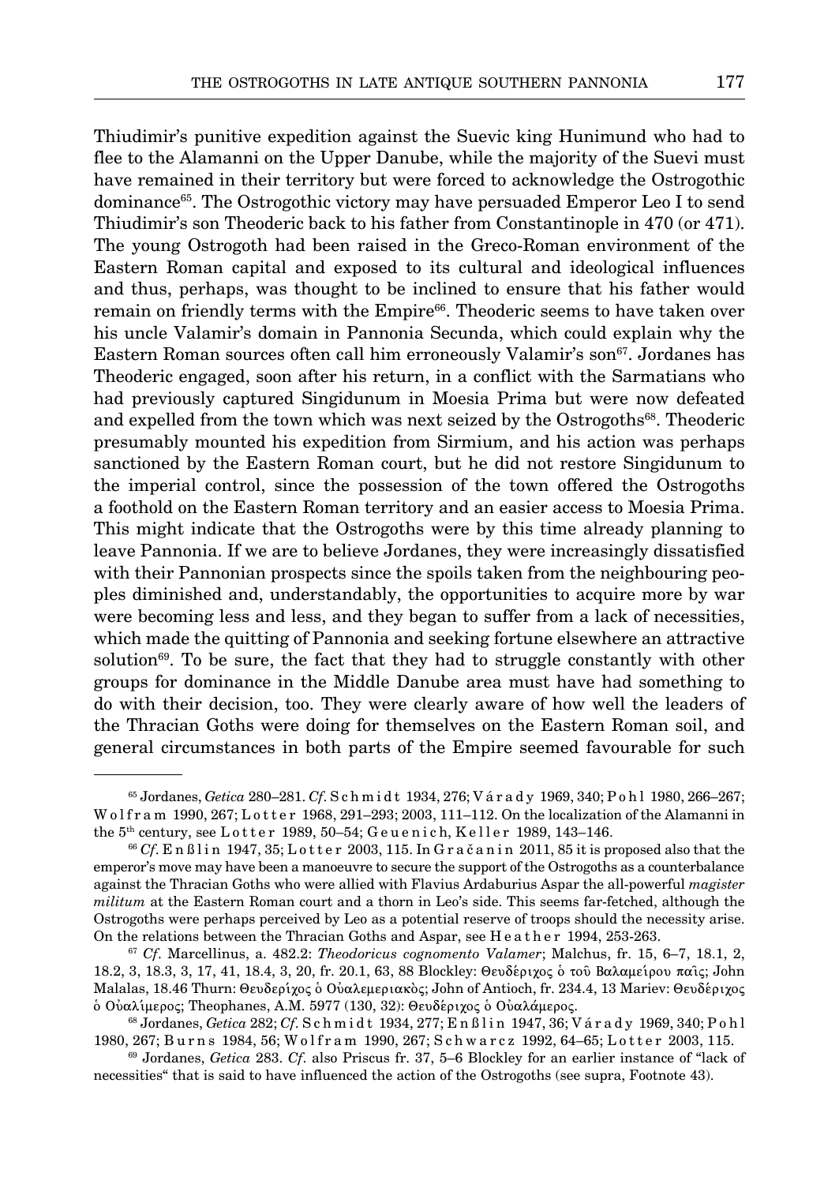Thiudimir's punitive expedition against the Suevic king Hunimund who had to flee to the Alamanni on the Upper Danube, while the majority of the Suevi must have remained in their territory but were forced to acknowledge the Ostrogothic dominance[65]. The Ostrogothic victory may have persuaded Emperor Leo I to send Thiudimir's son Theoderic back to his father from Constantinople in 470 (or 471). The young Ostrogoth had been raised in the Greco-Roman environment of the Eastern Roman capital and exposed to its cultural and ideological influences and thus, perhaps, was thought to be inclined to ensure that his father would remain on friendly terms with the Empire[66]. Theoderic seems to have taken over his uncle Valamir's domain in Pannonia Secunda, which could explain why the Eastern Roman sources often call him erroneously Valamir's son[67]. Jordanes has Theoderic engaged, soon after his return, in a conflict with the Sarmatians who had previously captured Singidunum in Moesia Prima but were now defeated and expelled from the town which was next seized by the Ostrogoths[68]. Theoderic presumably mounted his expedition from Sirmium, and his action was perhaps sanctioned by the Eastern Roman court, but he did not restore Singidunum to the imperial control, since the possession of the town offered the Ostrogoths a foothold on the Eastern Roman territory and an easier access to Moesia Prima. This might indicate that the Ostrogoths were by this time already planning to leave Pannonia. If we are to believe Jordanes, they were increasingly dissatisfied with their Pannonian prospects since the spoils taken from the neighbouring peoples diminished and, understandably, the opportunities to acquire more by war were becoming less and less, and they began to suffer from a lack of necessities, which made the quitting of Pannonia and seeking fortune elsewhere an attractive solution[69]. To be sure, the fact that they had to struggle constantly with other groups for dominance in the Middle Danube area must have had something to do with their decision, too. They were clearly aware of how well the leaders of the Thracian Goths were doing for themselves on the Eastern Roman soil, and general circumstances in both parts of the Empire seemed favourable for such

---

[65] Jordanes, *Getica* 280–281. *Cf.* Schmidt 1934, 276; Várady 1969, 340; Pohl 1980, 266–267; Wolfram 1990, 267; Lotter 1968, 291–293; 2003, 111–112. On the localization of the Alamanni in the 5th century, see Lotter 1989, 50–54; Geuenich, Keller 1989, 143–146.

[66] *Cf.* Enßlin 1947, 35; Lotter 2003, 115. In Gračanin 2011, 85 it is proposed also that the emperor's move may have been a manoeuvre to secure the support of the Ostrogoths as a counterbalance against the Thracian Goths who were allied with Flavius Ardaburius Aspar the all-powerful *magister militum* at the Eastern Roman court and a thorn in Leo's side. This seems far-fetched, although the Ostrogoths were perhaps perceived by Leo as a potential reserve of troops should the necessity arise. On the relations between the Thracian Goths and Aspar, see Heather 1994, 253-263.

[67] *Cf.* Marcellinus, a. 482.2: *Theodoricus cognomento Valamer*; Malchus, fr. 15, 6–7, 18.1, 2, 18.2, 3, 18.3, 3, 17, 41, 18.4, 3, 20, fr. 20.1, 63, 88 Blockley: Θευδέριχος ὁ τοῦ Βαλαμείρου παῖς; John Malalas, 18.46 Thurn: Θευδερίχος ὁ Οὐαλεμεριακὸς; John of Antioch, fr. 234.4, 13 Mariev: Θευδέριχος ὁ Οὐαλίμερος; Theophanes, A.M. 5977 (130, 32): Θευδέριχος ὁ Οὐαλάμερος.

[68] Jordanes, *Getica* 282; *Cf.* Schmidt 1934, 277; Enßlin 1947, 36; Várady 1969, 340; Pohl 1980, 267; Burns 1984, 56; Wolfram 1990, 267; Schwarcz 1992, 64–65; Lotter 2003, 115.

[69] Jordanes, *Getica* 283. *Cf.* also Priscus fr. 37, 5–6 Blockley for an earlier instance of "lack of necessities" that is said to have influenced the action of the Ostrogoths (see supra, Footnote 43).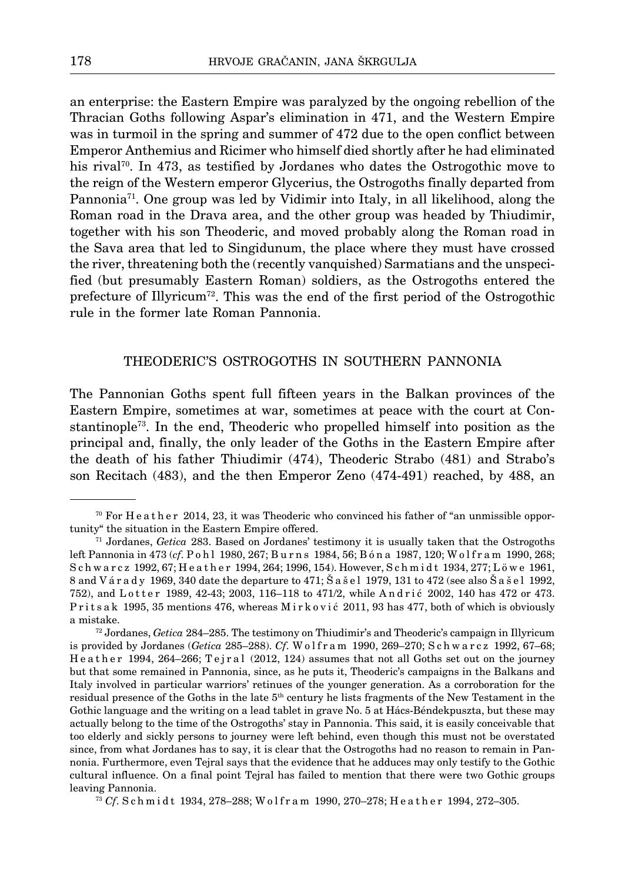an enterprise: the Eastern Empire was paralyzed by the ongoing rebellion of the Thracian Goths following Aspar's elimination in 471, and the Western Empire was in turmoil in the spring and summer of 472 due to the open conflict between Emperor Anthemius and Ricimer who himself died shortly after he had eliminated his rival[70]. In 473, as testified by Jordanes who dates the Ostrogothic move to the reign of the Western emperor Glycerius, the Ostrogoths finally departed from Pannonia[71]. One group was led by Vidimir into Italy, in all likelihood, along the Roman road in the Drava area, and the other group was headed by Thiudimir, together with his son Theoderic, and moved probably along the Roman road in the Sava area that led to Singidunum, the place where they must have crossed the river, threatening both the (recently vanquished) Sarmatians and the unspecified (but presumably Eastern Roman) soldiers, as the Ostrogoths entered the prefecture of Illyricum[72]. This was the end of the first period of the Ostrogothic rule in the former late Roman Pannonia.

## THEODERIC'S OSTROGOTHS IN SOUTHERN PANNONIA

The Pannonian Goths spent full fifteen years in the Balkan provinces of the Eastern Empire, sometimes at war, sometimes at peace with the court at Constantinople[73]. In the end, Theoderic who propelled himself into position as the principal and, finally, the only leader of the Goths in the Eastern Empire after the death of his father Thiudimir (474), Theoderic Strabo (481) and Strabo's son Recitach (483), and the then Emperor Zeno (474-491) reached, by 488, an

---

[70] For Heather 2014, 23, it was Theoderic who convinced his father of "an unmissible opportunity" the situation in the Eastern Empire offered.

[71] Jordanes, *Getica* 283. Based on Jordanes' testimony it is usually taken that the Ostrogoths left Pannonia in 473 (*cf.* Pohl 1980, 267; Burns 1984, 56; Bóna 1987, 120; Wolfram 1990, 268; Schwarcz 1992, 67; Heather 1994, 264; 1996, 154). However, Schmidt 1934, 277; Löwe 1961, 8 and Várady 1969, 340 date the departure to 471; Šašel 1979, 131 to 472 (see also Šašel 1992, 752), and Lotter 1989, 42-43; 2003, 116–118 to 471/2, while Andrić 2002, 140 has 472 or 473. Pritsak 1995, 35 mentions 476, whereas Mirković 2011, 93 has 477, both of which is obviously a mistake.

[72] Jordanes, *Getica* 284–285. The testimony on Thiudimir's and Theoderic's campaign in Illyricum is provided by Jordanes (*Getica* 285–288). *Cf.* Wolfram 1990, 269–270; Schwarcz 1992, 67–68; Heather 1994, 264–266; Tejral (2012, 124) assumes that not all Goths set out on the journey but that some remained in Pannonia, since, as he puts it, Theoderic's campaigns in the Balkans and Italy involved in particular warriors' retinues of the younger generation. As a corroboration for the residual presence of the Goths in the late 5th century he lists fragments of the New Testament in the Gothic language and the writing on a lead tablet in grave No. 5 at Hács-Béndekpuszta, but these may actually belong to the time of the Ostrogoths' stay in Pannonia. This said, it is easily conceivable that too elderly and sickly persons to journey were left behind, even though this must not be overstated since, from what Jordanes has to say, it is clear that the Ostrogoths had no reason to remain in Pannonia. Furthermore, even Tejral says that the evidence that he adduces may only testify to the Gothic cultural influence. On a final point Tejral has failed to mention that there were two Gothic groups leaving Pannonia.

[73] *Cf.* Schmidt 1934, 278–288; Wolfram 1990, 270–278; Heather 1994, 272–305.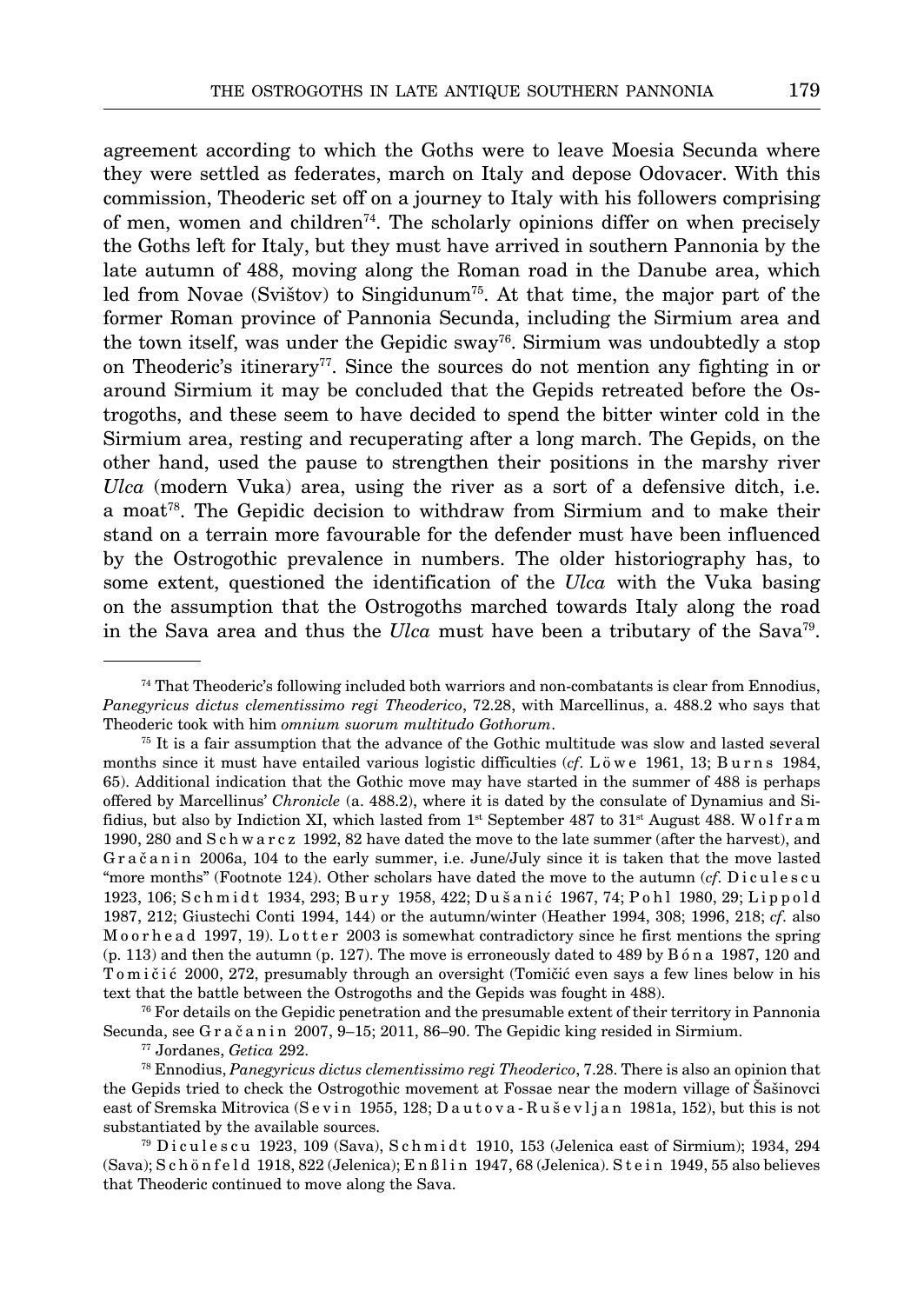agreement according to which the Goths were to leave Moesia Secunda where they were settled as federates, march on Italy and depose Odovacer. With this commission, Theoderic set off on a journey to Italy with his followers comprising of men, women and children[74]. The scholarly opinions differ on when precisely the Goths left for Italy, but they must have arrived in southern Pannonia by the late autumn of 488, moving along the Roman road in the Danube area, which led from Novae (Svištov) to Singidunum[75]. At that time, the major part of the former Roman province of Pannonia Secunda, including the Sirmium area and the town itself, was under the Gepidic sway[76]. Sirmium was undoubtedly a stop on Theoderic's itinerary[77]. Since the sources do not mention any fighting in or around Sirmium it may be concluded that the Gepids retreated before the Ostrogoths, and these seem to have decided to spend the bitter winter cold in the Sirmium area, resting and recuperating after a long march. The Gepids, on the other hand, used the pause to strengthen their positions in the marshy river *Ulca* (modern Vuka) area, using the river as a sort of a defensive ditch, i.e. a moat[78]. The Gepidic decision to withdraw from Sirmium and to make their stand on a terrain more favourable for the defender must have been influenced by the Ostrogothic prevalence in numbers. The older historiography has, to some extent, questioned the identification of the *Ulca* with the Vuka basing on the assumption that the Ostrogoths marched towards Italy along the road in the Sava area and thus the *Ulca* must have been a tributary of the Sava[79].

---

[74] That Theoderic's following included both warriors and non-combatants is clear from Ennodius, *Panegyricus dictus clementissimo regi Theoderico*, 72.28, with Marcellinus, a. 488.2 who says that Theoderic took with him *omnium suorum multitudo Gothorum*.

[75] It is a fair assumption that the advance of the Gothic multitude was slow and lasted several months since it must have entailed various logistic difficulties (*cf*. Löwe 1961, 13; Burns 1984, 65). Additional indication that the Gothic move may have started in the summer of 488 is perhaps offered by Marcellinus' *Chronicle* (a. 488.2), where it is dated by the consulate of Dynamius and Sifidius, but also by Indiction XI, which lasted from 1st September 487 to 31st August 488. Wolfram 1990, 280 and Schwarcz 1992, 82 have dated the move to the late summer (after the harvest), and Gračanin 2006a, 104 to the early summer, i.e. June/July since it is taken that the move lasted "more months" (Footnote 124). Other scholars have dated the move to the autumn (*cf*. Diculescu 1923, 106; Schmidt 1934, 293; Bury 1958, 422; Dušanić 1967, 74; Pohl 1980, 29; Lippold 1987, 212; Giustechi Conti 1994, 144) or the autumn/winter (Heather 1994, 308; 1996, 218; *cf*. also Moorhead 1997, 19). Lotter 2003 is somewhat contradictory since he first mentions the spring (p. 113) and then the autumn (p. 127). The move is erroneously dated to 489 by Bóna 1987, 120 and Tomičić 2000, 272, presumably through an oversight (Tomičić even says a few lines below in his text that the battle between the Ostrogoths and the Gepids was fought in 488).

[76] For details on the Gepidic penetration and the presumable extent of their territory in Pannonia Secunda, see Gračanin 2007, 9–15; 2011, 86–90. The Gepidic king resided in Sirmium.

[77] Jordanes, *Getica* 292.

[78] Ennodius, *Panegyricus dictus clementissimo regi Theoderico*, 7.28. There is also an opinion that the Gepids tried to check the Ostrogothic movement at Fossae near the modern village of Šašinovci east of Sremska Mitrovica (Sevin 1955, 128; Dautova-Ruševljan 1981a, 152), but this is not substantiated by the available sources.

[79] Diculescu 1923, 109 (Sava), Schmidt 1910, 153 (Jelenica east of Sirmium); 1934, 294 (Sava); Schönfeld 1918, 822 (Jelenica); Enßlin 1947, 68 (Jelenica). Stein 1949, 55 also believes that Theoderic continued to move along the Sava.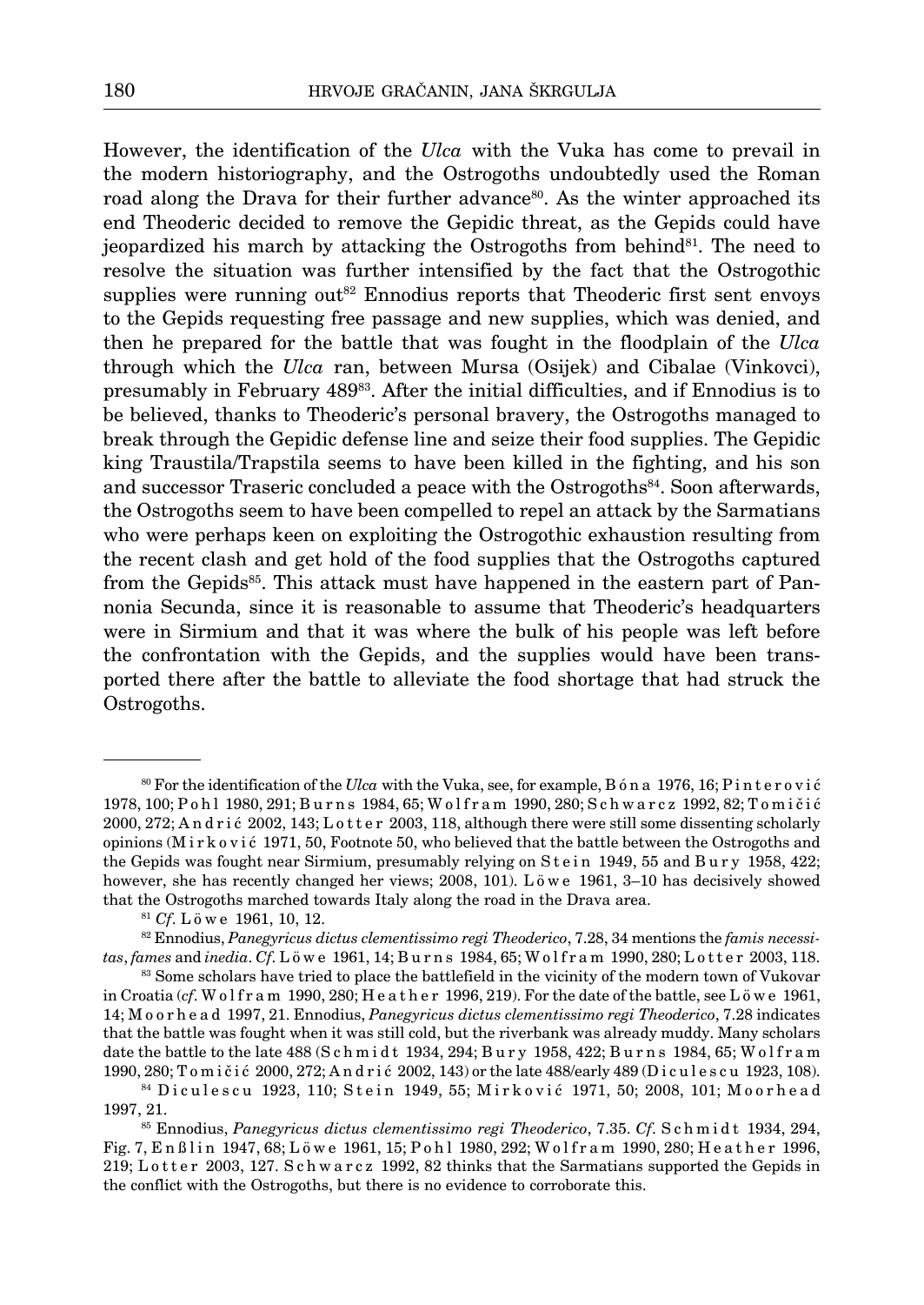However, the identification of the *Ulca* with the Vuka has come to prevail in the modern historiography, and the Ostrogoths undoubtedly used the Roman road along the Drava for their further advance[80]. As the winter approached its end Theoderic decided to remove the Gepidic threat, as the Gepids could have jeopardized his march by attacking the Ostrogoths from behind[81]. The need to resolve the situation was further intensified by the fact that the Ostrogothic supplies were running out[82] Ennodius reports that Theoderic first sent envoys to the Gepids requesting free passage and new supplies, which was denied, and then he prepared for the battle that was fought in the floodplain of the *Ulca* through which the *Ulca* ran, between Mursa (Osijek) and Cibalae (Vinkovci), presumably in February 489[83]. After the initial difficulties, and if Ennodius is to be believed, thanks to Theoderic's personal bravery, the Ostrogoths managed to break through the Gepidic defense line and seize their food supplies. The Gepidic king Traustila/Trapstila seems to have been killed in the fighting, and his son and successor Traseric concluded a peace with the Ostrogoths[84]. Soon afterwards, the Ostrogoths seem to have been compelled to repel an attack by the Sarmatians who were perhaps keen on exploiting the Ostrogothic exhaustion resulting from the recent clash and get hold of the food supplies that the Ostrogoths captured from the Gepids[85]. This attack must have happened in the eastern part of Pannonia Secunda, since it is reasonable to assume that Theoderic's headquarters were in Sirmium and that it was where the bulk of his people was left before the confrontation with the Gepids, and the supplies would have been transported there after the battle to alleviate the food shortage that had struck the Ostrogoths.

---

[80] For the identification of the *Ulca* with the Vuka, see, for example, Bóna 1976, 16; Pinterović 1978, 100; Pohl 1980, 291; Burns 1984, 65; Wolfram 1990, 280; Schwarcz 1992, 82; Tomičić 2000, 272; Andrić 2002, 143; Lotter 2003, 118, although there were still some dissenting scholarly opinions (Mirković 1971, 50, Footnote 50, who believed that the battle between the Ostrogoths and the Gepids was fought near Sirmium, presumably relying on Stein 1949, 55 and Bury 1958, 422; however, she has recently changed her views; 2008, 101). Löwe 1961, 3–10 has decisively showed that the Ostrogoths marched towards Italy along the road in the Drava area.

[81] *Cf.* Löwe 1961, 10, 12.

[82] Ennodius, *Panegyricus dictus clementissimo regi Theoderico*, 7.28, 34 mentions the *famis necessitas*, *fames* and *inedia*. *Cf.* Löwe 1961, 14; Burns 1984, 65; Wolfram 1990, 280; Lotter 2003, 118.

[83] Some scholars have tried to place the battlefield in the vicinity of the modern town of Vukovar in Croatia (*cf.* Wolfram 1990, 280; Heather 1996, 219). For the date of the battle, see Löwe 1961, 14; Moorhead 1997, 21. Ennodius, *Panegyricus dictus clementissimo regi Theoderico*, 7.28 indicates that the battle was fought when it was still cold, but the riverbank was already muddy. Many scholars date the battle to the late 488 (Schmidt 1934, 294; Bury 1958, 422; Burns 1984, 65; Wolfram 1990, 280; Tomičić 2000, 272; Andrić 2002, 143) or the late 488/early 489 (Diculescu 1923, 108).

[84] Diculescu 1923, 110; Stein 1949, 55; Mirković 1971, 50; 2008, 101; Moorhead 1997, 21.

[85] Ennodius, *Panegyricus dictus clementissimo regi Theoderico*, 7.35. *Cf.* Schmidt 1934, 294, Fig. 7, Enßlin 1947, 68; Löwe 1961, 15; Pohl 1980, 292; Wolfram 1990, 280; Heather 1996, 219; Lotter 2003, 127. Schwarcz 1992, 82 thinks that the Sarmatians supported the Gepids in the conflict with the Ostrogoths, but there is no evidence to corroborate this.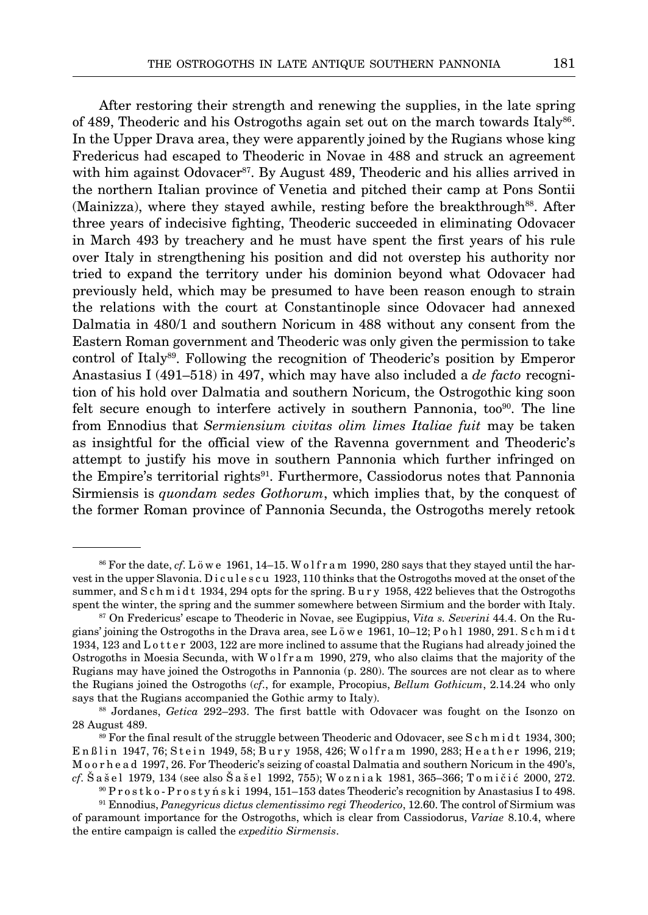After restoring their strength and renewing the supplies, in the late spring of 489, Theoderic and his Ostrogoths again set out on the march towards Italy[86]. In the Upper Drava area, they were apparently joined by the Rugians whose king Fredericus had escaped to Theoderic in Novae in 488 and struck an agreement with him against Odovacer[87]. By August 489, Theoderic and his allies arrived in the northern Italian province of Venetia and pitched their camp at Pons Sontii (Mainizza), where they stayed awhile, resting before the breakthrough[88]. After three years of indecisive fighting, Theoderic succeeded in eliminating Odovacer in March 493 by treachery and he must have spent the first years of his rule over Italy in strengthening his position and did not overstep his authority nor tried to expand the territory under his dominion beyond what Odovacer had previously held, which may be presumed to have been reason enough to strain the relations with the court at Constantinople since Odovacer had annexed Dalmatia in 480/1 and southern Noricum in 488 without any consent from the Eastern Roman government and Theoderic was only given the permission to take control of Italy[89]. Following the recognition of Theoderic's position by Emperor Anastasius I (491–518) in 497, which may have also included a *de facto* recognition of his hold over Dalmatia and southern Noricum, the Ostrogothic king soon felt secure enough to interfere actively in southern Pannonia, too[90]. The line from Ennodius that *Sermiensium civitas olim limes Italiae fuit* may be taken as insightful for the official view of the Ravenna government and Theoderic's attempt to justify his move in southern Pannonia which further infringed on the Empire's territorial rights[91]. Furthermore, Cassiodorus notes that Pannonia Sirmiensis is *quondam sedes Gothorum*, which implies that, by the conquest of the former Roman province of Pannonia Secunda, the Ostrogoths merely retook

---

[86] For the date, *cf*. Löwe 1961, 14–15. Wolfram 1990, 280 says that they stayed until the harvest in the upper Slavonia. Diculescu 1923, 110 thinks that the Ostrogoths moved at the onset of the summer, and Schmidt 1934, 294 opts for the spring. Bury 1958, 422 believes that the Ostrogoths spent the winter, the spring and the summer somewhere between Sirmium and the border with Italy.

[87] On Fredericus' escape to Theoderic in Novae, see Eugippius, *Vita s. Severini* 44.4. On the Rugians' joining the Ostrogoths in the Drava area, see Löwe 1961, 10–12; Pohl 1980, 291. Schmidt 1934, 123 and Lotter 2003, 122 are more inclined to assume that the Rugians had already joined the Ostrogoths in Moesia Secunda, with Wolfram 1990, 279, who also claims that the majority of the Rugians may have joined the Ostrogoths in Pannonia (p. 280). The sources are not clear as to where the Rugians joined the Ostrogoths (*cf*., for example, Procopius, *Bellum Gothicum*, 2.14.24 who only says that the Rugians accompanied the Gothic army to Italy).

[88] Jordanes, *Getica* 292–293. The first battle with Odovacer was fought on the Isonzo on 28 August 489.

[89] For the final result of the struggle between Theoderic and Odovacer, see Schmidt 1934, 300; Enßlin 1947, 76; Stein 1949, 58; Bury 1958, 426; Wolfram 1990, 283; Heather 1996, 219; Moorhead 1997, 26. For Theoderic's seizing of coastal Dalmatia and southern Noricum in the 490's, *cf*. Šašel 1979, 134 (see also Šašel 1992, 755); Wozniak 1981, 365–366; Tomičić 2000, 272.

[90] Prostko-Prostyński 1994, 151–153 dates Theoderic's recognition by Anastasius I to 498.

[91] Ennodius, *Panegyricus dictus clementissimo regi Theoderico*, 12.60. The control of Sirmium was of paramount importance for the Ostrogoths, which is clear from Cassiodorus, *Variae* 8.10.4, where the entire campaign is called the *expeditio Sirmensis*.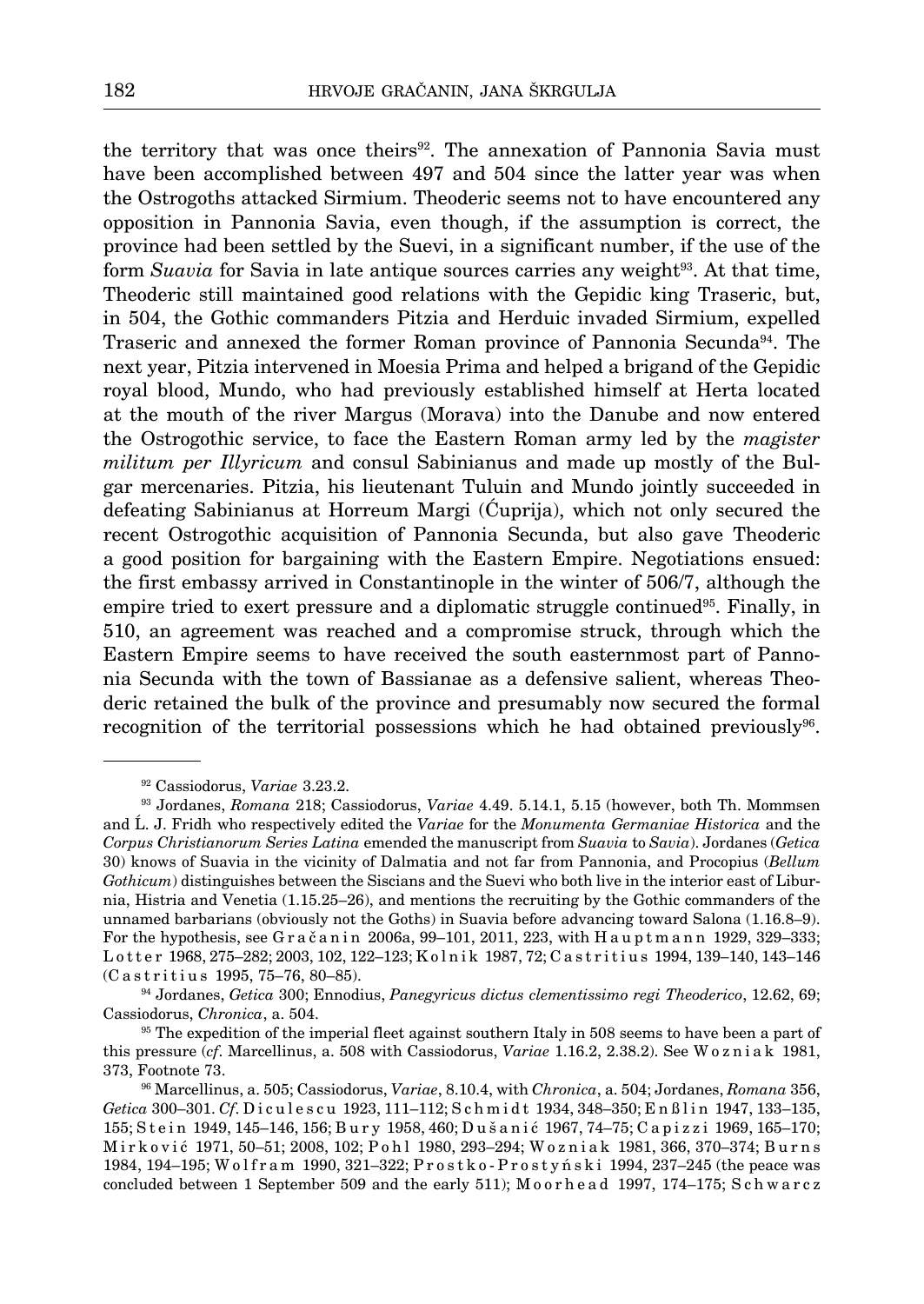the territory that was once theirs[92]. The annexation of Pannonia Savia must have been accomplished between 497 and 504 since the latter year was when the Ostrogoths attacked Sirmium. Theoderic seems not to have encountered any opposition in Pannonia Savia, even though, if the assumption is correct, the province had been settled by the Suevi, in a significant number, if the use of the form *Suavia* for Savia in late antique sources carries any weight[93]. At that time, Theoderic still maintained good relations with the Gepidic king Traseric, but, in 504, the Gothic commanders Pitzia and Herduic invaded Sirmium, expelled Traseric and annexed the former Roman province of Pannonia Secunda[94]. The next year, Pitzia intervened in Moesia Prima and helped a brigand of the Gepidic royal blood, Mundo, who had previously established himself at Herta located at the mouth of the river Margus (Morava) into the Danube and now entered the Ostrogothic service, to face the Eastern Roman army led by the *magister militum per Illyricum* and consul Sabinianus and made up mostly of the Bulgar mercenaries. Pitzia, his lieutenant Tuluin and Mundo jointly succeeded in defeating Sabinianus at Horreum Margi (Ćuprija), which not only secured the recent Ostrogothic acquisition of Pannonia Secunda, but also gave Theoderic a good position for bargaining with the Eastern Empire. Negotiations ensued: the first embassy arrived in Constantinople in the winter of 506/7, although the empire tried to exert pressure and a diplomatic struggle continued[95]. Finally, in 510, an agreement was reached and a compromise struck, through which the Eastern Empire seems to have received the south easternmost part of Pannonia Secunda with the town of Bassianae as a defensive salient, whereas Theoderic retained the bulk of the province and presumably now secured the formal recognition of the territorial possessions which he had obtained previously[96].

---

[92] Cassiodorus, *Variae* 3.23.2.

[93] Jordanes, *Romana* 218; Cassiodorus, *Variae* 4.49. 5.14.1, 5.15 (however, both Th. Mommsen and Ĺ. J. Fridh who respectively edited the *Variae* for the *Monumenta Germaniae Historica* and the *Corpus Christianorum Series Latina* emended the manuscript from *Suavia* to *Savia*). Jordanes (*Getica* 30) knows of Suavia in the vicinity of Dalmatia and not far from Pannonia, and Procopius (*Bellum Gothicum*) distinguishes between the Siscians and the Suevi who both live in the interior east of Liburnia, Histria and Venetia (1.15.25–26), and mentions the recruiting by the Gothic commanders of the unnamed barbarians (obviously not the Goths) in Suavia before advancing toward Salona (1.16.8–9). For the hypothesis, see Gračanin 2006a, 99–101, 2011, 223, with Hauptmann 1929, 329–333; Lotter 1968, 275–282; 2003, 102, 122–123; Kolnik 1987, 72; Castritius 1994, 139–140, 143–146 (Castritius 1995, 75–76, 80–85).

[94] Jordanes, *Getica* 300; Ennodius, *Panegyricus dictus clementissimo regi Theoderico*, 12.62, 69; Cassiodorus, *Chronica*, a. 504.

[95] The expedition of the imperial fleet against southern Italy in 508 seems to have been a part of this pressure (*cf.* Marcellinus, a. 508 with Cassiodorus, *Variae* 1.16.2, 2.38.2). See Wozniak 1981, 373, Footnote 73.

[96] Marcellinus, a. 505; Cassiodorus, *Variae*, 8.10.4, with *Chronica*, a. 504; Jordanes, *Romana* 356, *Getica* 300–301. *Cf.* Diculescu 1923, 111–112; Schmidt 1934, 348–350; Enßlin 1947, 133–135, 155; Stein 1949, 145–146, 156; Bury 1958, 460; Dušanić 1967, 74–75; Capizzi 1969, 165–170; Mirković 1971, 50–51; 2008, 102; Pohl 1980, 293–294; Wozniak 1981, 366, 370–374; Burns 1984, 194–195; Wolfram 1990, 321–322; Prostko-Prostyński 1994, 237–245 (the peace was concluded between 1 September 509 and the early 511); Moorhead 1997, 174–175; Schwarcz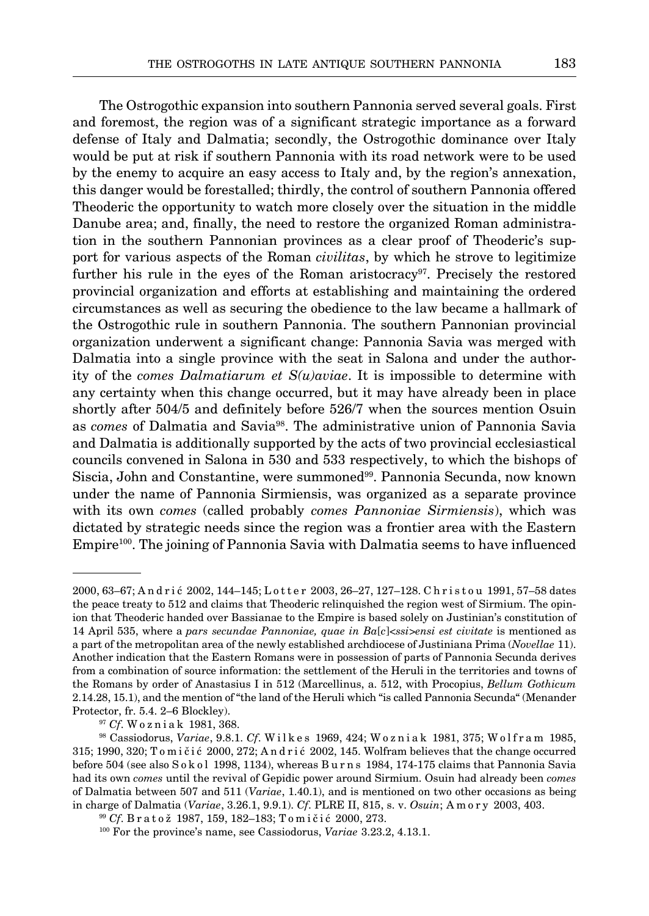The Ostrogothic expansion into southern Pannonia served several goals. First and foremost, the region was of a significant strategic importance as a forward defense of Italy and Dalmatia; secondly, the Ostrogothic dominance over Italy would be put at risk if southern Pannonia with its road network were to be used by the enemy to acquire an easy access to Italy and, by the region's annexation, this danger would be forestalled; thirdly, the control of southern Pannonia offered Theoderic the opportunity to watch more closely over the situation in the middle Danube area; and, finally, the need to restore the organized Roman administration in the southern Pannonian provinces as a clear proof of Theoderic's support for various aspects of the Roman *civilitas*, by which he strove to legitimize further his rule in the eyes of the Roman aristocracy[97]. Precisely the restored provincial organization and efforts at establishing and maintaining the ordered circumstances as well as securing the obedience to the law became a hallmark of the Ostrogothic rule in southern Pannonia. The southern Pannonian provincial organization underwent a significant change: Pannonia Savia was merged with Dalmatia into a single province with the seat in Salona and under the authority of the *comes Dalmatiarum et S(u)aviae*. It is impossible to determine with any certainty when this change occurred, but it may have already been in place shortly after 504/5 and definitely before 526/7 when the sources mention Osuin as *comes* of Dalmatia and Savia[98]. The administrative union of Pannonia Savia and Dalmatia is additionally supported by the acts of two provincial ecclesiastical councils convened in Salona in 530 and 533 respectively, to which the bishops of Siscia, John and Constantine, were summoned[99]. Pannonia Secunda, now known under the name of Pannonia Sirmiensis, was organized as a separate province with its own *comes* (called probably *comes Pannoniae Sirmiensis*), which was dictated by strategic needs since the region was a frontier area with the Eastern Empire[100]. The joining of Pannonia Savia with Dalmatia seems to have influenced

---

2000, 63–67; Andrić 2002, 144–145; Lotter 2003, 26–27, 127–128. Christou 1991, 57–58 dates the peace treaty to 512 and claims that Theoderic relinquished the region west of Sirmium. The opinion that Theoderic handed over Bassianae to the Empire is based solely on Justinian's constitution of 14 April 535, where a *pars secundae Pannoniae, quae in Ba*[*c*]*<ssi>ensi est civitate* is mentioned as a part of the metropolitan area of the newly established archdiocese of Justiniana Prima (*Novellae* 11). Another indication that the Eastern Romans were in possession of parts of Pannonia Secunda derives from a combination of source information: the settlement of the Heruli in the territories and towns of the Romans by order of Anastasius I in 512 (Marcellinus, a. 512, with Procopius, *Bellum Gothicum* 2.14.28, 15.1), and the mention of "the land of the Heruli which "is called Pannonia Secunda" (Menander Protector, fr. 5.4. 2–6 Blockley).

[97] *Cf*. Wozniak 1981, 368.

[98] Cassiodorus, *Variae*, 9.8.1. *Cf*. Wilkes 1969, 424; Wozniak 1981, 375; Wolfram 1985, 315; 1990, 320; Tomičić 2000, 272; Andrić 2002, 145. Wolfram believes that the change occurred before 504 (see also Sokol 1998, 1134), whereas Burns 1984, 174-175 claims that Pannonia Savia had its own *comes* until the revival of Gepidic power around Sirmium. Osuin had already been *comes* of Dalmatia between 507 and 511 (*Variae*, 1.40.1), and is mentioned on two other occasions as being in charge of Dalmatia (*Variae*, 3.26.1, 9.9.1). *Cf*. PLRE II, 815, s. v. *Osuin*; Amory 2003, 403.

[99] *Cf*. Bratož 1987, 159, 182–183; Tomičić 2000, 273.

[100] For the province's name, see Cassiodorus, *Variae* 3.23.2, 4.13.1.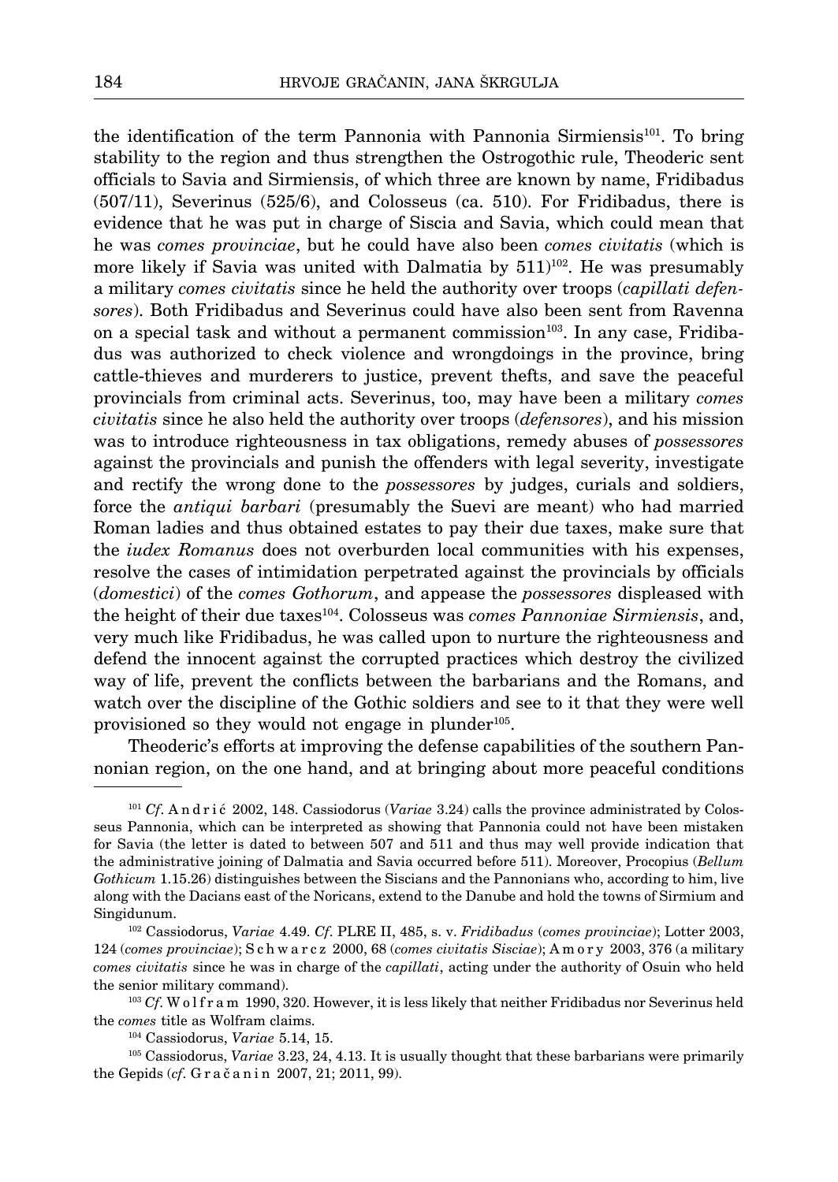the identification of the term Pannonia with Pannonia Sirmiensis[101]. To bring stability to the region and thus strengthen the Ostrogothic rule, Theoderic sent officials to Savia and Sirmiensis, of which three are known by name, Fridibadus (507/11), Severinus (525/6), and Colosseus (ca. 510). For Fridibadus, there is evidence that he was put in charge of Siscia and Savia, which could mean that he was *comes provinciae*, but he could have also been *comes civitatis* (which is more likely if Savia was united with Dalmatia by 511)[102]. He was presumably a military *comes civitatis* since he held the authority over troops (*capillati defensores*). Both Fridibadus and Severinus could have also been sent from Ravenna on a special task and without a permanent commission[103]. In any case, Fridibadus was authorized to check violence and wrongdoings in the province, bring cattle-thieves and murderers to justice, prevent thefts, and save the peaceful provincials from criminal acts. Severinus, too, may have been a military *comes civitatis* since he also held the authority over troops (*defensores*), and his mission was to introduce righteousness in tax obligations, remedy abuses of *possessores* against the provincials and punish the offenders with legal severity, investigate and rectify the wrong done to the *possessores* by judges, curials and soldiers, force the *antiqui barbari* (presumably the Suevi are meant) who had married Roman ladies and thus obtained estates to pay their due taxes, make sure that the *iudex Romanus* does not overburden local communities with his expenses, resolve the cases of intimidation perpetrated against the provincials by officials (*domestici*) of the *comes Gothorum*, and appease the *possessores* displeased with the height of their due taxes[104]. Colosseus was *comes Pannoniae Sirmiensis*, and, very much like Fridibadus, he was called upon to nurture the righteousness and defend the innocent against the corrupted practices which destroy the civilized way of life, prevent the conflicts between the barbarians and the Romans, and watch over the discipline of the Gothic soldiers and see to it that they were well provisioned so they would not engage in plunder[105].

Theoderic's efforts at improving the defense capabilities of the southern Pannonian region, on the one hand, and at bringing about more peaceful conditions

---

[101] *Cf*. Andrić 2002, 148. Cassiodorus (*Variae* 3.24) calls the province administrated by Colosseus Pannonia, which can be interpreted as showing that Pannonia could not have been mistaken for Savia (the letter is dated to between 507 and 511 and thus may well provide indication that the administrative joining of Dalmatia and Savia occurred before 511). Moreover, Procopius (*Bellum Gothicum* 1.15.26) distinguishes between the Siscians and the Pannonians who, according to him, live along with the Dacians east of the Noricans, extend to the Danube and hold the towns of Sirmium and Singidunum.

[102] Cassiodorus, *Variae* 4.49. *Cf*. PLRE II, 485, s. v. *Fridibadus* (*comes provinciae*); Lotter 2003, 124 (*comes provinciae*); Schwarcz 2000, 68 (*comes civitatis Sisciae*); Amory 2003, 376 (a military *comes civitatis* since he was in charge of the *capillati*, acting under the authority of Osuin who held the senior military command).

[103] *Cf*. Wolfram 1990, 320. However, it is less likely that neither Fridibadus nor Severinus held the *comes* title as Wolfram claims.

[104] Cassiodorus, *Variae* 5.14, 15.

[105] Cassiodorus, *Variae* 3.23, 24, 4.13. It is usually thought that these barbarians were primarily the Gepids (*cf*. Gračanin 2007, 21; 2011, 99).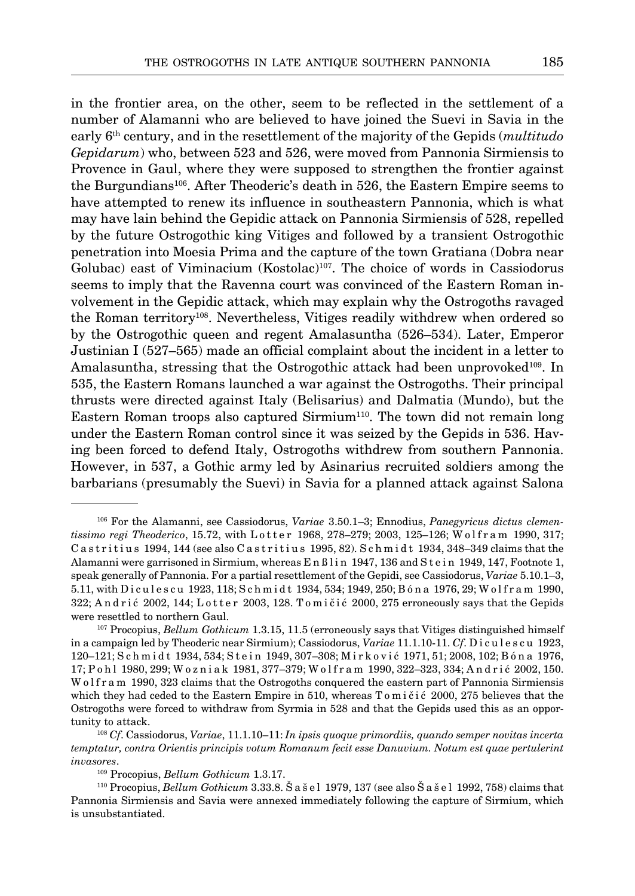in the frontier area, on the other, seem to be reflected in the settlement of a number of Alamanni who are believed to have joined the Suevi in Savia in the early 6th century, and in the resettlement of the majority of the Gepids (*multitudo Gepidarum*) who, between 523 and 526, were moved from Pannonia Sirmiensis to Provence in Gaul, where they were supposed to strengthen the frontier against the Burgundians[106]. After Theoderic's death in 526, the Eastern Empire seems to have attempted to renew its influence in southeastern Pannonia, which is what may have lain behind the Gepidic attack on Pannonia Sirmiensis of 528, repelled by the future Ostrogothic king Vitiges and followed by a transient Ostrogothic penetration into Moesia Prima and the capture of the town Gratiana (Dobra near Golubac) east of Viminacium (Kostolac)[107]. The choice of words in Cassiodorus seems to imply that the Ravenna court was convinced of the Eastern Roman involvement in the Gepidic attack, which may explain why the Ostrogoths ravaged the Roman territory[108]. Nevertheless, Vitiges readily withdrew when ordered so by the Ostrogothic queen and regent Amalasuntha (526–534). Later, Emperor Justinian I (527–565) made an official complaint about the incident in a letter to Amalasuntha, stressing that the Ostrogothic attack had been unprovoked[109]. In 535, the Eastern Romans launched a war against the Ostrogoths. Their principal thrusts were directed against Italy (Belisarius) and Dalmatia (Mundo), but the Eastern Roman troops also captured Sirmium[110]. The town did not remain long under the Eastern Roman control since it was seized by the Gepids in 536. Having been forced to defend Italy, Ostrogoths withdrew from southern Pannonia. However, in 537, a Gothic army led by Asinarius recruited soldiers among the barbarians (presumably the Suevi) in Savia for a planned attack against Salona

---

[106] For the Alamanni, see Cassiodorus, *Variae* 3.50.1–3; Ennodius, *Panegyricus dictus clementissimo regi Theoderico*, 15.72, with Lotter 1968, 278–279; 2003, 125–126; Wolfram 1990, 317; Castritius 1994, 144 (see also Castritius 1995, 82). Schmidt 1934, 348–349 claims that the Alamanni were garrisoned in Sirmium, whereas Enßlin 1947, 136 and Stein 1949, 147, Footnote 1, speak generally of Pannonia. For a partial resettlement of the Gepidi, see Cassiodorus, *Variae* 5.10.1–3, 5.11, with Diculescu 1923, 118; Schmidt 1934, 534; 1949, 250; Bóna 1976, 29; Wolfram 1990, 322; Andrić 2002, 144; Lotter 2003, 128. Tomičić 2000, 275 erroneously says that the Gepids were resettled to northern Gaul.

[107] Procopius, *Bellum Gothicum* 1.3.15, 11.5 (erroneously says that Vitiges distinguished himself in a campaign led by Theoderic near Sirmium); Cassiodorus, *Variae* 11.1.10-11. *Cf*. Diculescu 1923, 120–121; Schmidt 1934, 534; Stein 1949, 307–308; Mirković 1971, 51; 2008, 102; Bóna 1976, 17; Pohl 1980, 299; Wozniak 1981, 377–379; Wolfram 1990, 322–323, 334; Andrić 2002, 150. Wolfram 1990, 323 claims that the Ostrogoths conquered the eastern part of Pannonia Sirmiensis which they had ceded to the Eastern Empire in 510, whereas Tomičić 2000, 275 believes that the Ostrogoths were forced to withdraw from Syrmia in 528 and that the Gepids used this as an opportunity to attack.

[108] *Cf*. Cassiodorus, *Variae*, 11.1.10–11: *In ipsis quoque primordiis, quando semper novitas incerta temptatur, contra Orientis principis votum Romanum fecit esse Danuvium. Notum est quae pertulerint invasores*.

[109] Procopius, *Bellum Gothicum* 1.3.17.

[110] Procopius, *Bellum Gothicum* 3.33.8. Šašel 1979, 137 (see also Šašel 1992, 758) claims that Pannonia Sirmiensis and Savia were annexed immediately following the capture of Sirmium, which is unsubstantiated.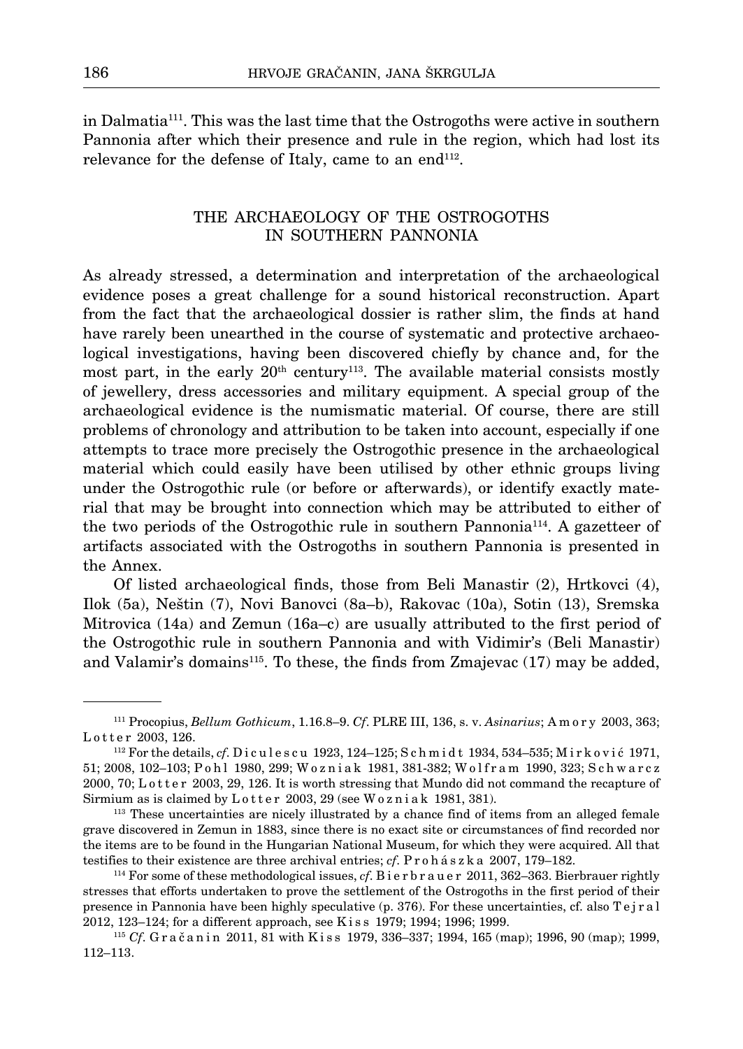in Dalmatia[111]. This was the last time that the Ostrogoths were active in southern Pannonia after which their presence and rule in the region, which had lost its relevance for the defense of Italy, came to an end[112].

## THE ARCHAEOLOGY OF THE OSTROGOTHS IN SOUTHERN PANNONIA

As already stressed, a determination and interpretation of the archaeological evidence poses a great challenge for a sound historical reconstruction. Apart from the fact that the archaeological dossier is rather slim, the finds at hand have rarely been unearthed in the course of systematic and protective archaeological investigations, having been discovered chiefly by chance and, for the most part, in the early 20th century[113]. The available material consists mostly of jewellery, dress accessories and military equipment. A special group of the archaeological evidence is the numismatic material. Of course, there are still problems of chronology and attribution to be taken into account, especially if one attempts to trace more precisely the Ostrogothic presence in the archaeological material which could easily have been utilised by other ethnic groups living under the Ostrogothic rule (or before or afterwards), or identify exactly material that may be brought into connection which may be attributed to either of the two periods of the Ostrogothic rule in southern Pannonia[114]. A gazetteer of artifacts associated with the Ostrogoths in southern Pannonia is presented in the Annex.

Of listed archaeological finds, those from Beli Manastir (2), Hrtkovci (4), Ilok (5a), Neštin (7), Novi Banovci (8a–b), Rakovac (10a), Sotin (13), Sremska Mitrovica (14a) and Zemun (16a–c) are usually attributed to the first period of the Ostrogothic rule in southern Pannonia and with Vidimir's (Beli Manastir) and Valamir's domains[115]. To these, the finds from Zmajevac (17) may be added,

---

[111] Procopius, *Bellum Gothicum*, 1.16.8–9. *Cf*. PLRE III, 136, s. v. *Asinarius*; Amory 2003, 363; Lotter 2003, 126.

[112] For the details, *cf*. Diculescu 1923, 124–125; Schmidt 1934, 534–535; Mirković 1971, 51; 2008, 102–103; Pohl 1980, 299; Wozniak 1981, 381-382; Wolfram 1990, 323; Schwarcz 2000, 70; Lotter 2003, 29, 126. It is worth stressing that Mundo did not command the recapture of Sirmium as is claimed by Lotter 2003, 29 (see Wozniak 1981, 381).

[113] These uncertainties are nicely illustrated by a chance find of items from an alleged female grave discovered in Zemun in 1883, since there is no exact site or circumstances of find recorded nor the items are to be found in the Hungarian National Museum, for which they were acquired. All that testifies to their existence are three archival entries; *cf*. Prohászka 2007, 179–182.

[114] For some of these methodological issues, *cf*. Bierbrauer 2011, 362–363. Bierbrauer rightly stresses that efforts undertaken to prove the settlement of the Ostrogoths in the first period of their presence in Pannonia have been highly speculative (p. 376). For these uncertainties, cf. also Tejral 2012, 123–124; for a different approach, see Kiss 1979; 1994; 1996; 1999.

[115] *Cf*. Gračanin 2011, 81 with Kiss 1979, 336–337; 1994, 165 (map); 1996, 90 (map); 1999, 112–113.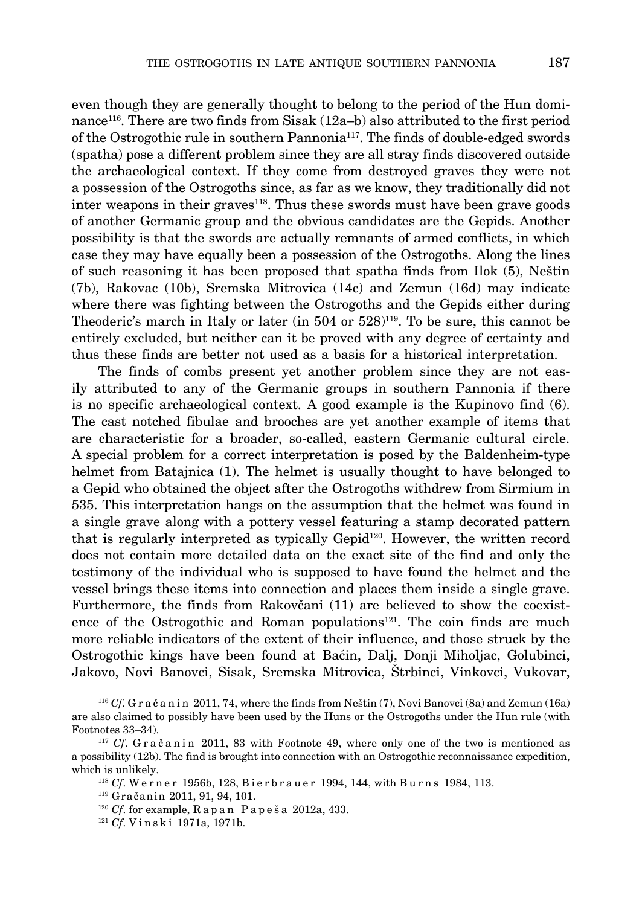even though they are generally thought to belong to the period of the Hun dominance[116]. There are two finds from Sisak (12a–b) also attributed to the first period of the Ostrogothic rule in southern Pannonia[117]. The finds of double-edged swords (spatha) pose a different problem since they are all stray finds discovered outside the archaeological context. If they come from destroyed graves they were not a possession of the Ostrogoths since, as far as we know, they traditionally did not inter weapons in their graves[118]. Thus these swords must have been grave goods of another Germanic group and the obvious candidates are the Gepids. Another possibility is that the swords are actually remnants of armed conflicts, in which case they may have equally been a possession of the Ostrogoths. Along the lines of such reasoning it has been proposed that spatha finds from Ilok (5), Neštin (7b), Rakovac (10b), Sremska Mitrovica (14c) and Zemun (16d) may indicate where there was fighting between the Ostrogoths and the Gepids either during Theoderic's march in Italy or later (in 504 or 528)[119]. To be sure, this cannot be entirely excluded, but neither can it be proved with any degree of certainty and thus these finds are better not used as a basis for a historical interpretation.

The finds of combs present yet another problem since they are not easily attributed to any of the Germanic groups in southern Pannonia if there is no specific archaeological context. A good example is the Kupinovo find (6). The cast notched fibulae and brooches are yet another example of items that are characteristic for a broader, so-called, eastern Germanic cultural circle. A special problem for a correct interpretation is posed by the Baldenheim-type helmet from Batajnica (1). The helmet is usually thought to have belonged to a Gepid who obtained the object after the Ostrogoths withdrew from Sirmium in 535. This interpretation hangs on the assumption that the helmet was found in a single grave along with a pottery vessel featuring a stamp decorated pattern that is regularly interpreted as typically Gepid[120]. However, the written record does not contain more detailed data on the exact site of the find and only the testimony of the individual who is supposed to have found the helmet and the vessel brings these items into connection and places them inside a single grave. Furthermore, the finds from Rakovčani (11) are believed to show the coexistence of the Ostrogothic and Roman populations[121]. The coin finds are much more reliable indicators of the extent of their influence, and those struck by the Ostrogothic kings have been found at Baćin, Dalj, Donji Miholjac, Golubinci, Jakovo, Novi Banovci, Sisak, Sremska Mitrovica, Štrbinci, Vinkovci, Vukovar,

---

[116] *Cf*. Gračanin 2011, 74, where the finds from Neštin (7), Novi Banovci (8a) and Zemun (16a) are also claimed to possibly have been used by the Huns or the Ostrogoths under the Hun rule (with Footnotes 33–34).

[117] *Cf*. Gračanin 2011, 83 with Footnote 49, where only one of the two is mentioned as a possibility (12b). The find is brought into connection with an Ostrogothic reconnaissance expedition, which is unlikely.

[118] *Cf*. Werner 1956b, 128, Bierbrauer 1994, 144, with Burns 1984, 113.

[119] Gračanin 2011, 91, 94, 101.

[120] *Cf*. for example, Rapan Papeša 2012a, 433.

[121] *Cf*. Vinski 1971a, 1971b.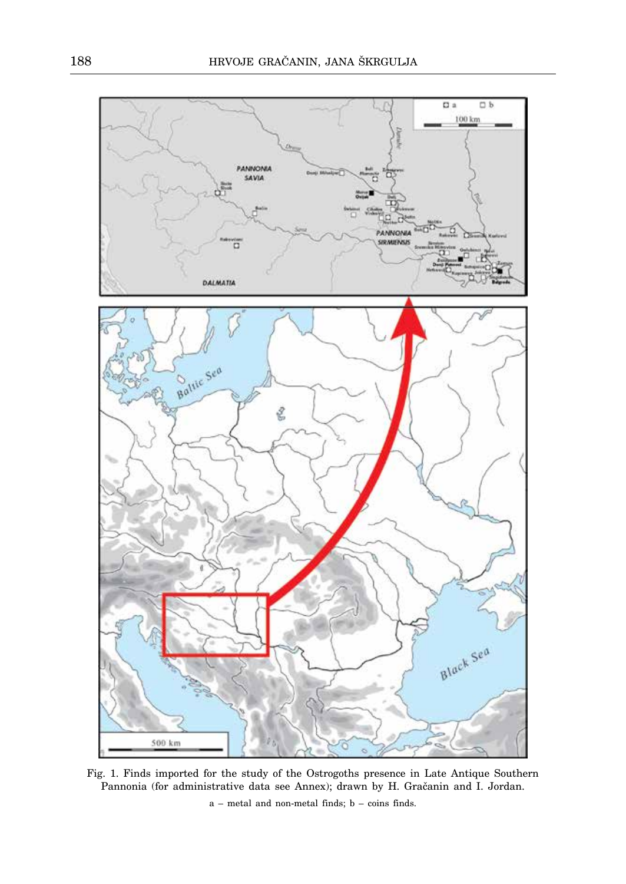Fig. 1. Finds imported for the study of the Ostrogoths presence in Late Antique Southern Pannonia (for administrative data see Annex); drawn by H. Gračanin and I. Jordan.

a – metal and non-metal finds; b – coins finds.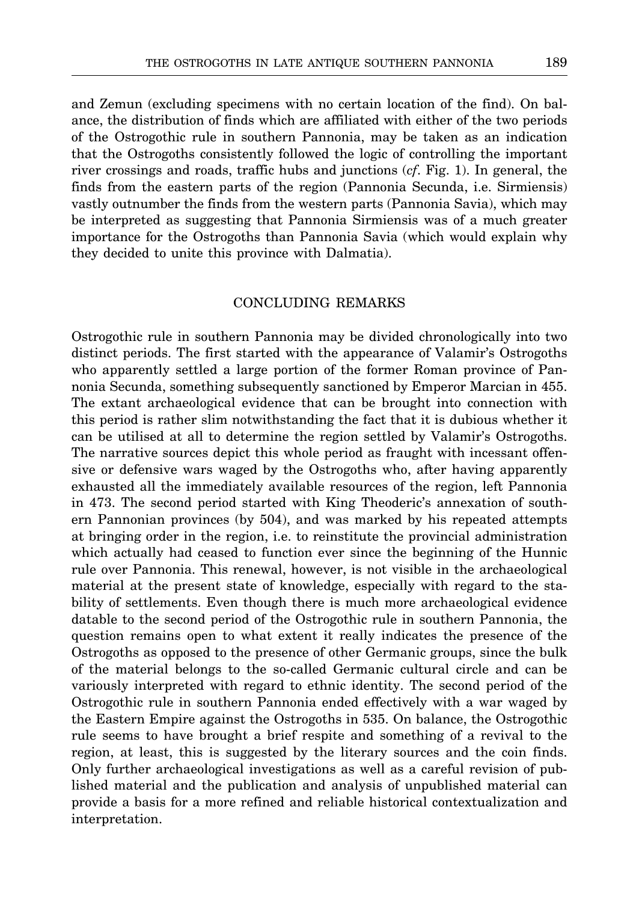and Zemun (excluding specimens with no certain location of the find). On balance, the distribution of finds which are affiliated with either of the two periods of the Ostrogothic rule in southern Pannonia, may be taken as an indication that the Ostrogoths consistently followed the logic of controlling the important river crossings and roads, traffic hubs and junctions (*cf*. Fig. 1). In general, the finds from the eastern parts of the region (Pannonia Secunda, i.e. Sirmiensis) vastly outnumber the finds from the western parts (Pannonia Savia), which may be interpreted as suggesting that Pannonia Sirmiensis was of a much greater importance for the Ostrogoths than Pannonia Savia (which would explain why they decided to unite this province with Dalmatia).

## CONCLUDING REMARKS

Ostrogothic rule in southern Pannonia may be divided chronologically into two distinct periods. The first started with the appearance of Valamir's Ostrogoths who apparently settled a large portion of the former Roman province of Pannonia Secunda, something subsequently sanctioned by Emperor Marcian in 455. The extant archaeological evidence that can be brought into connection with this period is rather slim notwithstanding the fact that it is dubious whether it can be utilised at all to determine the region settled by Valamir's Ostrogoths. The narrative sources depict this whole period as fraught with incessant offensive or defensive wars waged by the Ostrogoths who, after having apparently exhausted all the immediately available resources of the region, left Pannonia in 473. The second period started with King Theoderic's annexation of southern Pannonian provinces (by 504), and was marked by his repeated attempts at bringing order in the region, i.e. to reinstitute the provincial administration which actually had ceased to function ever since the beginning of the Hunnic rule over Pannonia. This renewal, however, is not visible in the archaeological material at the present state of knowledge, especially with regard to the stability of settlements. Even though there is much more archaeological evidence datable to the second period of the Ostrogothic rule in southern Pannonia, the question remains open to what extent it really indicates the presence of the Ostrogoths as opposed to the presence of other Germanic groups, since the bulk of the material belongs to the so-called Germanic cultural circle and can be variously interpreted with regard to ethnic identity. The second period of the Ostrogothic rule in southern Pannonia ended effectively with a war waged by the Eastern Empire against the Ostrogoths in 535. On balance, the Ostrogothic rule seems to have brought a brief respite and something of a revival to the region, at least, this is suggested by the literary sources and the coin finds. Only further archaeological investigations as well as a careful revision of published material and the publication and analysis of unpublished material can provide a basis for a more refined and reliable historical contextualization and interpretation.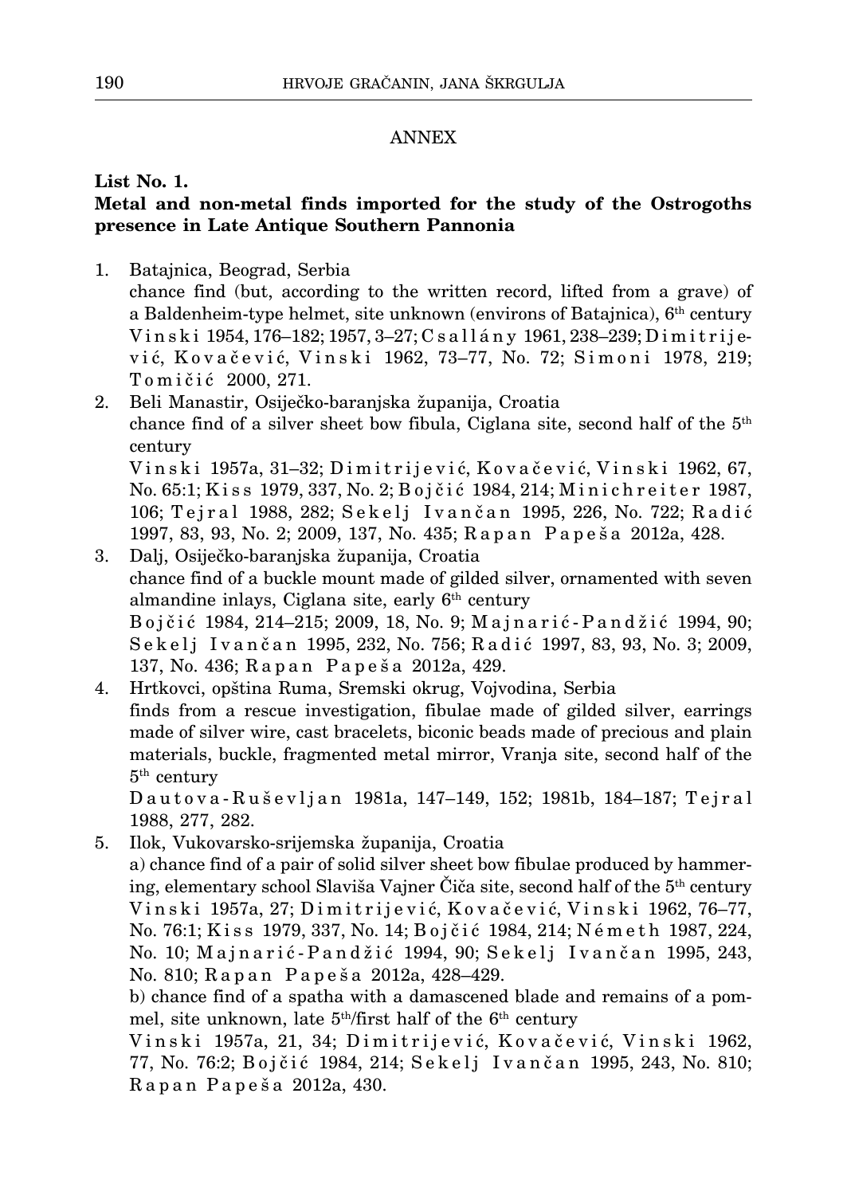## ANNEX

**List No. 1.**
**Metal and non-metal finds imported for the study of the Ostrogoths presence in Late Antique Southern Pannonia**

1. Batajnica, Beograd, Serbia
   chance find (but, according to the written record, lifted from a grave) of a Baldenheim-type helmet, site unknown (environs of Batajnica), 6th century
   Vinski 1954, 176–182; 1957, 3–27; Csallány 1961, 238–239; Dimitrijević, Kovačević, Vinski 1962, 73–77, No. 72; Simoni 1978, 219; Tomičić 2000, 271.
2. Beli Manastir, Osiječko-baranjska županija, Croatia
   chance find of a silver sheet bow fibula, Ciglana site, second half of the 5th century
   Vinski 1957a, 31–32; Dimitrijević, Kovačević, Vinski 1962, 67, No. 65:1; Kiss 1979, 337, No. 2; Bojčić 1984, 214; Minichreiter 1987, 106; Tejral 1988, 282; Sekelj Ivančan 1995, 226, No. 722; Radić 1997, 83, 93, No. 2; 2009, 137, No. 435; Rapan Papeša 2012a, 428.
3. Dalj, Osiječko-baranjska županija, Croatia
   chance find of a buckle mount made of gilded silver, ornamented with seven almandine inlays, Ciglana site, early 6th century
   Bojčić 1984, 214–215; 2009, 18, No. 9; Majnarić-Pandžić 1994, 90; Sekelj Ivančan 1995, 232, No. 756; Radić 1997, 83, 93, No. 3; 2009, 137, No. 436; Rapan Papeša 2012a, 429.
4. Hrtkovci, opština Ruma, Sremski okrug, Vojvodina, Serbia
   finds from a rescue investigation, fibulae made of gilded silver, earrings made of silver wire, cast bracelets, biconic beads made of precious and plain materials, buckle, fragmented metal mirror, Vranja site, second half of the 5th century
   Dautova-Ruševljan 1981a, 147–149, 152; 1981b, 184–187; Tejral 1988, 277, 282.
5. Ilok, Vukovarsko-srijemska županija, Croatia
   a) chance find of a pair of solid silver sheet bow fibulae produced by hammering, elementary school Slaviša Vajner Čiča site, second half of the 5th century
   Vinski 1957a, 27; Dimitrijević, Kovačević, Vinski 1962, 76–77, No. 76:1; Kiss 1979, 337, No. 14; Bojčić 1984, 214; Németh 1987, 224, No. 10; Majnarić-Pandžić 1994, 90; Sekelj Ivančan 1995, 243, No. 810; Rapan Papeša 2012a, 428–429.
   b) chance find of a spatha with a damascened blade and remains of a pommel, site unknown, late 5th/first half of the 6th century
   Vinski 1957a, 21, 34; Dimitrijević, Kovačević, Vinski 1962, 77, No. 76:2; Bojčić 1984, 214; Sekelj Ivančan 1995, 243, No. 810; Rapan Papeša 2012a, 430.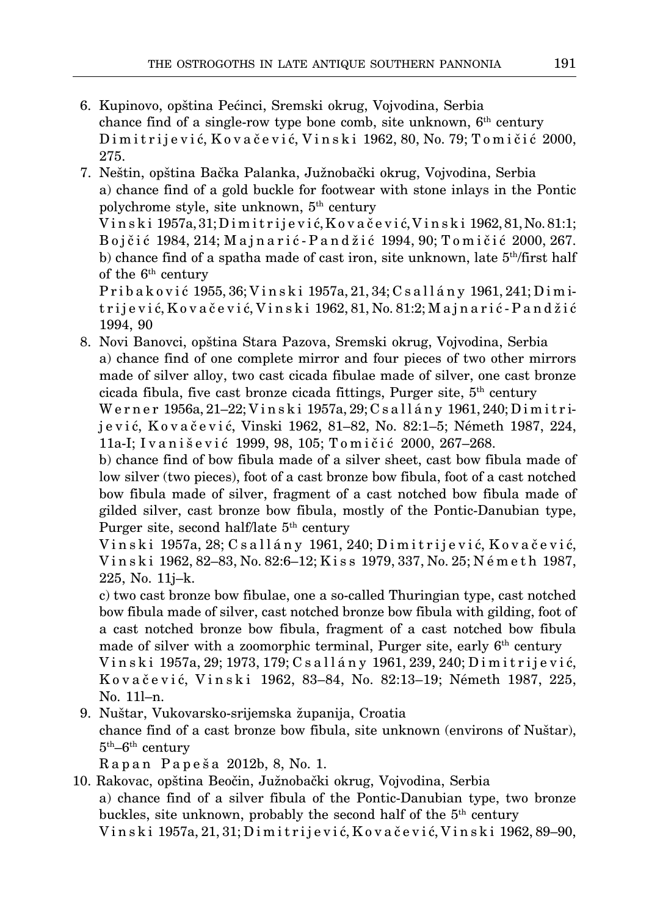6. Kupinovo, opština Pećinci, Sremski okrug, Vojvodina, Serbia
   chance find of a single-row type bone comb, site unknown, 6th century
   Dimitrijević, Kovačević, Vinski 1962, 80, No. 79; Tomičić 2000, 275.
7. Neštin, opština Bačka Palanka, Južnobački okrug, Vojvodina, Serbia
   a) chance find of a gold buckle for footwear with stone inlays in the Pontic polychrome style, site unknown, 5th century
   Vinski 1957a, 31; Dimitrijević, Kovačević, Vinski 1962, 81, No. 81:1; Bojčić 1984, 214; Majnarić-Pandžić 1994, 90; Tomičić 2000, 267.
   b) chance find of a spatha made of cast iron, site unknown, late 5th/first half of the 6th century
   Pribaković 1955, 36; Vinski 1957a, 21, 34; Csallány 1961, 241; Dimitrijević, Kovačević, Vinski 1962, 81, No. 81:2; Majnarić-Pandžić 1994, 90
8. Novi Banovci, opština Stara Pazova, Sremski okrug, Vojvodina, Serbia
   a) chance find of one complete mirror and four pieces of two other mirrors made of silver alloy, two cast cicada fibulae made of silver, one cast bronze cicada fibula, five cast bronze cicada fittings, Purger site, 5th century
   Werner 1956a, 21–22; Vinski 1957a, 29; Csallány 1961, 240; Dimitrijević, Kovačević, Vinski 1962, 81–82, No. 82:1–5; Németh 1987, 224, 11a-I; Ivanišević 1999, 98, 105; Tomičić 2000, 267–268.
   b) chance find of bow fibula made of a silver sheet, cast bow fibula made of low silver (two pieces), foot of a cast bronze bow fibula, foot of a cast notched bow fibula made of silver, fragment of a cast notched bow fibula made of gilded silver, cast bronze bow fibula, mostly of the Pontic-Danubian type, Purger site, second half/late 5th century
   Vinski 1957a, 28; Csallány 1961, 240; Dimitrijević, Kovačević, Vinski 1962, 82–83, No. 82:6–12; Kiss 1979, 337, No. 25; Németh 1987, 225, No. 11j–k.
   c) two cast bronze bow fibulae, one a so-called Thuringian type, cast notched bow fibula made of silver, cast notched bronze bow fibula with gilding, foot of a cast notched bronze bow fibula, fragment of a cast notched bow fibula made of silver with a zoomorphic terminal, Purger site, early 6th century
   Vinski 1957a, 29; 1973, 179; Csallány 1961, 239, 240; Dimitrijević, Kovačević, Vinski 1962, 83–84, No. 82:13–19; Németh 1987, 225, No. 11l–n.
9. Nuštar, Vukovarsko-srijemska županija, Croatia
   chance find of a cast bronze bow fibula, site unknown (environs of Nuštar), 5th–6th century
   Rapan Papeša 2012b, 8, No. 1.
10. Rakovac, opština Beočin, Južnobački okrug, Vojvodina, Serbia
   a) chance find of a silver fibula of the Pontic-Danubian type, two bronze buckles, site unknown, probably the second half of the 5th century
   Vinski 1957a, 21, 31; Dimitrijević, Kovačević, Vinski 1962, 89–90,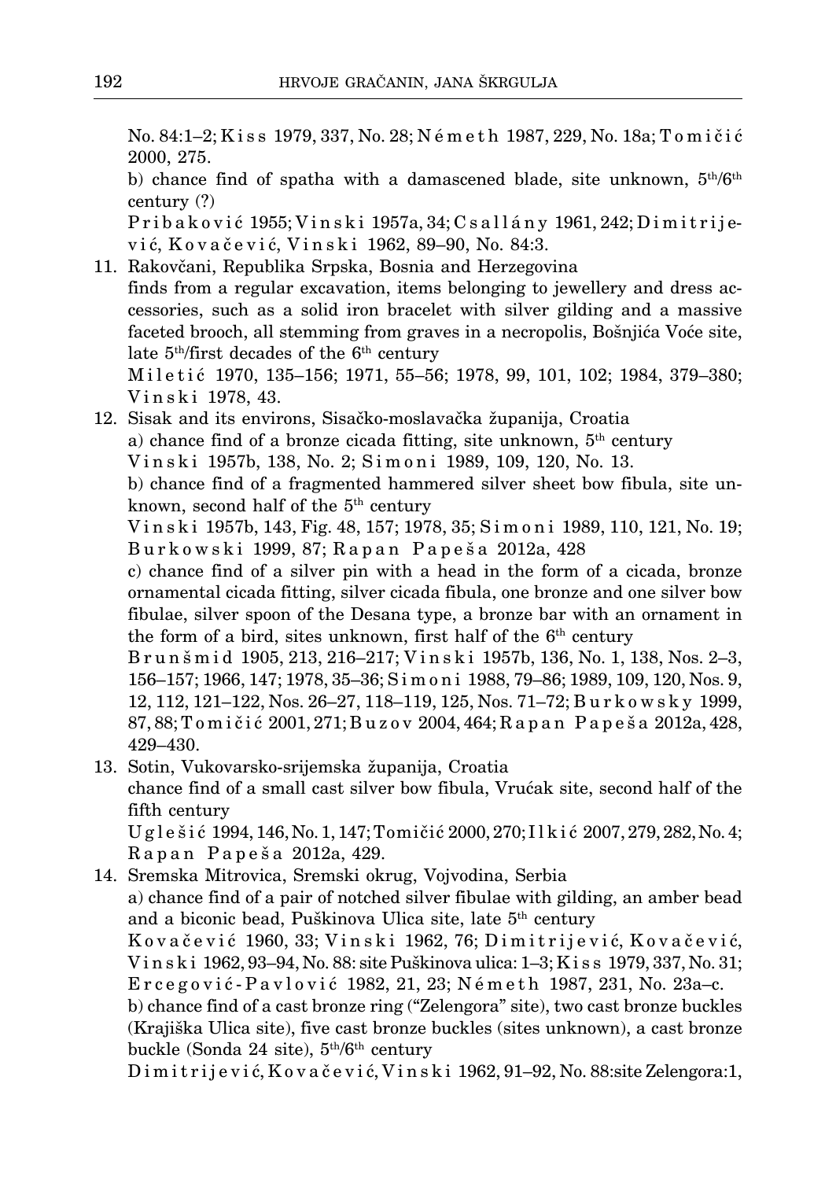No. 84:1–2; Kiss 1979, 337, No. 28; Németh 1987, 229, No. 18a; Tomičić 2000, 275.

b) chance find of spatha with a damascened blade, site unknown, 5th/6th century (?)

Pribaković 1955; Vinski 1957a, 34; Csallány 1961, 242; Dimitrijević, Kovačević, Vinski 1962, 89–90, No. 84:3.

11. Rakovčani, Republika Srpska, Bosnia and Herzegovina

finds from a regular excavation, items belonging to jewellery and dress accessories, such as a solid iron bracelet with silver gilding and a massive faceted brooch, all stemming from graves in a necropolis, Bošnjića Voće site, late 5th/first decades of the 6th century

Miletić 1970, 135–156; 1971, 55–56; 1978, 99, 101, 102; 1984, 379–380; Vinski 1978, 43.

12. Sisak and its environs, Sisačko-moslavačka županija, Croatia

a) chance find of a bronze cicada fitting, site unknown, 5th century

Vinski 1957b, 138, No. 2; Simoni 1989, 109, 120, No. 13.

b) chance find of a fragmented hammered silver sheet bow fibula, site unknown, second half of the 5th century

Vinski 1957b, 143, Fig. 48, 157; 1978, 35; Simoni 1989, 110, 121, No. 19; Burkowski 1999, 87; Rapan Papeša 2012a, 428

c) chance find of a silver pin with a head in the form of a cicada, bronze ornamental cicada fitting, silver cicada fibula, one bronze and one silver bow fibulae, silver spoon of the Desana type, a bronze bar with an ornament in the form of a bird, sites unknown, first half of the 6th century

Brunšmid 1905, 213, 216–217; Vinski 1957b, 136, No. 1, 138, Nos. 2–3, 156–157; 1966, 147; 1978, 35–36; Simoni 1988, 79–86; 1989, 109, 120, Nos. 9, 12, 112, 121–122, Nos. 26–27, 118–119, 125, Nos. 71–72; Burkowsky 1999, 87, 88; Tomičić 2001, 271; Buzov 2004, 464; Rapan Papeša 2012a, 428, 429–430.

13. Sotin, Vukovarsko-srijemska županija, Croatia

chance find of a small cast silver bow fibula, Vrućak site, second half of the fifth century

Uglešić 1994, 146, No. 1, 147; Tomičić 2000, 270; Ilkić 2007, 279, 282, No. 4; Rapan Papeša 2012a, 429.

14. Sremska Mitrovica, Sremski okrug, Vojvodina, Serbia

a) chance find of a pair of notched silver fibulae with gilding, an amber bead and a biconic bead, Puškinova Ulica site, late 5th century

Kovačević 1960, 33; Vinski 1962, 76; Dimitrijević, Kovačević, Vinski 1962, 93–94, No. 88: site Puškinova ulica: 1–3; Kiss 1979, 337, No. 31; Ercegović-Pavlović 1982, 21, 23; Németh 1987, 231, No. 23a–c.

b) chance find of a cast bronze ring ("Zelengora" site), two cast bronze buckles (Krajiška Ulica site), five cast bronze buckles (sites unknown), a cast bronze buckle (Sonda 24 site), 5th/6th century

Dimitrijević, Kovačević, Vinski 1962, 91–92, No. 88:site Zelengora:1,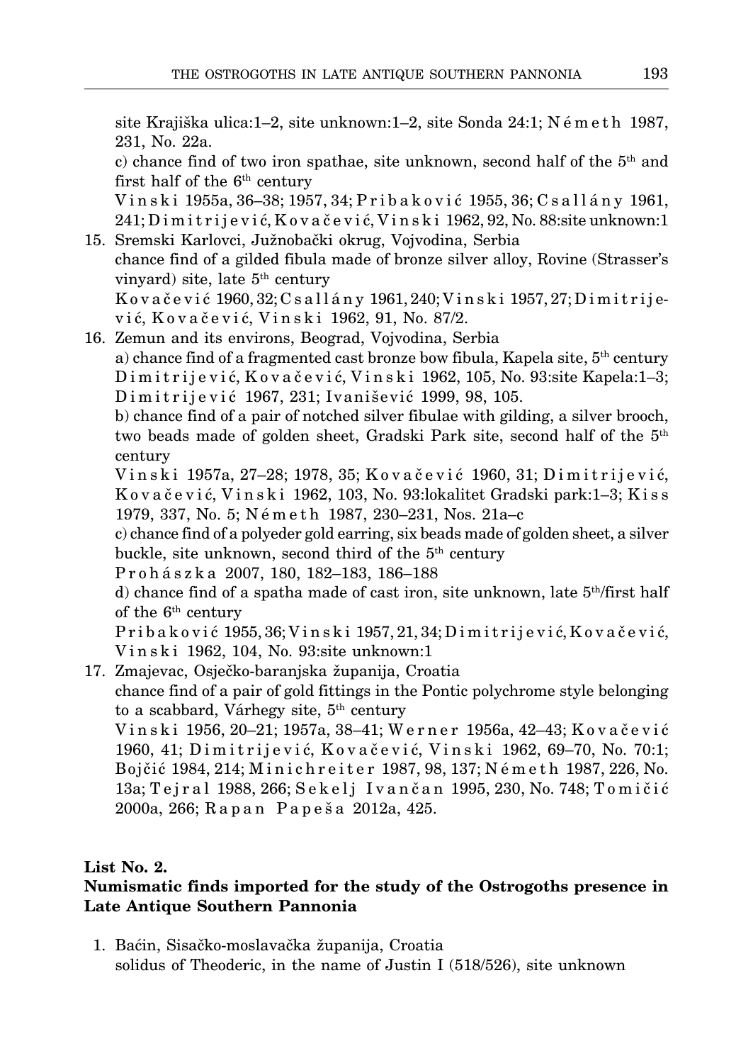site Krajiška ulica:1–2, site unknown:1–2, site Sonda 24:1; Németh 1987, 231, No. 22a.

c) chance find of two iron spathae, site unknown, second half of the 5th and first half of the 6th century

Vinski 1955a, 36–38; 1957, 34; Pribaković 1955, 36; Csallány 1961, 241; Dimitrijević, Kovačević, Vinski 1962, 92, No. 88:site unknown:1

15. Sremski Karlovci, Južnobački okrug, Vojvodina, Serbia

chance find of a gilded fibula made of bronze silver alloy, Rovine (Strasser's vinyard) site, late 5th century

Kovačević 1960, 32; Csallány 1961, 240; Vinski 1957, 27; Dimitrijević, Kovačević, Vinski 1962, 91, No. 87/2.

16. Zemun and its environs, Beograd, Vojvodina, Serbia

a) chance find of a fragmented cast bronze bow fibula, Kapela site, 5th century

Dimitrijević, Kovačević, Vinski 1962, 105, No. 93:site Kapela:1–3; Dimitrijević 1967, 231; Ivanišević 1999, 98, 105.

b) chance find of a pair of notched silver fibulae with gilding, a silver brooch, two beads made of golden sheet, Gradski Park site, second half of the 5th century

Vinski 1957a, 27–28; 1978, 35; Kovačević 1960, 31; Dimitrijević, Kovačević, Vinski 1962, 103, No. 93:lokalitet Gradski park:1–3; Kiss 1979, 337, No. 5; Németh 1987, 230–231, Nos. 21a–c

c) chance find of a polyeder gold earring, six beads made of golden sheet, a silver buckle, site unknown, second third of the 5th century

Prohászka 2007, 180, 182–183, 186–188

d) chance find of a spatha made of cast iron, site unknown, late 5th/first half of the 6th century

Pribaković 1955, 36; Vinski 1957, 21, 34; Dimitrijević, Kovačević, Vinski 1962, 104, No. 93:site unknown:1

17. Zmajevac, Osječko-baranjska županija, Croatia

chance find of a pair of gold fittings in the Pontic polychrome style belonging to a scabbard, Várhegy site, 5th century

Vinski 1956, 20–21; 1957a, 38–41; Werner 1956a, 42–43; Kovačević 1960, 41; Dimitrijević, Kovačević, Vinski 1962, 69–70, No. 70:1; Bojčić 1984, 214; Minichreiter 1987, 98, 137; Németh 1987, 226, No. 13a; Tejral 1988, 266; Sekelj Ivančan 1995, 230, No. 748; Tomičić 2000a, 266; Rapan Papeša 2012a, 425.

**List No. 2.**
**Numismatic finds imported for the study of the Ostrogoths presence in Late Antique Southern Pannonia**

1. Baćin, Sisačko-moslavačka županija, Croatia

solidus of Theoderic, in the name of Justin I (518/526), site unknown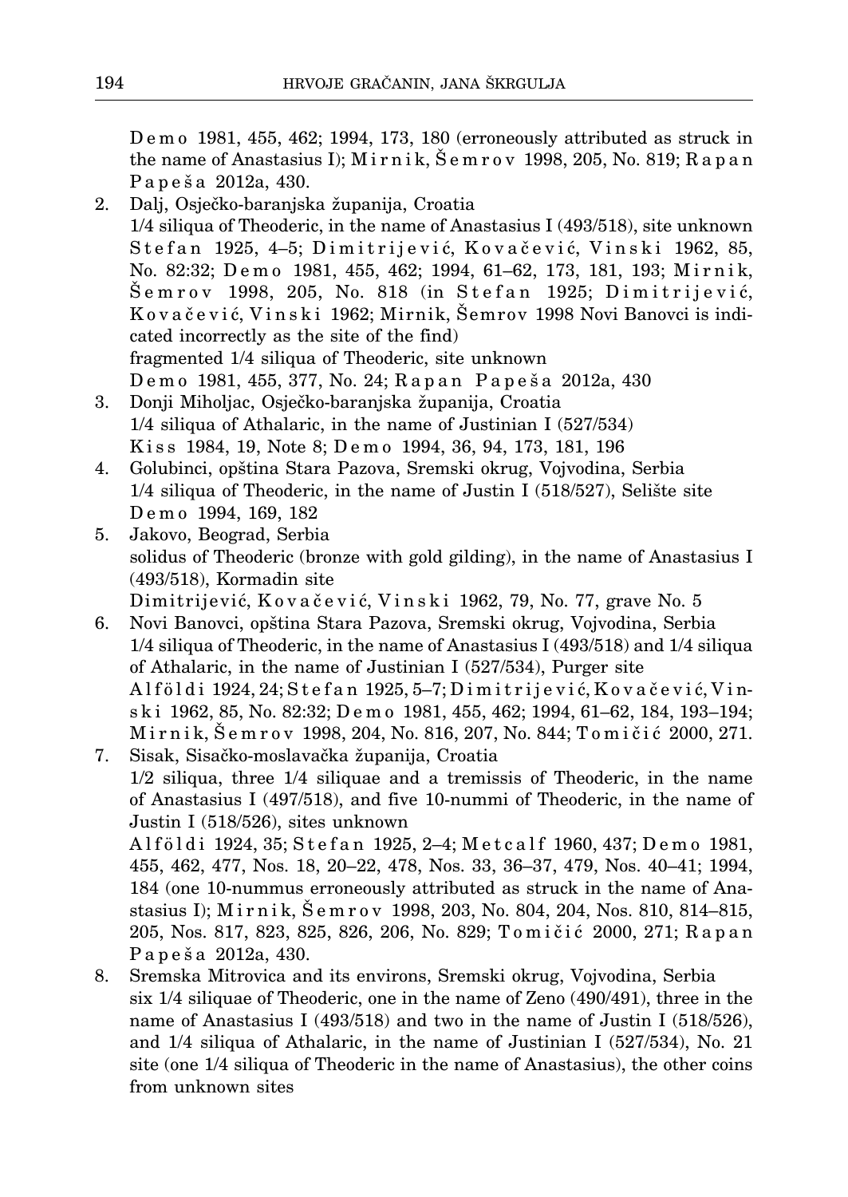Demo 1981, 455, 462; 1994, 173, 180 (erroneously attributed as struck in the name of Anastasius I); Mirnik, Šemrov 1998, 205, No. 819; Rapan Papeša 2012a, 430.

2. Dalj, Osječko-baranjska županija, Croatia
   1/4 siliqua of Theoderic, in the name of Anastasius I (493/518), site unknown
   Stefan 1925, 4–5; Dimitrijević, Kovačević, Vinski 1962, 85, No. 82:32; Demo 1981, 455, 462; 1994, 61–62, 173, 181, 193; Mirnik, Šemrov 1998, 205, No. 818 (in Stefan 1925; Dimitrijević, Kovačević, Vinski 1962; Mirnik, Šemrov 1998 Novi Banovci is indicated incorrectly as the site of the find)
   fragmented 1/4 siliqua of Theoderic, site unknown
   Demo 1981, 455, 377, No. 24; Rapan Papeša 2012a, 430
3. Donji Miholjac, Osječko-baranjska županija, Croatia
   1/4 siliqua of Athalaric, in the name of Justinian I (527/534)
   Kiss 1984, 19, Note 8; Demo 1994, 36, 94, 173, 181, 196
4. Golubinci, opština Stara Pazova, Sremski okrug, Vojvodina, Serbia
   1/4 siliqua of Theoderic, in the name of Justin I (518/527), Selište site
   Demo 1994, 169, 182
5. Jakovo, Beograd, Serbia
   solidus of Theoderic (bronze with gold gilding), in the name of Anastasius I (493/518), Kormadin site
   Dimitrijević, Kovačević, Vinski 1962, 79, No. 77, grave No. 5
6. Novi Banovci, opština Stara Pazova, Sremski okrug, Vojvodina, Serbia
   1/4 siliqua of Theoderic, in the name of Anastasius I (493/518) and 1/4 siliqua of Athalaric, in the name of Justinian I (527/534), Purger site
   Alföldi 1924, 24; Stefan 1925, 5–7; Dimitrijević, Kovačević, Vinski 1962, 85, No. 82:32; Demo 1981, 455, 462; 1994, 61–62, 184, 193–194; Mirnik, Šemrov 1998, 204, No. 816, 207, No. 844; Tomičić 2000, 271.
7. Sisak, Sisačko-moslavačka županija, Croatia
   1/2 siliqua, three 1/4 siliquae and a tremissis of Theoderic, in the name of Anastasius I (497/518), and five 10-nummi of Theoderic, in the name of Justin I (518/526), sites unknown
   Alföldi 1924, 35; Stefan 1925, 2–4; Metcalf 1960, 437; Demo 1981, 455, 462, 477, Nos. 18, 20–22, 478, Nos. 33, 36–37, 479, Nos. 40–41; 1994, 184 (one 10-nummus erroneously attributed as struck in the name of Anastasius I); Mirnik, Šemrov 1998, 203, No. 804, 204, Nos. 810, 814–815, 205, Nos. 817, 823, 825, 826, 206, No. 829; Tomičić 2000, 271; Rapan Papeša 2012a, 430.
8. Sremska Mitrovica and its environs, Sremski okrug, Vojvodina, Serbia
   six 1/4 siliquae of Theoderic, one in the name of Zeno (490/491), three in the name of Anastasius I (493/518) and two in the name of Justin I (518/526), and 1/4 siliqua of Athalaric, in the name of Justinian I (527/534), No. 21 site (one 1/4 siliqua of Theoderic in the name of Anastasius), the other coins from unknown sites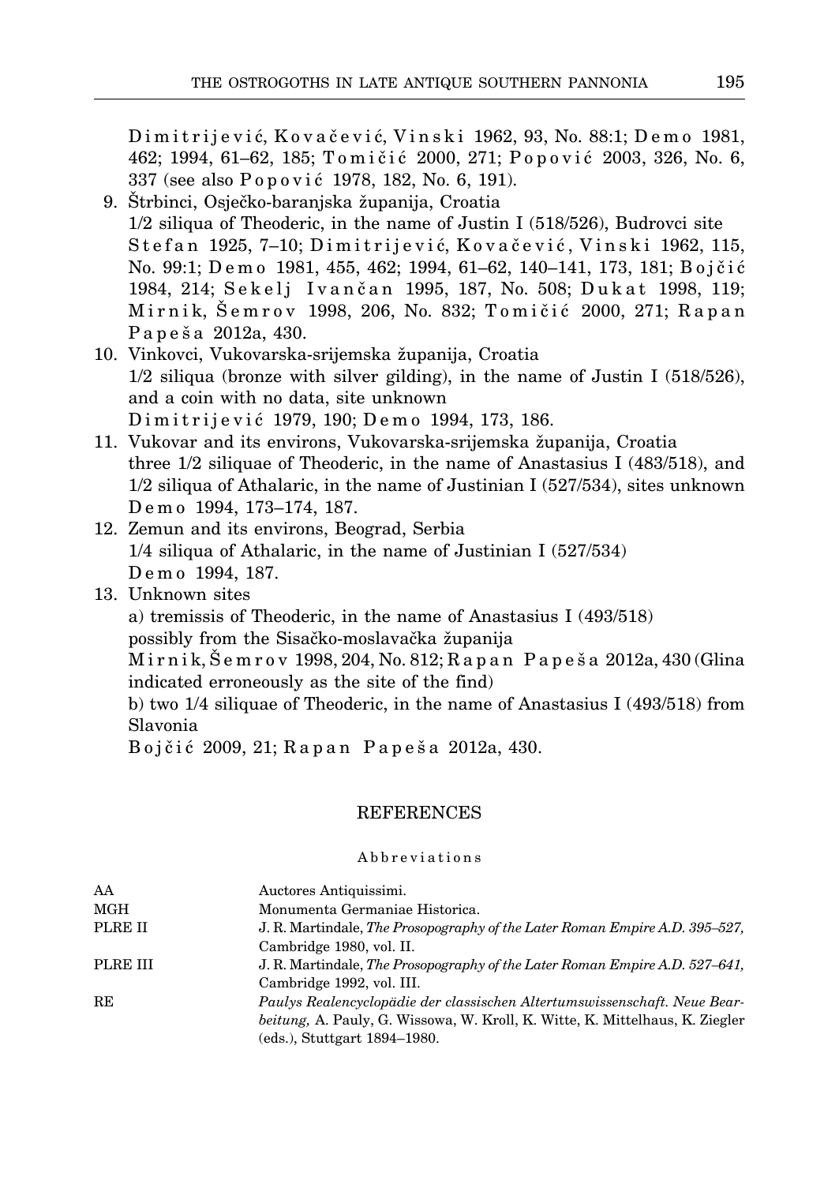Dimitrijević, Kovačević, Vinski 1962, 93, No. 88:1; Demo 1981, 462; 1994, 61–62, 185; Tomičić 2000, 271; Popović 2003, 326, No. 6, 337 (see also Popović 1978, 182, No. 6, 191).

9. Štrbinci, Osječko-baranjska županija, Croatia
   1/2 siliqua of Theoderic, in the name of Justin I (518/526), Budrovci site
   Stefan 1925, 7–10; Dimitrijević, Kovačević, Vinski 1962, 115, No. 99:1; Demo 1981, 455, 462; 1994, 61–62, 140–141, 173, 181; Bojčić 1984, 214; Sekelj Ivančan 1995, 187, No. 508; Dukat 1998, 119; Mirnik, Šemrov 1998, 206, No. 832; Tomičić 2000, 271; Rapan Papeša 2012a, 430.
10. Vinkovci, Vukovarska-srijemska županija, Croatia
    1/2 siliqua (bronze with silver gilding), in the name of Justin I (518/526), and a coin with no data, site unknown
    Dimitrijević 1979, 190; Demo 1994, 173, 186.
11. Vukovar and its environs, Vukovarska-srijemska županija, Croatia
    three 1/2 siliquae of Theoderic, in the name of Anastasius I (483/518), and 1/2 siliqua of Athalaric, in the name of Justinian I (527/534), sites unknown
    Demo 1994, 173–174, 187.
12. Zemun and its environs, Beograd, Serbia
    1/4 siliqua of Athalaric, in the name of Justinian I (527/534)
    Demo 1994, 187.
13. Unknown sites
    a) tremissis of Theoderic, in the name of Anastasius I (493/518) possibly from the Sisačko-moslavačka županija
    Mirnik, Šemrov 1998, 204, No. 812; Rapan Papeša 2012a, 430 (Glina indicated erroneously as the site of the find)
    b) two 1/4 siliquae of Theoderic, in the name of Anastasius I (493/518) from Slavonia
    Bojčić 2009, 21; Rapan Papeša 2012a, 430.

## REFERENCES

### Abbreviations

| | |
|---|---|
| AA | Auctores Antiquissimi. |
| MGH | Monumenta Germaniae Historica. |
| PLRE II | J. R. Martindale, *The Prosopography of the Later Roman Empire A.D. 395–527,* Cambridge 1980, vol. II. |
| PLRE III | J. R. Martindale, *The Prosopography of the Later Roman Empire A.D. 527–641,* Cambridge 1992, vol. III. |
| RE | *Paulys Realencyclopädie der classischen Altertumswissenschaft. Neue Bearbeitung,* A. Pauly, G. Wissowa, W. Kroll, K. Witte, K. Mittelhaus, K. Ziegler (eds.), Stuttgart 1894–1980. |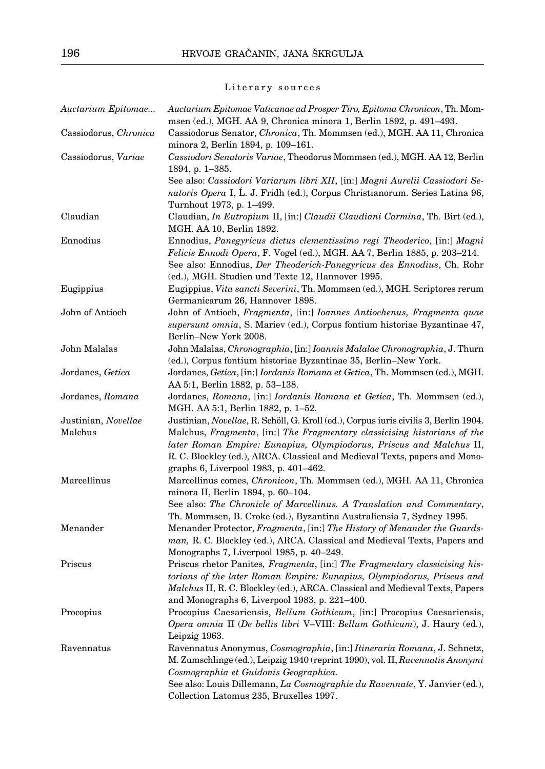### Literary sources

| | |
|---|---|
| *Auctarium Epitomae...* | *Auctarium Epitomae Vaticanae ad Prosper Tiro, Epitoma Chronicon*, Th. Mommsen (ed.), MGH. AA 9, Chronica minora 1, Berlin 1892, p. 491–493. |
| Cassiodorus, *Chronica* | Cassiodorus Senator, *Chronica*, Th. Mommsen (ed.), MGH. AA 11, Chronica minora 2, Berlin 1894, p. 109–161. |
| Cassiodorus, *Variae* | *Cassiodori Senatoris Variae*, Theodorus Mommsen (ed.), MGH. AA 12, Berlin 1894, p. 1–385. See also: *Cassiodori Variarum libri XII*, [in:] *Magni Aurelii Cassiodori Senatoris Opera* I, Ĺ. J. Fridh (ed.), Corpus Christianorum. Series Latina 96, Turnhout 1973, p. 1–499. |
| Claudian | Claudian, *In Eutropium* II, [in:] *Claudii Claudiani Carmina*, Th. Birt (ed.), MGH. AA 10, Berlin 1892. |
| Ennodius | Ennodius, *Panegyricus dictus clementissimo regi Theoderico*, [in:] *Magni Felicis Ennodi Opera*, F. Vogel (ed.), MGH. AA 7, Berlin 1885, p. 203–214. See also: Ennodius, *Der Theoderich-Panegyricus des Ennodius*, Ch. Rohr (ed.), MGH. Studien und Texte 12, Hannover 1995. |
| Eugippius | Eugippius, *Vita sancti Severini*, Th. Mommsen (ed.), MGH. Scriptores rerum Germanicarum 26, Hannover 1898. |
| John of Antioch | John of Antioch, *Fragmenta*, [in:] *Ioannes Antiochenus, Fragmenta quae supersunt omnia*, S. Mariev (ed.), Corpus fontium historiae Byzantinae 47, Berlin–New York 2008. |
| John Malalas | John Malalas, *Chronographia*, [in:] *Ioannis Malalae Chronographia*, J. Thurn (ed.), Corpus fontium historiae Byzantinae 35, Berlin–New York. |
| Jordanes, *Getica* | Jordanes, *Getica*, [in:] *Iordanis Romana et Getica*, Th. Mommsen (ed.), MGH. AA 5:1, Berlin 1882, p. 53–138. |
| Jordanes, *Romana* | Jordanes, *Romana*, [in:] *Iordanis Romana et Getica*, Th. Mommsen (ed.), MGH. AA 5:1, Berlin 1882, p. 1–52. |
| Justinian, *Novellae* | Justinian, *Novellae*, R. Schöll, G. Kroll (ed.), Corpus iuris civilis 3, Berlin 1904. |
| Malchus | Malchus, *Fragmenta*, [in:] *The Fragmentary classicising historians of the later Roman Empire: Eunapius, Olympiodorus, Priscus and Malchus* II, R. C. Blockley (ed.), ARCA. Classical and Medieval Texts, papers and Monographs 6, Liverpool 1983, p. 401–462. |
| Marcellinus | Marcellinus comes, *Chronicon*, Th. Mommsen (ed.), MGH. AA 11, Chronica minora II, Berlin 1894, p. 60–104. See also: *The Chronicle of Marcellinus. A Translation and Commentary*, Th. Mommsen, B. Croke (ed.), Byzantina Australiensia 7, Sydney 1995. |
| Menander | Menander Protector, *Fragmenta*, [in:] *The History of Menander the Guardsman,* R. C. Blockley (ed.), ARCA. Classical and Medieval Texts, Papers and Monographs 7, Liverpool 1985, p. 40–249. |
| Priscus | Priscus rhetor Panites*, Fragmenta*, [in:] *The Fragmentary classicising historians of the later Roman Empire: Eunapius, Olympiodorus, Priscus and Malchus* II, R. C. Blockley (ed.), ARCA. Classical and Medieval Texts, Papers and Monographs 6, Liverpool 1983, p. 221–400. |
| Procopius | Procopius Caesariensis, *Bellum Gothicum*, [in:] Procopius Caesariensis, *Opera omnia* II (*De bellis libri* V–VIII: *Bellum Gothicum*), J. Haury (ed.), Leipzig 1963. |
| Ravennatus | Ravennatus Anonymus, *Cosmographia*, [in:] *Itineraria Romana*, J. Schnetz, M. Zumschlinge (ed.), Leipzig 1940 (reprint 1990), vol. II, *Ravennatis Anonymi Cosmographia et Guidonis Geographica.* See also: Louis Dillemann, *La Cosmographie du Ravennate*, Y. Janvier (ed.), Collection Latomus 235, Bruxelles 1997. |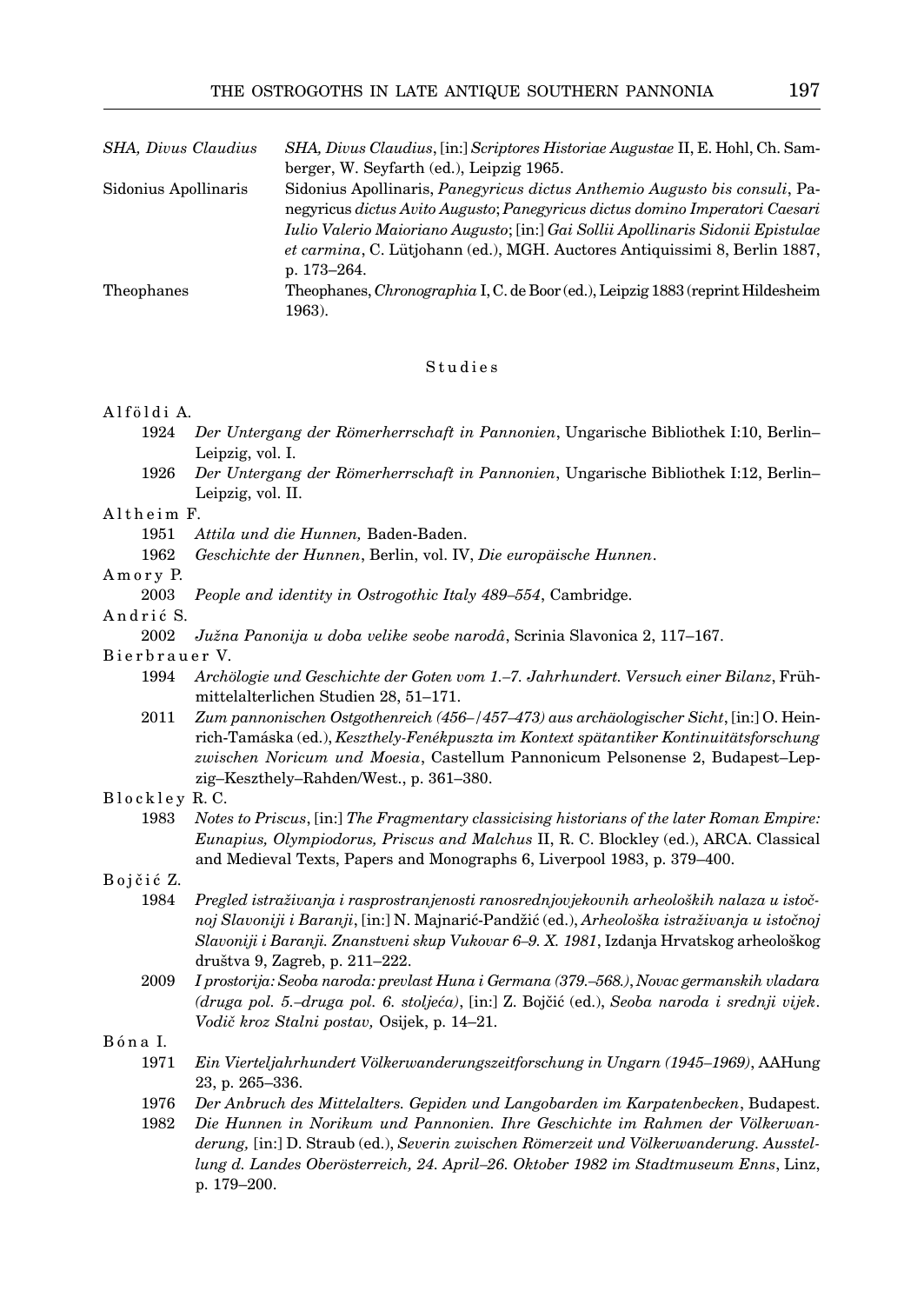| | |
|---|---|
| *SHA, Divus Claudius* | *SHA, Divus Claudius*, [in:] *Scriptores Historiae Augustae* II, E. Hohl, Ch. Samberger, W. Seyfarth (ed.), Leipzig 1965. |
| Sidonius Apollinaris | Sidonius Apollinaris, *Panegyricus dictus Anthemio Augusto bis consuli*, Panegyricus *dictus Avito Augusto*; *Panegyricus dictus domino Imperatori Caesari Iulio Valerio Maioriano Augusto*; [in:] *Gai Sollii Apollinaris Sidonii Epistulae et carmina*, C. Lütjohann (ed.), MGH. Auctores Antiquissimi 8, Berlin 1887, p. 173–264. |
| Theophanes | Theophanes, *Chronographia* I, C. de Boor (ed.), Leipzig 1883 (reprint Hildesheim 1963). |

## Studies

Alföldi A.

1924 *Der Untergang der Römerherrschaft in Pannonien*, Ungarische Bibliothek I:10, Berlin–Leipzig, vol. I.

1926 *Der Untergang der Römerherrschaft in Pannonien*, Ungarische Bibliothek I:12, Berlin–Leipzig, vol. II.

Altheim F.

1951 *Attila und die Hunnen,* Baden-Baden.

1962 *Geschichte der Hunnen*, Berlin, vol. IV, *Die europäische Hunnen*.

Amory P.

2003 *People and identity in Ostrogothic Italy 489–554*, Cambridge.

Andrić S.

2002 *Južna Panonija u doba velike seobe narodâ*, Scrinia Slavonica 2, 117–167.

Bierbrauer V.

1994 *Archölogie und Geschichte der Goten vom 1.–7. Jahrhundert. Versuch einer Bilanz*, Frühmittelalterlichen Studien 28, 51–171.

2011 *Zum pannonischen Ostgothenreich (456–/457–473) aus archäologischer Sicht*, [in:] O. Heinrich-Tamáska (ed.), *Keszthely-Fenékpuszta im Kontext spätantiker Kontinuitätsforschung zwischen Noricum und Moesia*, Castellum Pannonicum Pelsonense 2, Budapest–Lepzig–Keszthely–Rahden/West., p. 361–380.

Blockley R. C.

1983 *Notes to Priscus*, [in:] *The Fragmentary classicising historians of the later Roman Empire: Eunapius, Olympiodorus, Priscus and Malchus* II, R. C. Blockley (ed.), ARCA. Classical and Medieval Texts, Papers and Monographs 6, Liverpool 1983, p. 379–400.

Bojčić Z.

1984 *Pregled istraživanja i rasprostranjenosti ranosrednjovjekovnih arheoloških nalaza u istočnoj Slavoniji i Baranji*, [in:] N. Majnarić-Pandžić (ed.), *Arheološka istraživanja u istočnoj Slavoniji i Baranji. Znanstveni skup Vukovar 6–9. X. 1981*, Izdanja Hrvatskog arheološkog društva 9, Zagreb, p. 211–222.

2009 *I prostorija: Seoba naroda: prevlast Huna i Germana (379.–568.)*, *Novac germanskih vladara (druga pol. 5.–druga pol. 6. stoljeća)*, [in:] Z. Bojčić (ed.), *Seoba naroda i srednji vijek. Vodič kroz Stalni postav,* Osijek, p. 14–21.

Bóna I.

1971 *Ein Vierteljahrhundert Völkerwanderungszeitforschung in Ungarn (1945–1969)*, AAHung 23, p. 265–336.

1976 *Der Anbruch des Mittelalters. Gepiden und Langobarden im Karpatenbecken*, Budapest.

1982 *Die Hunnen in Norikum und Pannonien. Ihre Geschichte im Rahmen der Völkerwanderung,* [in:] D. Straub (ed.), *Severin zwischen Römerzeit und Völkerwanderung. Ausstellung d. Landes Oberösterreich, 24. April–26. Oktober 1982 im Stadtmuseum Enns*, Linz, p. 179–200.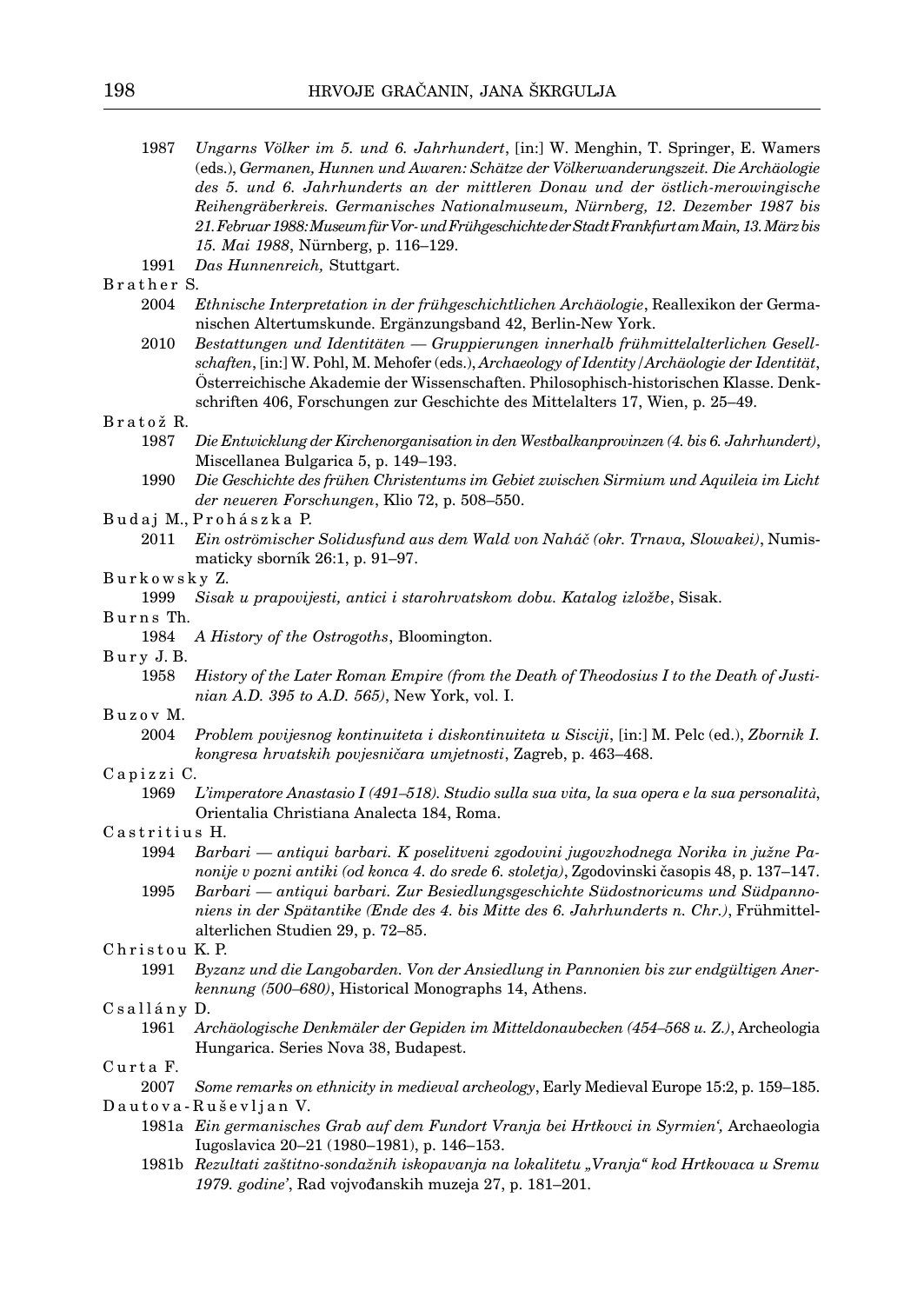1987 *Ungarns Völker im 5. und 6. Jahrhundert*, [in:] W. Menghin, T. Springer, E. Wamers (eds.), *Germanen, Hunnen und Awaren: Schätze der Völkerwanderungszeit. Die Archäologie des 5. und 6. Jahrhunderts an der mittleren Donau und der östlich-merowingische Reihengräberkreis. Germanisches Nationalmuseum, Nürnberg, 12. Dezember 1987 bis 21. Februar 1988: Museum für Vor- und Frühgeschichte der Stadt Frankfurt am Main, 13. März bis 15. Mai 1988*, Nürnberg, p. 116–129.

1991 *Das Hunnenreich,* Stuttgart.

Brather S.

2004 *Ethnische Interpretation in der frühgeschichtlichen Archäologie*, Reallexikon der Germanischen Altertumskunde. Ergänzungsband 42, Berlin-New York.

2010 *Bestattungen und Identitäten — Gruppierungen innerhalb frühmittelalterlichen Gesellschaften*, [in:] W. Pohl, M. Mehofer (eds.), *Archaeology of Identity / Archäologie der Identität*, Österreichische Akademie der Wissenschaften. Philosophisch-historischen Klasse. Denkschriften 406, Forschungen zur Geschichte des Mittelalters 17, Wien, p. 25–49.

Bratož R.

1987 *Die Entwicklung der Kirchenorganisation in den Westbalkanprovinzen (4. bis 6. Jahrhundert)*, Miscellanea Bulgarica 5, p. 149–193.

1990 *Die Geschichte des frühen Christentums im Gebiet zwischen Sirmium und Aquileia im Licht der neueren Forschungen*, Klio 72, p. 508–550.

Budaj M., Prohászka P.

2011 *Ein oströmischer Solidusfund aus dem Wald von Naháč (okr. Trnava, Slowakei)*, Numismaticky sborník 26:1, p. 91–97.

Burkowsky Z.

1999 *Sisak u prapovijesti, antici i starohrvatskom dobu. Katalog izložbe*, Sisak.

Burns Th.

1984 *A History of the Ostrogoths*, Bloomington.

Bury J. B.

1958 *History of the Later Roman Empire (from the Death of Theodosius I to the Death of Justinian A.D. 395 to A.D. 565)*, New York, vol. I.

Buzov M.

2004 *Problem povijesnog kontinuiteta i diskontinuiteta u Sisciji*, [in:] M. Pelc (ed.), *Zbornik I. kongresa hrvatskih povjesničara umjetnosti*, Zagreb, p. 463–468.

Capizzi C.

1969 *L'imperatore Anastasio I (491–518). Studio sulla sua vita, la sua opera e la sua personalità*, Orientalia Christiana Analecta 184, Roma.

Castritius H.

1994 *Barbari — antiqui barbari. K poselitveni zgodovini jugovzhodnega Norika in južne Panonije v pozni antiki (od konca 4. do srede 6. stoletja)*, Zgodovinski časopis 48, p. 137–147.

1995 *Barbari — antiqui barbari. Zur Besiedlungsgeschichte Südostnoricums und Südpannoniens in der Spätantike (Ende des 4. bis Mitte des 6. Jahrhunderts n. Chr.)*, Frühmittelalterlichen Studien 29, p. 72–85.

Christou K. P.

1991 *Byzanz und die Langobarden. Von der Ansiedlung in Pannonien bis zur endgültigen Anerkennung (500–680)*, Historical Monographs 14, Athens.

Csallány D.

1961 *Archäologische Denkmäler der Gepiden im Mitteldonaubecken (454–568 u. Z.)*, Archeologia Hungarica. Series Nova 38, Budapest.

Curta F.

2007 *Some remarks on ethnicity in medieval archeology*, Early Medieval Europe 15:2, p. 159–185.

Dautova-Ruševljan V.

1981a *Ein germanisches Grab auf dem Fundort Vranja bei Hrtkovci in Syrmien',* Archaeologia Iugoslavica 20–21 (1980–1981), p. 146–153.

1981b *Rezultati zaštitno-sondažnih iskopavanja na lokalitetu „Vranja" kod Hrtkovaca u Sremu 1979. godine'*, Rad vojvođanskih muzeja 27, p. 181–201.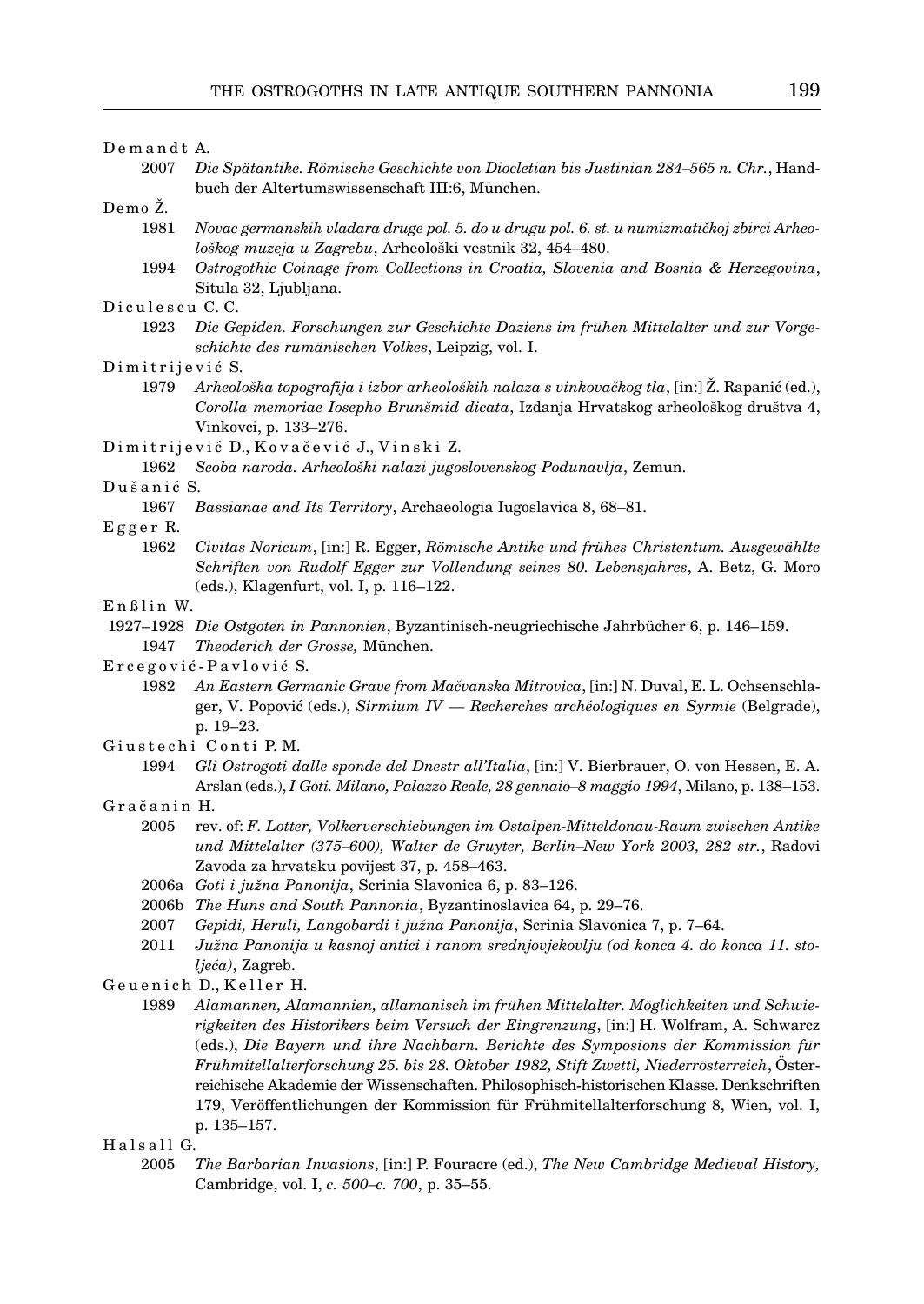Demandt A.

2007 *Die Spätantike. Römische Geschichte von Diocletian bis Justinian 284–565 n. Chr.*, Handbuch der Altertumswissenschaft III:6, München.

Demo Ž.

1981 *Novac germanskih vladara druge pol. 5. do u drugu pol. 6. st. u numizmatičkoj zbirci Arheološkog muzeja u Zagrebu*, Arheološki vestnik 32, 454–480.

1994 *Ostrogothic Coinage from Collections in Croatia, Slovenia and Bosnia & Herzegovina*, Situla 32, Ljubljana.

Diculescu C. C.

1923 *Die Gepiden. Forschungen zur Geschichte Daziens im frühen Mittelalter und zur Vorgeschichte des rumänischen Volkes*, Leipzig, vol. I.

Dimitrijević S.

1979 *Arheološka topografija i izbor arheoloških nalaza s vinkovačkog tla*, [in:] Ž. Rapanić (ed.), *Corolla memoriae Iosepho Brunšmid dicata*, Izdanja Hrvatskog arheološkog društva 4, Vinkovci, p. 133–276.

Dimitrijević D., Kovačević J., Vinski Z.

1962 *Seoba naroda. Arheološki nalazi jugoslovenskog Podunavlja*, Zemun.

Dušanić S.

1967 *Bassianae and Its Territory*, Archaeologia Iugoslavica 8, 68–81.

Egger R.

1962 *Civitas Noricum*, [in:] R. Egger, *Römische Antike und frühes Christentum. Ausgewählte Schriften von Rudolf Egger zur Vollendung seines 80. Lebensjahres*, A. Betz, G. Moro (eds.), Klagenfurt, vol. I, p. 116–122.

Enßlin W.

1927–1928 *Die Ostgoten in Pannonien*, Byzantinisch-neugriechische Jahrbücher 6, p. 146–159.

1947 *Theoderich der Grosse,* München.

Ercegović-Pavlović S.

1982 *An Eastern Germanic Grave from Mačvanska Mitrovica*, [in:] N. Duval, E. L. Ochsenschlager, V. Popović (eds.), *Sirmium IV — Recherches archéologiques en Syrmie* (Belgrade), p. 19–23.

Giustechi Conti P. M.

1994 *Gli Ostrogoti dalle sponde del Dnestr all'Italia*, [in:] V. Bierbrauer, O. von Hessen, E. A. Arslan (eds.), *I Goti. Milano, Palazzo Reale, 28 gennaio–8 maggio 1994*, Milano, p. 138–153.

Gračanin H.

2005 rev. of: *F. Lotter, Völkerverschiebungen im Ostalpen-Mitteldonau-Raum zwischen Antike und Mittelalter (375–600), Walter de Gruyter, Berlin–New York 2003, 282 str.*, Radovi Zavoda za hrvatsku povijest 37, p. 458–463.

2006a *Goti i južna Panonija*, Scrinia Slavonica 6, p. 83–126.

2006b *The Huns and South Pannonia*, Byzantinoslavica 64, p. 29–76.

2007 *Gepidi, Heruli, Langobardi i južna Panonija*, Scrinia Slavonica 7, p. 7–64.

2011 *Južna Panonija u kasnoj antici i ranom srednjovjekovlju (od konca 4. do konca 11. stoljeća)*, Zagreb.

Geuenich D., Keller H.

1989 *Alamannen, Alamannien, allamanisch im frühen Mittelalter. Möglichkeiten und Schwierigkeiten des Historikers beim Versuch der Eingrenzung*, [in:] H. Wolfram, A. Schwarcz (eds.), *Die Bayern und ihre Nachbarn. Berichte des Symposions der Kommission für Frühmittelalterforschung 25. bis 28. Oktober 1982, Stift Zwettl, Niederrösterreich*, Österreichische Akademie der Wissenschaften. Philosophisch-historischen Klasse. Denkschriften 179, Veröffentlichungen der Kommission für Frühmitellalterforschung 8, Wien, vol. I, p. 135–157.

Halsall G.

2005 *The Barbarian Invasions*, [in:] P. Fouracre (ed.), *The New Cambridge Medieval History,* Cambridge, vol. I, *c. 500–c. 700*, p. 35–55.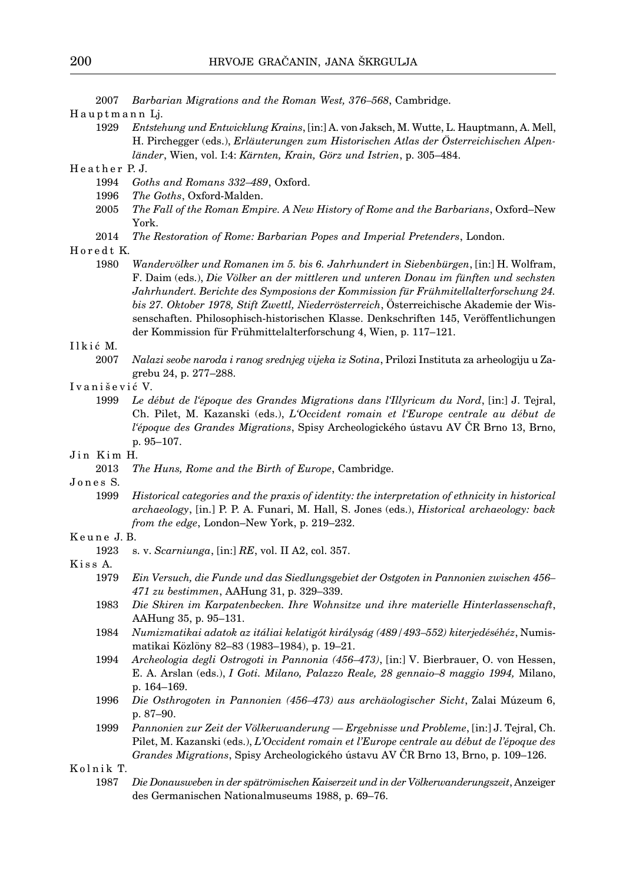2007 *Barbarian Migrations and the Roman West, 376–568*, Cambridge.

Hauptmann Lj.

1929 *Entstehung und Entwicklung Krains*, [in:] A. von Jaksch, M. Wutte, L. Hauptmann, A. Mell, H. Pirchegger (eds.), *Erläuterungen zum Historischen Atlas der Österreichischen Alpenländer*, Wien, vol. I:4: *Kärnten, Krain, Görz und Istrien*, p. 305–484.

Heather P. J.

1994 *Goths and Romans 332–489*, Oxford.

1996 *The Goths*, Oxford-Malden.

2005 *The Fall of the Roman Empire. A New History of Rome and the Barbarians*, Oxford–New York.

2014 *The Restoration of Rome: Barbarian Popes and Imperial Pretenders*, London.

Horedt K.

1980 *Wandervölker und Romanen im 5. bis 6. Jahrhundert in Siebenbürgen*, [in:] H. Wolfram, F. Daim (eds.), *Die Völker an der mittleren und unteren Donau im fünften und sechsten Jahrhundert. Berichte des Symposions der Kommission für Frühmitellalterforschung 24. bis 27. Oktober 1978, Stift Zwettl, Niederrösterreich*, Österreichische Akademie der Wissenschaften. Philosophisch-historischen Klasse. Denkschriften 145, Veröffentlichungen der Kommission für Frühmittelalterforschung 4, Wien, p. 117–121.

Ilkić M.

2007 *Nalazi seobe naroda i ranog srednjeg vijeka iz Sotina*, Prilozi Instituta za arheologiju u Zagrebu 24, p. 277–288.

Ivanišević V.

1999 *Le début de l'époque des Grandes Migrations dans l'Illyricum du Nord*, [in:] J. Tejral, Ch. Pilet, M. Kazanski (eds.), *L'Occident romain et l'Europe centrale au début de l'époque des Grandes Migrations*, Spisy Archeologického ústavu AV ČR Brno 13, Brno, p. 95–107.

Jin Kim H.

2013 *The Huns, Rome and the Birth of Europe*, Cambridge.

Jones S.

1999 *Historical categories and the praxis of identity: the interpretation of ethnicity in historical archaeology*, [in.] P. P. A. Funari, M. Hall, S. Jones (eds.), *Historical archaeology: back from the edge*, London–New York, p. 219–232.

Keune J. B.

1923 s. v. *Scarniunga*, [in:] *RE*, vol. II A2, col. 357.

Kiss A.

1979 *Ein Versuch, die Funde und das Siedlungsgebiet der Ostgoten in Pannonien zwischen 456–471 zu bestimmen*, AAHung 31, p. 329–339.

1983 *Die Skiren im Karpatenbecken. Ihre Wohnsitze und ihre materielle Hinterlassenschaft*, AAHung 35, p. 95–131.

1984 *Numizmatikai adatok az itáliai kelatigót királyság (489/493–552) kiterjedéséhez*, Numismatikai Közlöny 82–83 (1983–1984), p. 19–21.

1994 *Archeologia degli Ostrogoti in Pannonia (456–473)*, [in:] V. Bierbrauer, O. von Hessen, E. A. Arslan (eds.), *I Goti. Milano, Palazzo Reale, 28 gennaio–8 maggio 1994,* Milano, p. 164–169.

1996 *Die Osthrogoten in Pannonien (456–473) aus archäologischer Sicht*, Zalai Múzeum 6, p. 87–90.

1999 *Pannonien zur Zeit der Völkerwanderung — Ergebnisse und Probleme*, [in:] J. Tejral, Ch. Pilet, M. Kazanski (eds.), *L'Occident romain et l'Europe centrale au début de l'époque des Grandes Migrations*, Spisy Archeologického ústavu AV ČR Brno 13, Brno, p. 109–126.

Kolnik T.

1987 *Die Donausweben in der spätrömischen Kaiserzeit und in der Völkerwanderungszeit*, Anzeiger des Germanischen Nationalmuseums 1988, p. 69–76.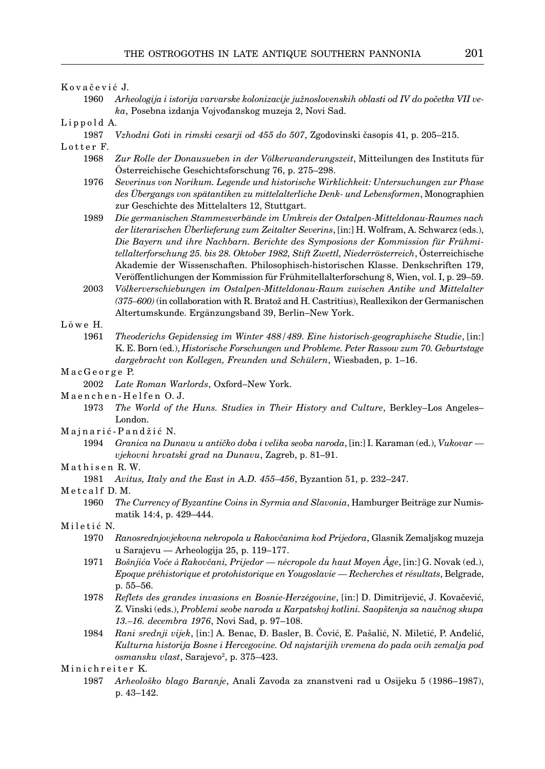Kovačević J.

1960 *Arheologija i istorija varvarske kolonizacije južnoslovenskih oblasti od IV do početka VII veka*, Posebna izdanja Vojvođanskog muzeja 2, Novi Sad.

Lippold A.

1987 *Vzhodni Goti in rimski cesarji od 455 do 507*, Zgodovinski časopis 41, p. 205–215.

Lotter F.

1968 *Zur Rolle der Donausueben in der Völkerwanderungszeit*, Mitteilungen des Instituts für Österreichische Geschichtsforschung 76, p. 275–298.

1976 *Severinus von Norikum. Legende und historische Wirklichkeit: Untersuchungen zur Phase des Übergangs von spätantiken zu mittelalterliche Denk- und Lebensformen*, Monographien zur Geschichte des Mittelalters 12, Stuttgart.

1989 *Die germanischen Stammesverbände im Umkreis der Ostalpen-Mitteldonau-Raumes nach der literarischen Überlieferung zum Zeitalter Severins*, [in:] H. Wolfram, A. Schwarcz (eds.), *Die Bayern und ihre Nachbarn. Berichte des Symposions der Kommission für Frühmittelalterforschung 25. bis 28. Oktober 1982, Stift Zwettl, Niederrösterreich*, Österreichische Akademie der Wissenschaften. Philosophisch-historischen Klasse. Denkschriften 179, Veröffentlichungen der Kommission für Frühmittelalterforschung 8, Wien, vol. I, p. 29–59.

2003 *Völkerverschiebungen im Ostalpen-Mitteldonau-Raum zwischen Antike und Mittelalter (375–600)* (in collaboration with R. Bratož and H. Castritius), Reallexikon der Germanischen Altertumskunde. Ergänzungsband 39, Berlin–New York.

Löwe H.

1961 *Theoderichs Gepidensieg im Winter 488/489. Eine historisch-geographische Studie*, [in:] K. E. Born (ed.), *Historische Forschungen und Probleme. Peter Rassow zum 70. Geburtstage dargebracht von Kollegen, Freunden und Schülern*, Wiesbaden, p. 1–16.

MacGeorge P.

2002 *Late Roman Warlords*, Oxford–New York.

Maenchen-Helfen O. J.

1973 *The World of the Huns. Studies in Their History and Culture*, Berkley–Los Angeles–London.

Majnarić-Pandžić N.

1994 *Granica na Dunavu u antičko doba i velika seoba naroda*, [in:] I. Karaman (ed.), *Vukovar — vjekovni hrvatski grad na Dunavu*, Zagreb, p. 81–91.

Mathisen R. W.

1981 *Avitus, Italy and the East in A.D. 455–456*, Byzantion 51, p. 232–247.

Metcalf D. M.

1960 *The Currency of Byzantine Coins in Syrmia and Slavonia*, Hamburger Beiträge zur Numismatik 14:4, p. 429–444.

Miletić N.

1970 *Ranosrednjovjekovna nekropola u Rakovčanima kod Prijedora*, Glasnik Zemaljskog muzeja u Sarajevu — Arheologija 25, p. 119–177.

1971 *Bošnjića Voće à Rakovčani, Prijedor — nécropole du haut Moyen Âge*, [in:] G. Novak (ed.), *Epoque préhistorique et protohistorique en Yougoslavie — Recherches et résultats*, Belgrade, p. 55–56.

1978 *Reflets des grandes invasions en Bosnie-Herzégovine*, [in:] D. Dimitrijević, J. Kovačević, Z. Vinski (eds.), *Problemi seobe naroda u Karpatskoj kotlini. Saopštenja sa naučnog skupa 13.–16. decembra 1976*, Novi Sad, p. 97–108.

1984 *Rani srednji vijek*, [in:] A. Benac, Đ. Basler, B. Čović, E. Pašalić, N. Miletić, P. Anđelić, *Kulturna historija Bosne i Hercegovine. Od najstarijih vremena do pada ovih zemalja pod osmansku vlast*, Sarajevo[2], p. 375–423.

Minichreiter K.

1987 *Arheološko blago Baranje*, Anali Zavoda za znanstveni rad u Osijeku 5 (1986–1987), p. 43–142.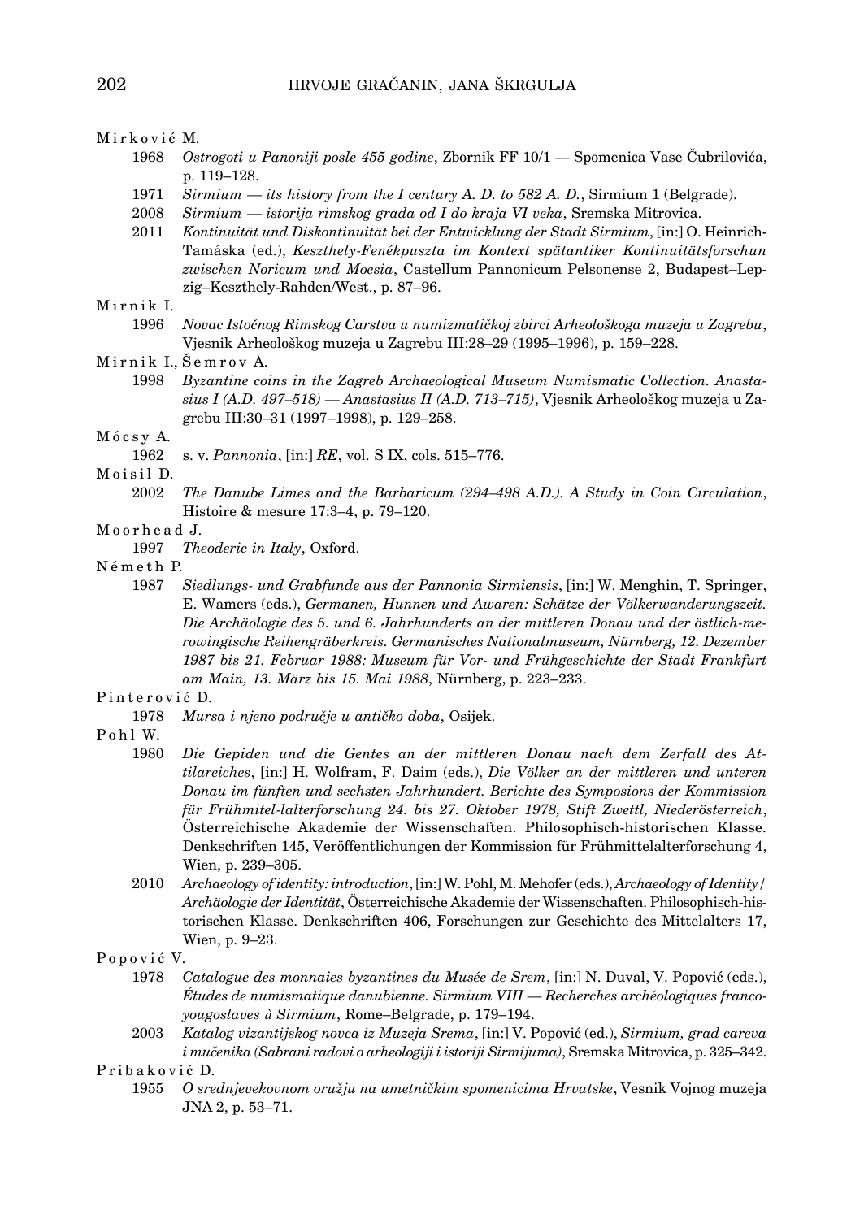Mirković M.

1968 *Ostrogoti u Panoniji posle 455 godine*, Zbornik FF 10/1 — Spomenica Vase Čubrilovića, p. 119–128.

1971 *Sirmium — its history from the I century A. D. to 582 A. D.*, Sirmium 1 (Belgrade).

2008 *Sirmium — istorija rimskog grada od I do kraja VI veka*, Sremska Mitrovica.

2011 *Kontinuität und Diskontinuität bei der Entwicklung der Stadt Sirmium*, [in:] O. Heinrich-Tamáska (ed.), *Keszthely-Fenékpuszta im Kontext spätantiker Kontinuitätsforschun zwischen Noricum und Moesia*, Castellum Pannonicum Pelsonense 2, Budapest–Lepzig–Keszthely-Rahden/West., p. 87–96.

Mirnik I.

1996 *Novac Istočnog Rimskog Carstva u numizmatičkoj zbirci Arheološkoga muzeja u Zagrebu*, Vjesnik Arheološkog muzeja u Zagrebu III:28–29 (1995–1996), p. 159–228.

Mirnik I., Šemrov A.

1998 *Byzantine coins in the Zagreb Archaeological Museum Numismatic Collection. Anastasius I (A.D. 497–518) — Anastasius II (A.D. 713–715)*, Vjesnik Arheološkog muzeja u Zagrebu III:30–31 (1997–1998), p. 129–258.

Mócsy A.

1962 s. v. *Pannonia*, [in:] *RE*, vol. S IX, cols. 515–776.

Moisil D.

2002 *The Danube Limes and the Barbaricum (294–498 A.D.). A Study in Coin Circulation*, Histoire & mesure 17:3–4, p. 79–120.

Moorhead J.

1997 *Theoderic in Italy*, Oxford.

Németh P.

1987 *Siedlungs- und Grabfunde aus der Pannonia Sirmiensis*, [in:] W. Menghin, T. Springer, E. Wamers (eds.), *Germanen, Hunnen und Awaren: Schätze der Völkerwanderungszeit. Die Archäologie des 5. und 6. Jahrhunderts an der mittleren Donau und der östlich-merowingische Reihengräberkreis. Germanisches Nationalmuseum, Nürnberg, 12. Dezember 1987 bis 21. Februar 1988: Museum für Vor- und Frühgeschichte der Stadt Frankfurt am Main, 13. März bis 15. Mai 1988*, Nürnberg, p. 223–233.

Pinterović D.

1978 *Mursa i njeno područje u antičko doba*, Osijek.

Pohl W.

1980 *Die Gepiden und die Gentes an der mittleren Donau nach dem Zerfall des Attilareiches*, [in:] H. Wolfram, F. Daim (eds.), *Die Völker an der mittleren und unteren Donau im fünften und sechsten Jahrhundert. Berichte des Symposions der Kommission für Frühmitel-lalterforschung 24. bis 27. Oktober 1978, Stift Zwettl, Niederösterreich*, Österreichische Akademie der Wissenschaften. Philosophisch-historischen Klasse. Denkschriften 145, Veröffentlichungen der Kommission für Frühmittelalterforschung 4, Wien, p. 239–305.

2010 *Archaeology of identity: introduction*, [in:] W. Pohl, M. Mehofer (eds.), *Archaeology of Identity / Archäologie der Identität*, Österreichische Akademie der Wissenschaften. Philosophisch-historischen Klasse. Denkschriften 406, Forschungen zur Geschichte des Mittelalters 17, Wien, p. 9–23.

Popović V.

1978 *Catalogue des monnaies byzantines du Musée de Srem*, [in:] N. Duval, V. Popović (eds.), *Études de numismatique danubienne. Sirmium VIII — Recherches archéologiques franco-yougoslaves à Sirmium*, Rome–Belgrade, p. 179–194.

2003 *Katalog vizantijskog novca iz Muzeja Srema*, [in:] V. Popović (ed.), *Sirmium, grad careva i mučenika (Sabrani radovi o arheologiji i istoriji Sirmijuma)*, Sremska Mitrovica, p. 325–342.

Pribaković D.

1955 *O srednjevekovnom oružju na umetničkim spomenicima Hrvatske*, Vesnik Vojnog muzeja JNA 2, p. 53–71.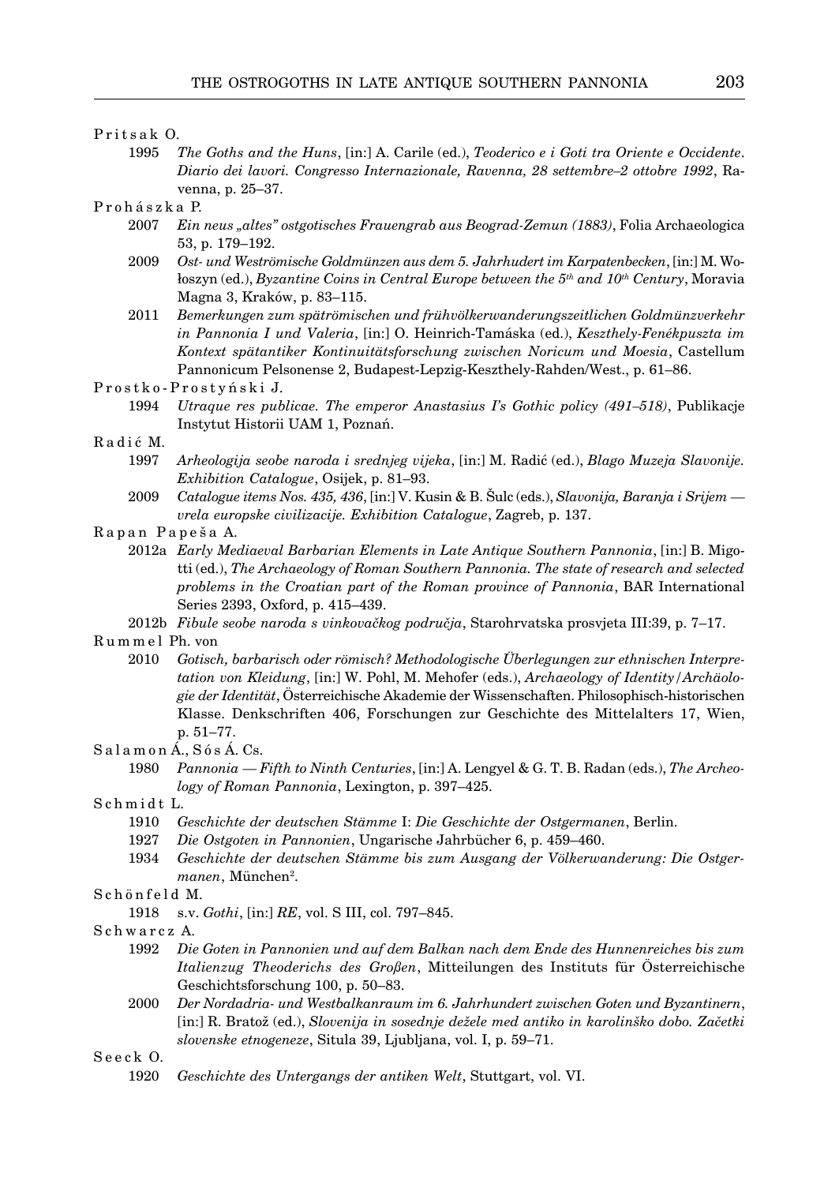Pritsak O.

1995 *The Goths and the Huns*, [in:] A. Carile (ed.), *Teoderico e i Goti tra Oriente e Occidente. Diario dei lavori. Congresso Internazionale, Ravenna, 28 settembre–2 ottobre 1992*, Ravenna, p. 25–37.

Prohászka P.

2007 *Ein neus „altes" ostgotisches Frauengrab aus Beograd-Zemun (1883)*, Folia Archaeologica 53, p. 179–192.

2009 *Ost- und Weströmische Goldmünzen aus dem 5. Jahrhudert im Karpatenbecken*, [in:] M. Wołoszyn (ed.), *Byzantine Coins in Central Europe between the 5th and 10th Century*, Moravia Magna 3, Kraków, p. 83–115.

2011 *Bemerkungen zum spätrömischen und frühvölkerwanderungszeitlichen Goldmünzverkehr in Pannonia I und Valeria*, [in:] O. Heinrich-Tamáska (ed.), *Keszthely-Fenékpuszta im Kontext spätantiker Kontinuitätsforschung zwischen Noricum und Moesia*, Castellum Pannonicum Pelsonense 2, Budapest-Lepzig-Keszthely-Rahden/West., p. 61–86.

Prostko-Prostyński J.

1994 *Utraque res publicae. The emperor Anastasius I's Gothic policy (491–518)*, Publikacje Instytut Historii UAM 1, Poznań.

Radić M.

1997 *Arheologija seobe naroda i srednjeg vijeka*, [in:] M. Radić (ed.), *Blago Muzeja Slavonije. Exhibition Catalogue*, Osijek, p. 81–93.

2009 *Catalogue items Nos. 435, 436*, [in:] V. Kusin & B. Šulc (eds.), *Slavonija, Baranja i Srijem — vrela europske civilizacije. Exhibition Catalogue*, Zagreb, p. 137.

Rapan Papeša A.

2012a *Early Mediaeval Barbarian Elements in Late Antique Southern Pannonia*, [in:] B. Migotti (ed.), *The Archaeology of Roman Southern Pannonia. The state of research and selected problems in the Croatian part of the Roman province of Pannonia*, BAR International Series 2393, Oxford, p. 415–439.

2012b *Fibule seobe naroda s vinkovačkog područja*, Starohrvatska prosvjeta III:39, p. 7–17.

Rummel Ph. von

2010 *Gotisch, barbarisch oder römisch? Methodologische Überlegungen zur ethnischen Interpretation von Kleidung*, [in:] W. Pohl, M. Mehofer (eds.), *Archaeology of Identity / Archäologie der Identität*, Österreichische Akademie der Wissenschaften. Philosophisch-historischen Klasse. Denkschriften 406, Forschungen zur Geschichte des Mittelalters 17, Wien, p. 51–77.

Salamon Á., Sós Á. Cs.

1980 *Pannonia — Fifth to Ninth Centuries*, [in:] A. Lengyel & G. T. B. Radan (eds.), *The Archeology of Roman Pannonia*, Lexington, p. 397–425.

Schmidt L.

1910 *Geschichte der deutschen Stämme* I: *Die Geschichte der Ostgermanen*, Berlin.

1927 *Die Ostgoten in Pannonien*, Ungarische Jahrbücher 6, p. 459–460.

1934 *Geschichte der deutschen Stämme bis zum Ausgang der Völkerwanderung: Die Ostgermanen*, München².

Schönfeld M.

1918 s.v. *Gothi*, [in:] *RE*, vol. S III, col. 797–845.

Schwarcz A.

1992 *Die Goten in Pannonien und auf dem Balkan nach dem Ende des Hunnenreiches bis zum Italienzug Theoderichs des Großen*, Mitteilungen des Instituts für Österreichische Geschichtsforschung 100, p. 50–83.

2000 *Der Nordadria- und Westbalkanraum im 6. Jahrhundert zwischen Goten und Byzantinern*, [in:] R. Bratož (ed.), *Slovenija in sosednje dežele med antiko in karolinško dobo. Začetki slovenske etnogeneze*, Situla 39, Ljubljana, vol. I, p. 59–71.

Seeck O.

1920 *Geschichte des Untergangs der antiken Welt*, Stuttgart, vol. VI.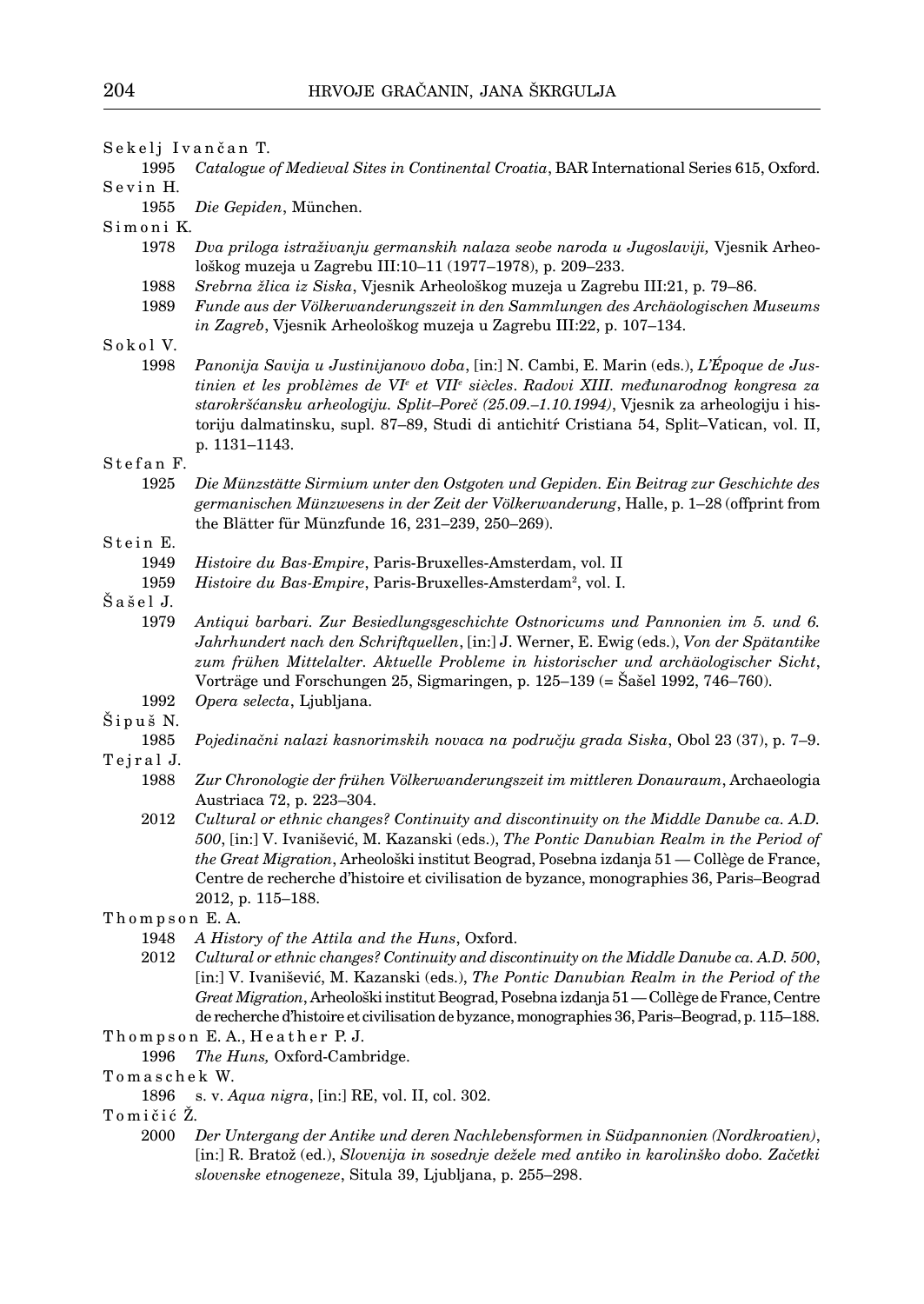Sekelj Ivančan T.

1995 *Catalogue of Medieval Sites in Continental Croatia*, BAR International Series 615, Oxford.

Sevin H.

1955 *Die Gepiden*, München.

Simoni K.

1978 *Dva priloga istraživanju germanskih nalaza seobe naroda u Jugoslaviji,* Vjesnik Arheološkog muzeja u Zagrebu III:10–11 (1977–1978), p. 209–233.

1988 *Srebrna žlica iz Siska*, Vjesnik Arheološkog muzeja u Zagrebu III:21, p. 79–86.

1989 *Funde aus der Völkerwanderungszeit in den Sammlungen des Archäologischen Museums in Zagreb*, Vjesnik Arheološkog muzeja u Zagrebu III:22, p. 107–134.

Sokol V.

1998 *Panonija Savija u Justinijanovo doba*, [in:] N. Cambi, E. Marin (eds.), *L'Époque de Justinien et les problèmes de VI^e et VII^e siècles. Radovi XIII. međunarodnog kongresa za starokršćansku arheologiju. Split–Poreč (25.09.–1.10.1994)*, Vjesnik za arheologiju i historiju dalmatinsku, supl. 87–89, Studi di antichitŕ Cristiana 54, Split–Vatican, vol. II, p. 1131–1143.

Stefan F.

1925 *Die Münzstätte Sirmium unter den Ostgoten und Gepiden. Ein Beitrag zur Geschichte des germanischen Münzwesens in der Zeit der Völkerwanderung*, Halle, p. 1–28 (offprint from the Blätter für Münzfunde 16, 231–239, 250–269).

Stein E.

1949 *Histoire du Bas-Empire*, Paris-Bruxelles-Amsterdam, vol. II

1959 *Histoire du Bas-Empire*, Paris-Bruxelles-Amsterdam², vol. I.

Šašel J.

1979 *Antiqui barbari. Zur Besiedlungsgeschichte Ostnoricums und Pannonien im 5. und 6. Jahrhundert nach den Schriftquellen*, [in:] J. Werner, E. Ewig (eds.), *Von der Spätantike zum frühen Mittelalter. Aktuelle Probleme in historischer und archäologischer Sicht*, Vorträge und Forschungen 25, Sigmaringen, p. 125–139 (= Šašel 1992, 746–760).

1992 *Opera selecta*, Ljubljana.

Šipuš N.

1985 *Pojedinačni nalazi kasnorimskih novaca na području grada Siska*, Obol 23 (37), p. 7–9.

Tejral J.

1988 *Zur Chronologie der frühen Völkerwanderungszeit im mittleren Donauraum*, Archaeologia Austriaca 72, p. 223–304.

2012 *Cultural or ethnic changes? Continuity and discontinuity on the Middle Danube ca. A.D. 500*, [in:] V. Ivanišević, M. Kazanski (eds.), *The Pontic Danubian Realm in the Period of the Great Migration*, Arheološki institut Beograd, Posebna izdanja 51 — Collège de France, Centre de recherche d'histoire et civilisation de byzance, monographies 36, Paris–Beograd 2012, p. 115–188.

Thompson E. A.

1948 *A History of the Attila and the Huns*, Oxford.

2012 *Cultural or ethnic changes? Continuity and discontinuity on the Middle Danube ca. A.D. 500*, [in:] V. Ivanišević, M. Kazanski (eds.), *The Pontic Danubian Realm in the Period of the Great Migration*, Arheološki institut Beograd, Posebna izdanja 51 — Collège de France, Centre de recherche d'histoire et civilisation de byzance, monographies 36, Paris–Beograd, p. 115–188.

Thompson E. A., Heather P. J.

1996 *The Huns,* Oxford-Cambridge.

Tomaschek W.

1896 s. v. *Aqua nigra*, [in:] RE, vol. II, col. 302.

Tomičić Ž.

2000 *Der Untergang der Antike und deren Nachlebensformen in Südpannonien (Nordkroatien)*, [in:] R. Bratož (ed.), *Slovenija in sosednje dežele med antiko in karolinško dobo. Začetki slovenske etnogeneze*, Situla 39, Ljubljana, p. 255–298.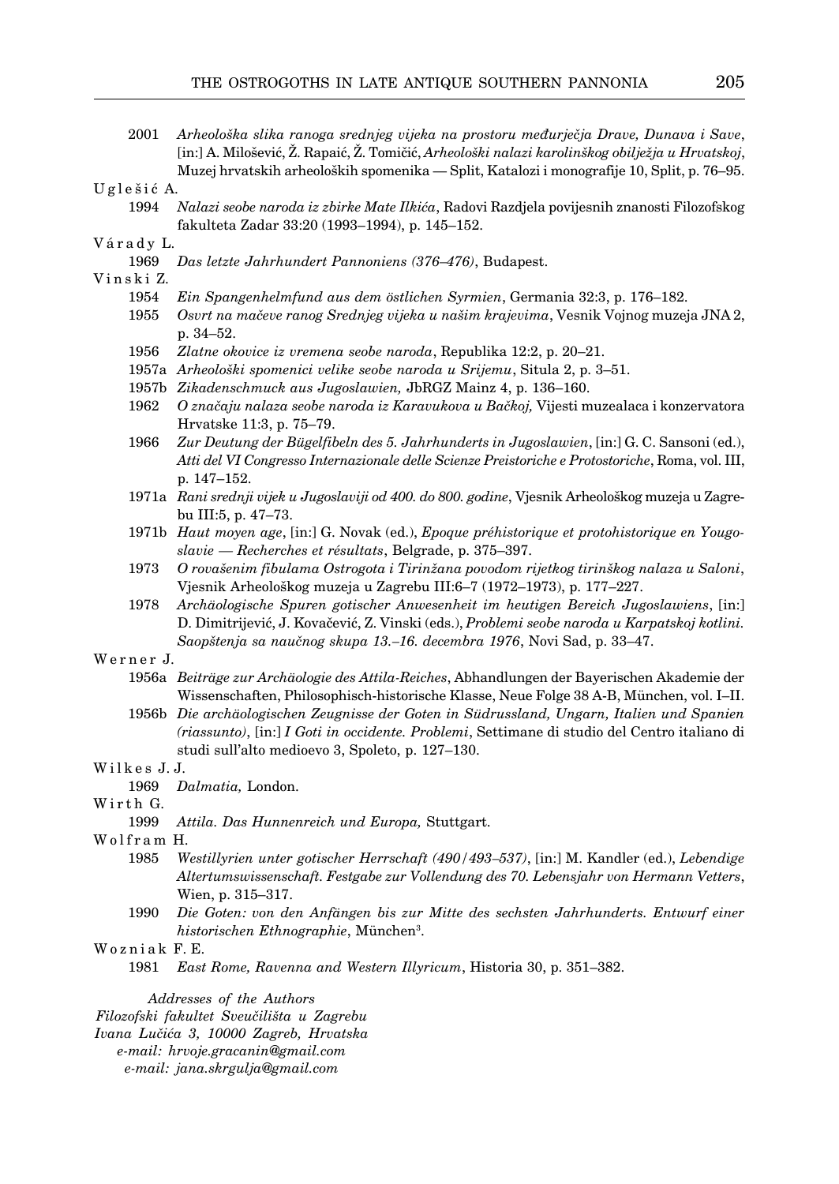2001 *Arheološka slika ranoga srednjeg vijeka na prostoru međurječja Drave, Dunava i Save*, [in:] A. Milošević, Ž. Rapaić, Ž. Tomičić, *Arheološki nalazi karolinškog obilježja u Hrvatskoj*, Muzej hrvatskih arheoloških spomenika — Split, Katalozi i monografije 10, Split, p. 76–95.

Uglešić A.

1994 *Nalazi seobe naroda iz zbirke Mate Ilkića*, Radovi Razdjela povijesnih znanosti Filozofskog fakulteta Zadar 33:20 (1993–1994), p. 145–152.

Várady L.

1969 *Das letzte Jahrhundert Pannoniens (376–476)*, Budapest.

Vinski Z.

1954 *Ein Spangenhelmfund aus dem östlichen Syrmien*, Germania 32:3, p. 176–182.

1955 *Osvrt na mačeve ranog Srednjeg vijeka u našim krajevima*, Vesnik Vojnog muzeja JNA 2, p. 34–52.

1956 *Zlatne okovice iz vremena seobe naroda*, Republika 12:2, p. 20–21.

1957a *Arheološki spomenici velike seobe naroda u Srijemu*, Situla 2, p. 3–51.

1957b *Zikadenschmuck aus Jugoslawien,* JbRGZ Mainz 4, p. 136–160.

1962 *O značaju nalaza seobe naroda iz Karavukova u Bačkoj,* Vijesti muzealaca i konzervatora Hrvatske 11:3, p. 75–79.

1966 *Zur Deutung der Bügelfibeln des 5. Jahrhunderts in Jugoslawien*, [in:] G. C. Sansoni (ed.), *Atti del VI Congresso Internazionale delle Scienze Preistoriche e Protostoriche*, Roma, vol. III, p. 147–152.

1971a *Rani srednji vijek u Jugoslaviji od 400. do 800. godine*, Vjesnik Arheološkog muzeja u Zagrebu III:5, p. 47–73.

1971b *Haut moyen age*, [in:] G. Novak (ed.), *Epoque préhistorique et protohistorique en Yougoslavie — Recherches et résultats*, Belgrade, p. 375–397.

1973 *O rovašenim fibulama Ostrogota i Tirinžana povodom rijetkog tirinškog nalaza u Saloni*, Vjesnik Arheološkog muzeja u Zagrebu III:6–7 (1972–1973), p. 177–227.

1978 *Archäologische Spuren gotischer Anwesenheit im heutigen Bereich Jugoslawiens*, [in:] D. Dimitrijević, J. Kovačević, Z. Vinski (eds.), *Problemi seobe naroda u Karpatskoj kotlini. Saopštenja sa naučnog skupa 13.–16. decembra 1976*, Novi Sad, p. 33–47.

Werner J.

1956a *Beiträge zur Archäologie des Attila-Reiches*, Abhandlungen der Bayerischen Akademie der Wissenschaften, Philosophisch-historische Klasse, Neue Folge 38 A-B, München, vol. I–II.

1956b *Die archäologischen Zeugnisse der Goten in Südrussland, Ungarn, Italien und Spanien (riassunto)*, [in:] *I Goti in occidente. Problemi*, Settimane di studio del Centro italiano di studi sull'alto medioevo 3, Spoleto, p. 127–130.

Wilkes J. J.

1969 *Dalmatia,* London.

Wirth G.

1999 *Attila. Das Hunnenreich und Europa,* Stuttgart.

Wolfram H.

1985 *Westillyrien unter gotischer Herrschaft (490/493–537)*, [in:] M. Kandler (ed.), *Lebendige Altertumswissenschaft. Festgabe zur Vollendung des 70. Lebensjahr von Hermann Vetters*, Wien, p. 315–317.

1990 *Die Goten: von den Anfängen bis zur Mitte des sechsten Jahrhunderts. Entwurf einer historischen Ethnographie*, München[3].

Wozniak F. E.

1981 *East Rome, Ravenna and Western Illyricum*, Historia 30, p. 351–382.

*Addresses of the Authors*
*Filozofski fakultet Sveučilišta u Zagrebu*
*Ivana Lučića 3, 10000 Zagreb, Hrvatska*
*e-mail: hrvoje.gracanin@gmail.com*
*e-mail: jana.skrgulja@gmail.com*